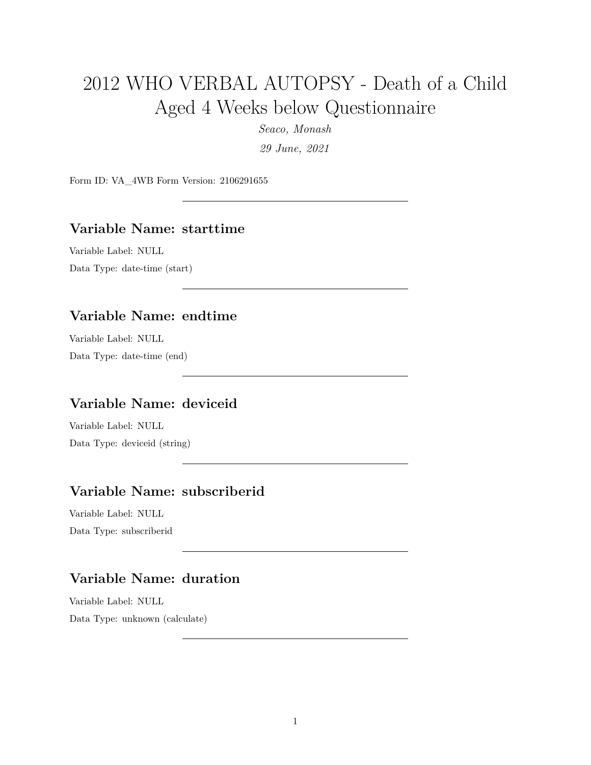# 2012 WHO VERBAL AUTOPSY - Death of a Child Aged 4 Weeks below Questionnaire

*Seaco, Monash*

*29 June, 2021*

Form ID: VA_4WB Form Version: 2106291655

---

## Variable Name: starttime

Variable Label: NULL

Data Type: date-time (start)

---

## Variable Name: endtime

Variable Label: NULL

Data Type: date-time (end)

---

## Variable Name: deviceid

Variable Label: NULL

Data Type: deviceid (string)

---

## Variable Name: subscriberid

Variable Label: NULL

Data Type: subscriberid

---

## Variable Name: duration

Variable Label: NULL

Data Type: unknown (calculate)

---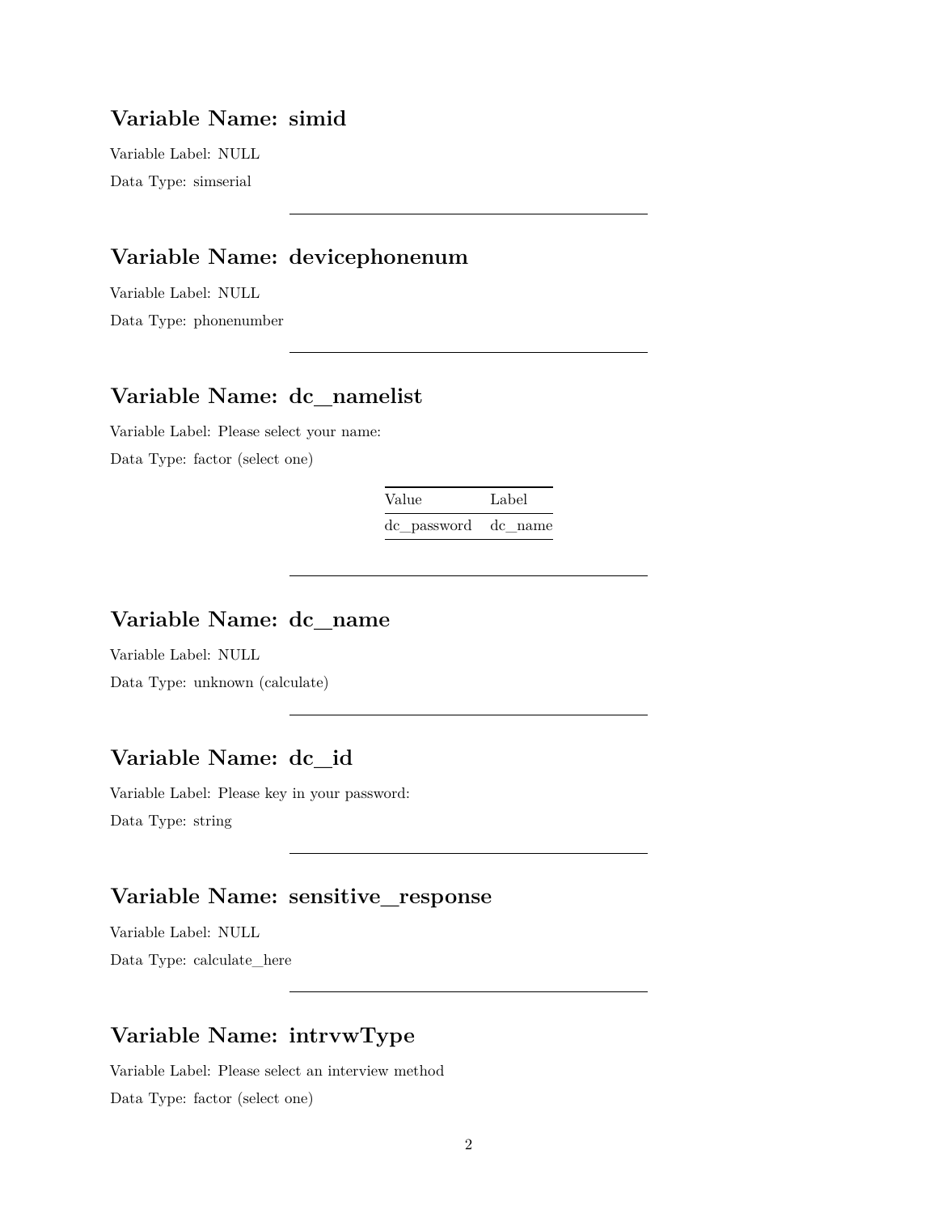## Variable Name: simid

Variable Label: NULL

Data Type: simserial

---

## Variable Name: devicephonenum

Variable Label: NULL

Data Type: phonenumber

---

## Variable Name: dc_namelist

Variable Label: Please select your name:

Data Type: factor (select one)

| Value | Label |
|---|---|
| dc_password | dc_name |

---

## Variable Name: dc_name

Variable Label: NULL

Data Type: unknown (calculate)

---

## Variable Name: dc_id

Variable Label: Please key in your password:

Data Type: string

---

## Variable Name: sensitive_response

Variable Label: NULL

Data Type: calculate_here

---

## Variable Name: intrvwType

Variable Label: Please select an interview method

Data Type: factor (select one)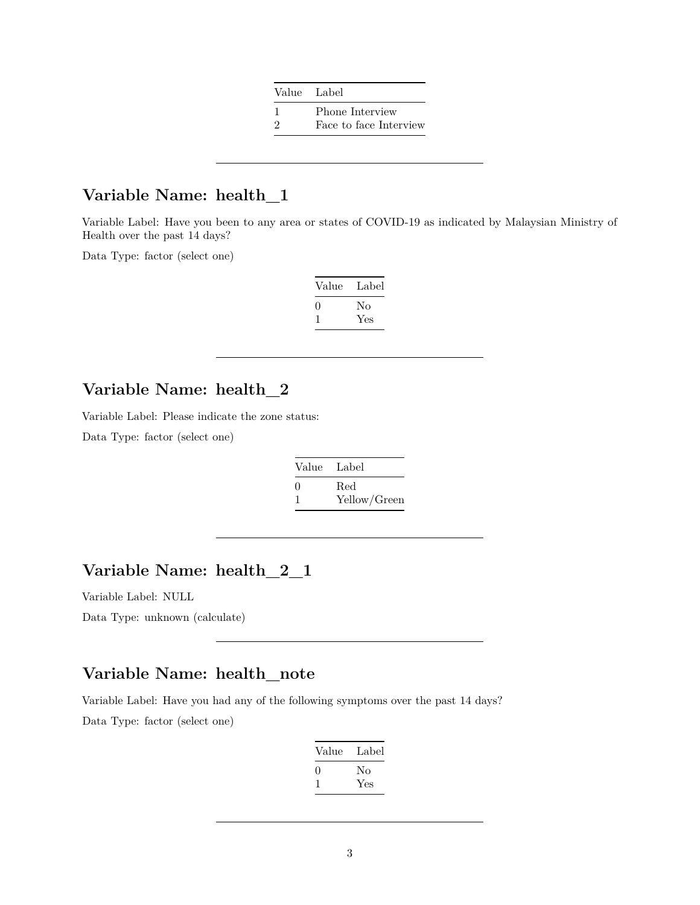| Value | Label |
|---|---|
| 1 | Phone Interview |
| 2 | Face to face Interview |

---

## Variable Name: health_1

Variable Label: Have you been to any area or states of COVID-19 as indicated by Malaysian Ministry of Health over the past 14 days?

Data Type: factor (select one)

| Value | Label |
|---|---|
| 0 | No |
| 1 | Yes |

---

## Variable Name: health_2

Variable Label: Please indicate the zone status:

Data Type: factor (select one)

| Value | Label |
|---|---|
| 0 | Red |
| 1 | Yellow/Green |

---

## Variable Name: health_2_1

Variable Label: NULL

Data Type: unknown (calculate)

---

## Variable Name: health_note

Variable Label: Have you had any of the following symptoms over the past 14 days?

Data Type: factor (select one)

| Value | Label |
|---|---|
| 0 | No |
| 1 | Yes |

---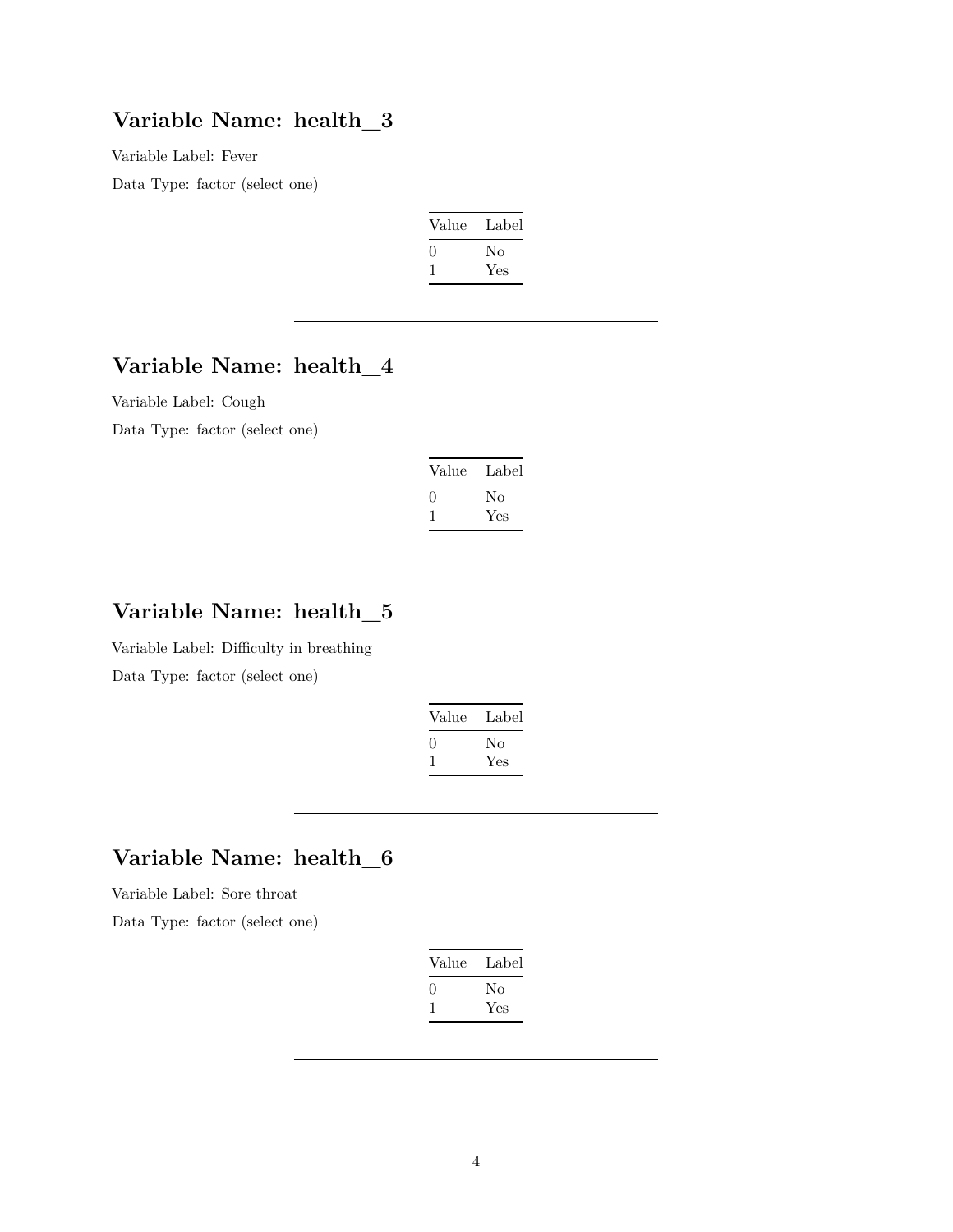## Variable Name: health_3

Variable Label: Fever

Data Type: factor (select one)

| Value | Label |
| --- | --- |
| 0 | No |
| 1 | Yes |

---

## Variable Name: health_4

Variable Label: Cough

Data Type: factor (select one)

| Value | Label |
| --- | --- |
| 0 | No |
| 1 | Yes |

---

## Variable Name: health_5

Variable Label: Difficulty in breathing

Data Type: factor (select one)

| Value | Label |
| --- | --- |
| 0 | No |
| 1 | Yes |

---

## Variable Name: health_6

Variable Label: Sore throat

Data Type: factor (select one)

| Value | Label |
| --- | --- |
| 0 | No |
| 1 | Yes |

---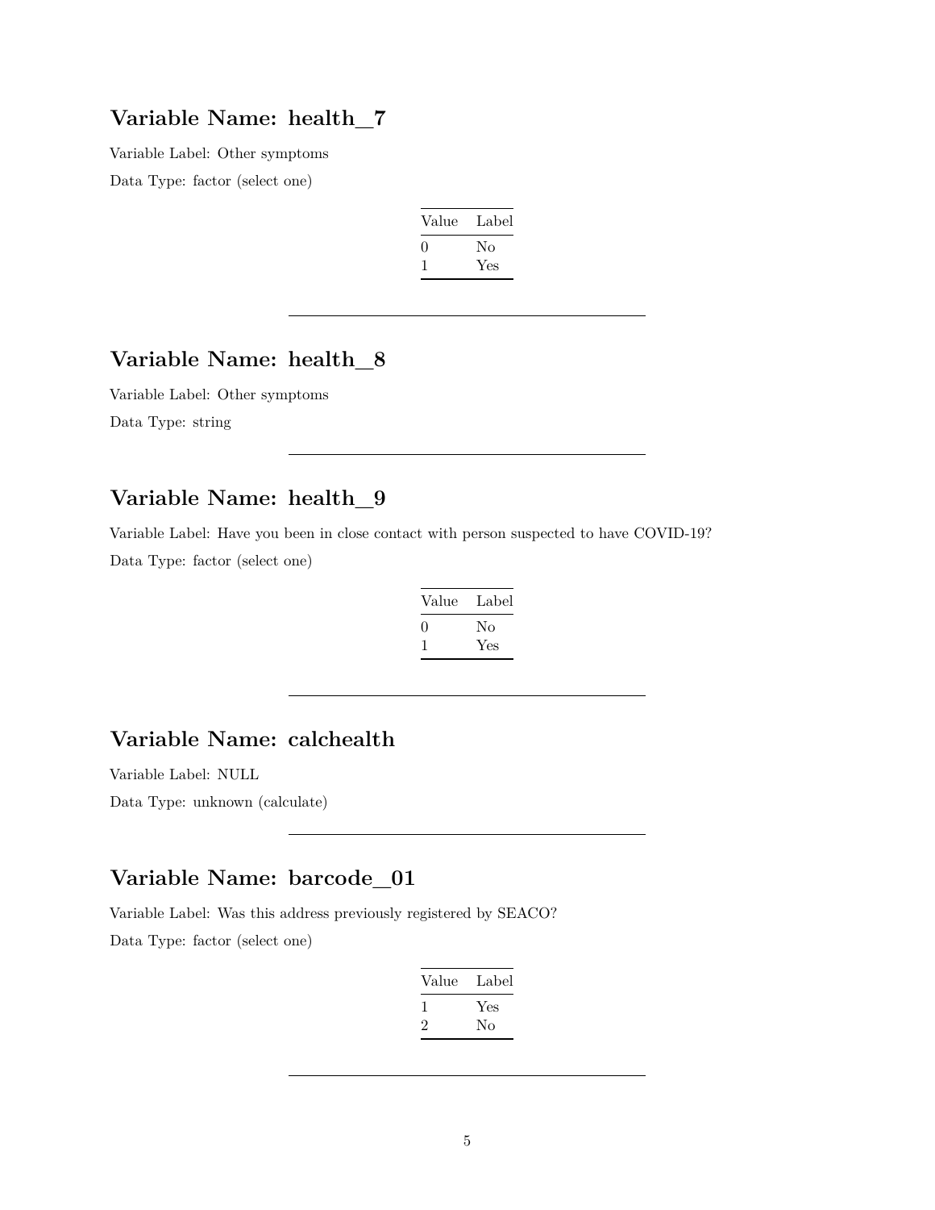## Variable Name: health_7

Variable Label: Other symptoms

Data Type: factor (select one)

| Value | Label |
|---|---|
| 0 | No |
| 1 | Yes |

---

## Variable Name: health_8

Variable Label: Other symptoms

Data Type: string

---

## Variable Name: health_9

Variable Label: Have you been in close contact with person suspected to have COVID-19?

Data Type: factor (select one)

| Value | Label |
|---|---|
| 0 | No |
| 1 | Yes |

---

## Variable Name: calchealth

Variable Label: NULL

Data Type: unknown (calculate)

---

## Variable Name: barcode_01

Variable Label: Was this address previously registered by SEACO?

Data Type: factor (select one)

| Value | Label |
|---|---|
| 1 | Yes |
| 2 | No |

---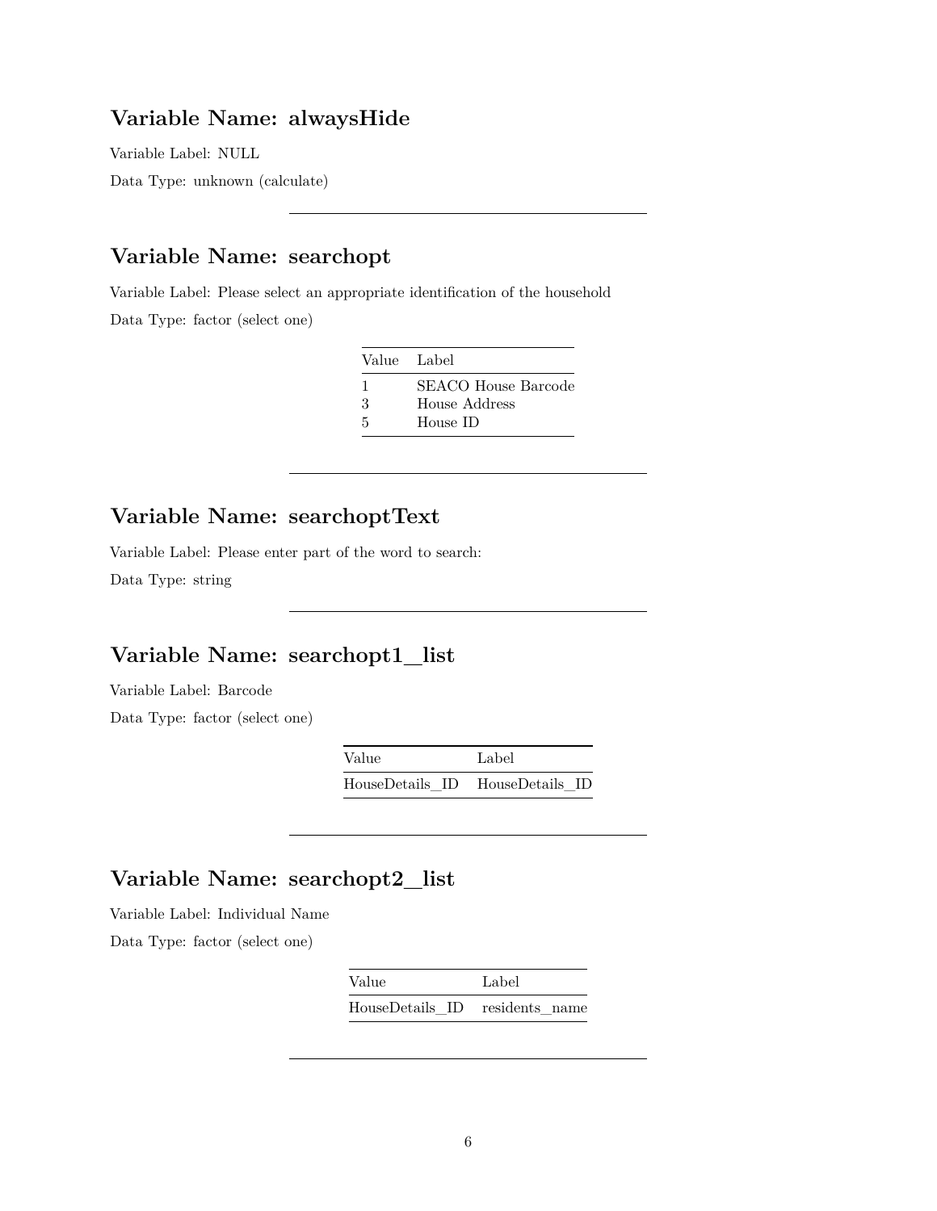## Variable Name: alwaysHide

Variable Label: NULL

Data Type: unknown (calculate)

---

## Variable Name: searchopt

Variable Label: Please select an appropriate identification of the household

Data Type: factor (select one)

| Value | Label |
|---|---|
| 1 | SEACO House Barcode |
| 3 | House Address |
| 5 | House ID |

---

## Variable Name: searchoptText

Variable Label: Please enter part of the word to search:

Data Type: string

---

## Variable Name: searchopt1_list

Variable Label: Barcode

Data Type: factor (select one)

| Value | Label |
|---|---|
| HouseDetails_ID | HouseDetails_ID |

---

## Variable Name: searchopt2_list

Variable Label: Individual Name

Data Type: factor (select one)

| Value | Label |
|---|---|
| HouseDetails_ID | residents_name |

---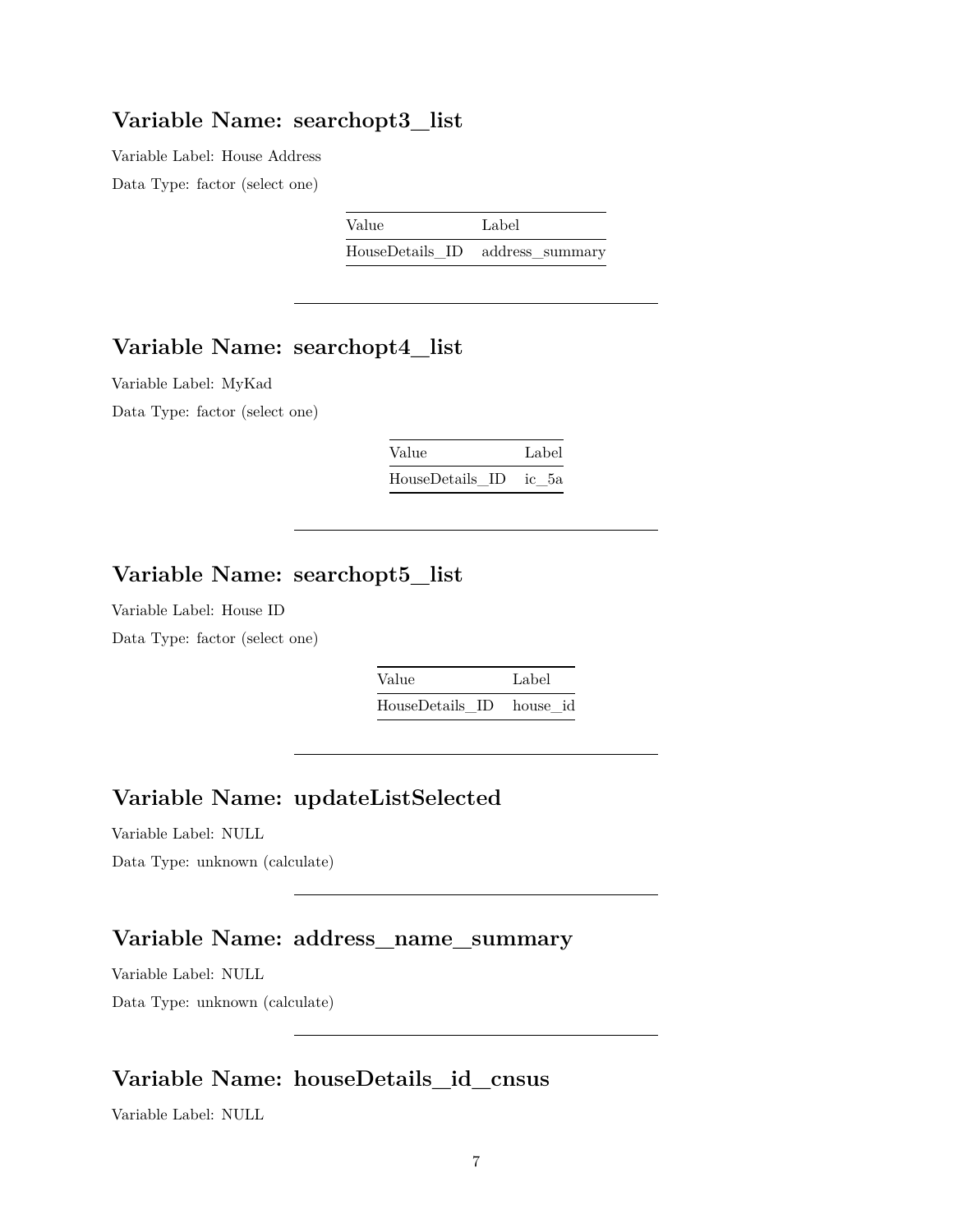## Variable Name: searchopt3_list

Variable Label: House Address

Data Type: factor (select one)

| Value | Label |
|---|---|
| HouseDetails_ID | address_summary |

---

## Variable Name: searchopt4_list

Variable Label: MyKad

Data Type: factor (select one)

| Value | Label |
|---|---|
| HouseDetails_ID | ic_5a |

---

## Variable Name: searchopt5_list

Variable Label: House ID

Data Type: factor (select one)

| Value | Label |
|---|---|
| HouseDetails_ID | house_id |

---

## Variable Name: updateListSelected

Variable Label: NULL

Data Type: unknown (calculate)

---

## Variable Name: address_name_summary

Variable Label: NULL

Data Type: unknown (calculate)

---

## Variable Name: houseDetails_id_cnsus

Variable Label: NULL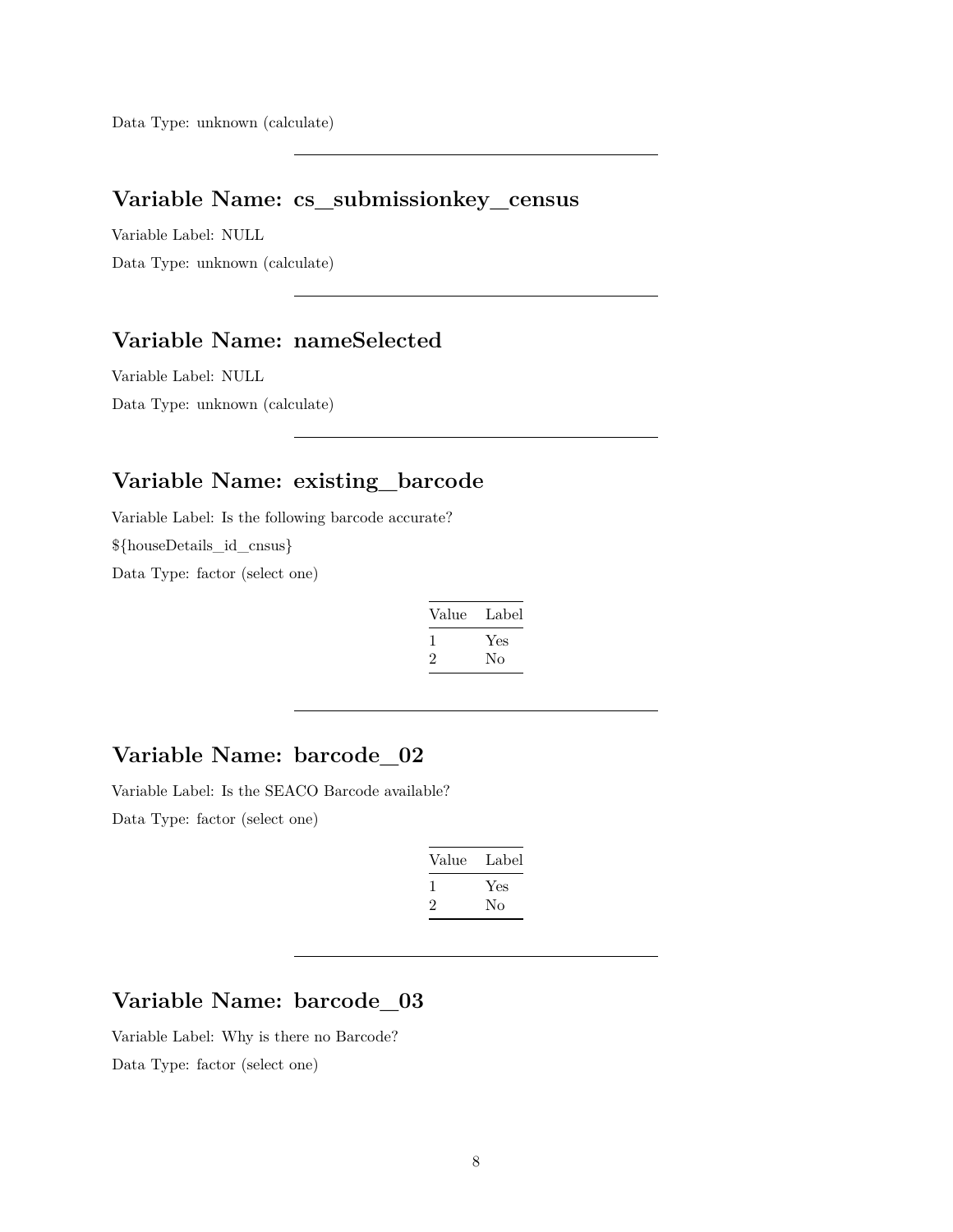Data Type: unknown (calculate)

---

## Variable Name: cs_submissionkey_census

Variable Label: NULL

Data Type: unknown (calculate)

---

## Variable Name: nameSelected

Variable Label: NULL

Data Type: unknown (calculate)

---

## Variable Name: existing_barcode

Variable Label: Is the following barcode accurate?

${houseDetails_id_cnsus}

Data Type: factor (select one)

| Value | Label |
|---|---|
| 1 | Yes |
| 2 | No |

---

## Variable Name: barcode_02

Variable Label: Is the SEACO Barcode available?

Data Type: factor (select one)

| Value | Label |
|---|---|
| 1 | Yes |
| 2 | No |

---

## Variable Name: barcode_03

Variable Label: Why is there no Barcode?

Data Type: factor (select one)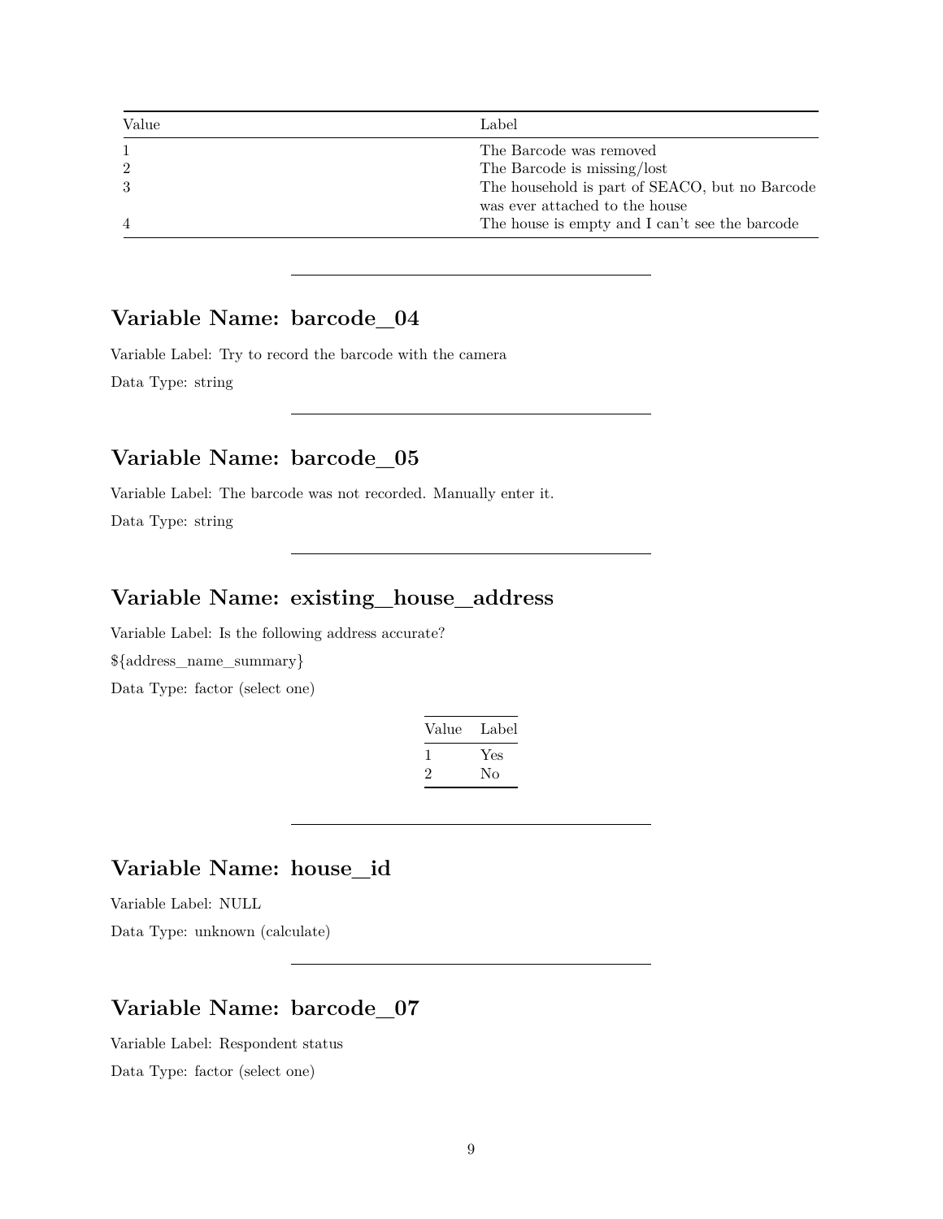| Value | Label |
|---|---|
| 1 | The Barcode was removed |
| 2 | The Barcode is missing/lost |
| 3 | The household is part of SEACO, but no Barcode was ever attached to the house |
| 4 | The house is empty and I can't see the barcode |

---

## Variable Name: barcode_04

Variable Label: Try to record the barcode with the camera

Data Type: string

---

## Variable Name: barcode_05

Variable Label: The barcode was not recorded. Manually enter it.

Data Type: string

---

## Variable Name: existing_house_address

Variable Label: Is the following address accurate?

${address_name_summary}

Data Type: factor (select one)

| Value | Label |
|---|---|
| 1 | Yes |
| 2 | No |

---

## Variable Name: house_id

Variable Label: NULL

Data Type: unknown (calculate)

---

## Variable Name: barcode_07

Variable Label: Respondent status

Data Type: factor (select one)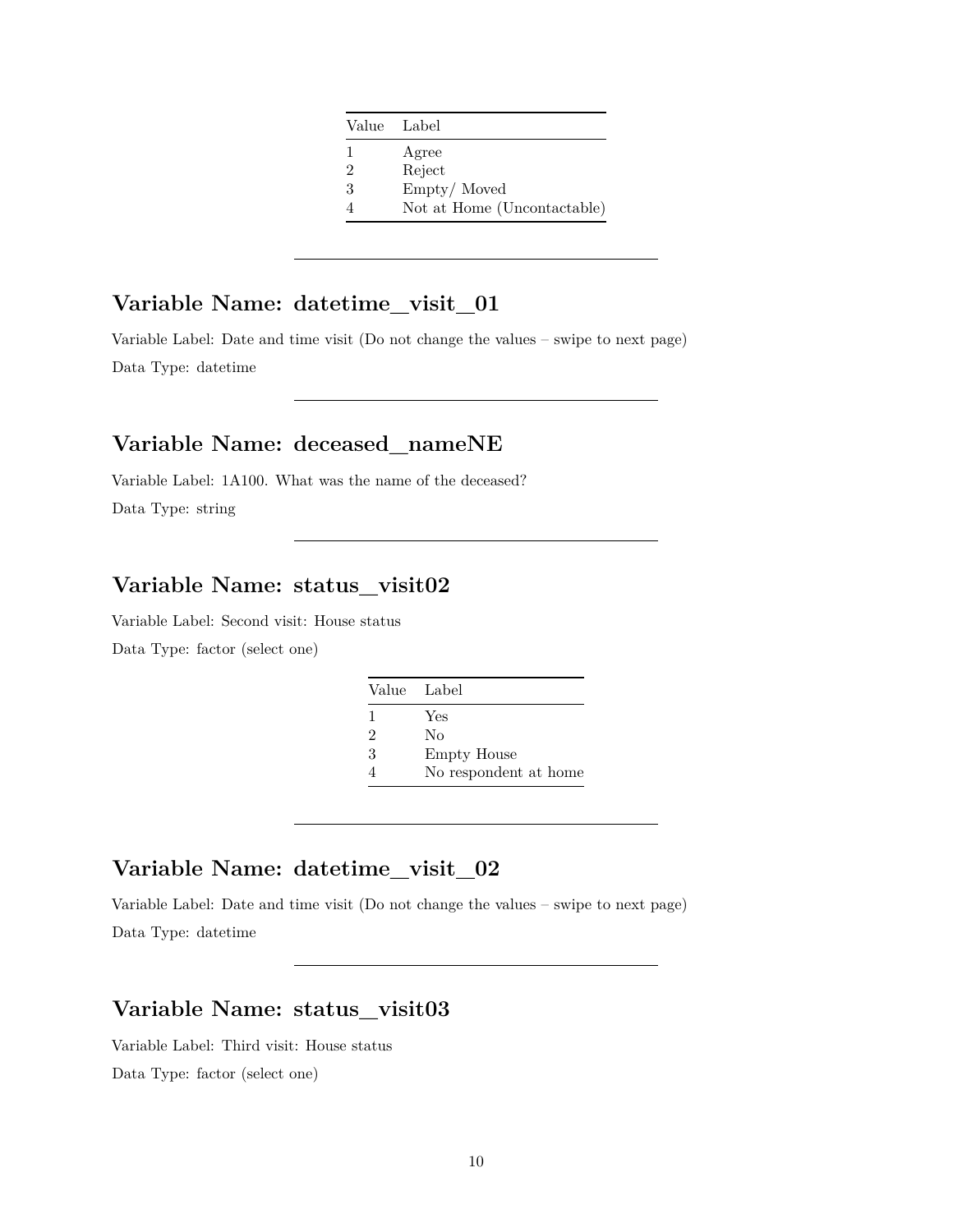| Value | Label |
|---|---|
| 1 | Agree |
| 2 | Reject |
| 3 | Empty/ Moved |
| 4 | Not at Home (Uncontactable) |

---

## Variable Name: datetime_visit_01

Variable Label: Date and time visit (Do not change the values – swipe to next page)

Data Type: datetime

---

## Variable Name: deceased_nameNE

Variable Label: 1A100. What was the name of the deceased?

Data Type: string

---

## Variable Name: status_visit02

Variable Label: Second visit: House status

Data Type: factor (select one)

| Value | Label |
|---|---|
| 1 | Yes |
| 2 | No |
| 3 | Empty House |
| 4 | No respondent at home |

---

## Variable Name: datetime_visit_02

Variable Label: Date and time visit (Do not change the values – swipe to next page)

Data Type: datetime

---

## Variable Name: status_visit03

Variable Label: Third visit: House status

Data Type: factor (select one)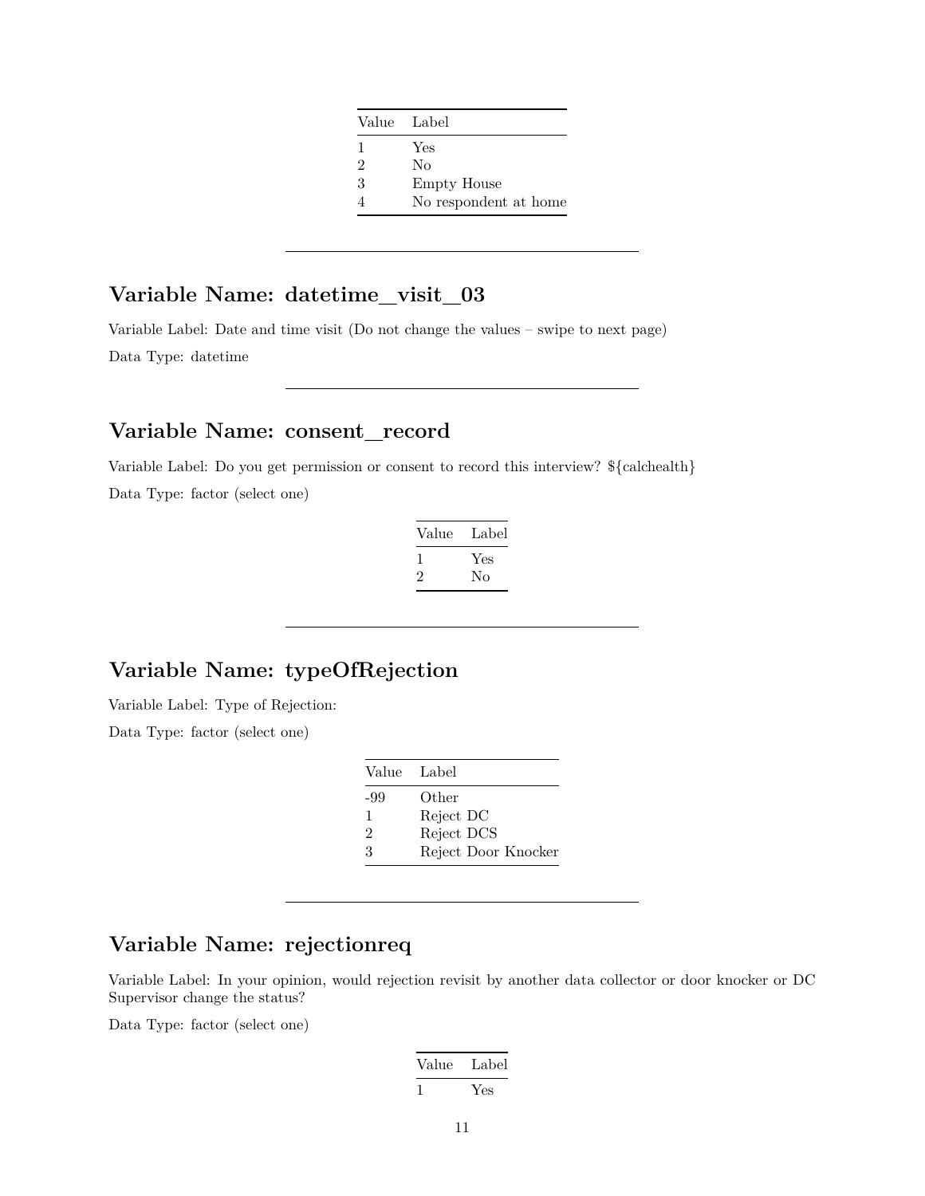| Value | Label |
|---|---|
| 1 | Yes |
| 2 | No |
| 3 | Empty House |
| 4 | No respondent at home |

---

## Variable Name: datetime_visit_03

Variable Label: Date and time visit (Do not change the values – swipe to next page)

Data Type: datetime

---

## Variable Name: consent_record

Variable Label: Do you get permission or consent to record this interview? ${calchealth}

Data Type: factor (select one)

| Value | Label |
|---|---|
| 1 | Yes |
| 2 | No |

---

## Variable Name: typeOfRejection

Variable Label: Type of Rejection:

Data Type: factor (select one)

| Value | Label |
|---|---|
| -99 | Other |
| 1 | Reject DC |
| 2 | Reject DCS |
| 3 | Reject Door Knocker |

---

## Variable Name: rejectionreq

Variable Label: In your opinion, would rejection revisit by another data collector or door knocker or DC Supervisor change the status?

Data Type: factor (select one)

| Value | Label |
|---|---|
| 1 | Yes |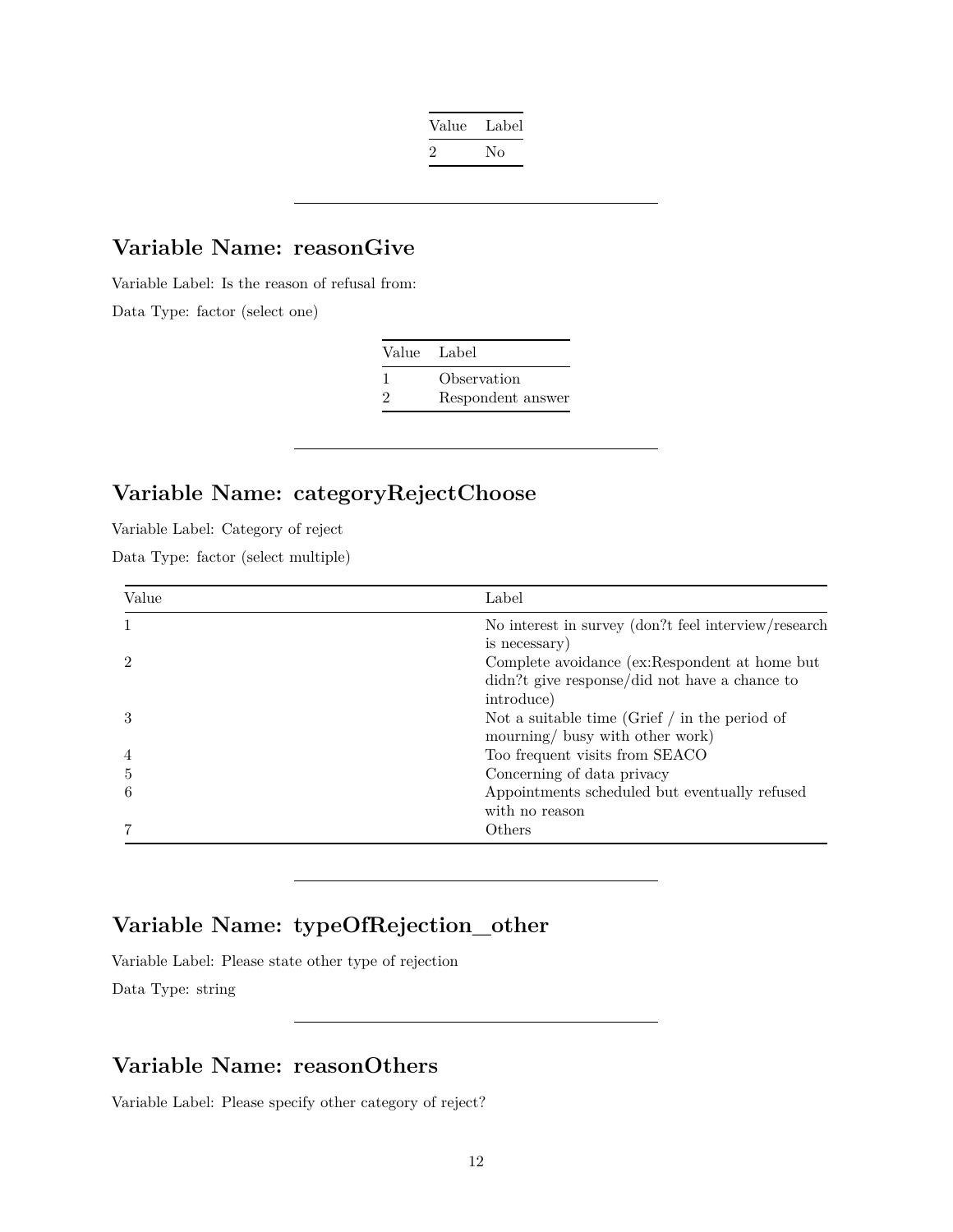| Value | Label |
|---|---|
| 2 | No |

---

## Variable Name: reasonGive

Variable Label: Is the reason of refusal from:

Data Type: factor (select one)

| Value | Label |
|---|---|
| 1 | Observation |
| 2 | Respondent answer |

---

## Variable Name: categoryRejectChoose

Variable Label: Category of reject

Data Type: factor (select multiple)

| Value | Label |
|---|---|
| 1 | No interest in survey (don?t feel interview/research is necessary) |
| 2 | Complete avoidance (ex:Respondent at home but didn?t give response/did not have a chance to introduce) |
| 3 | Not a suitable time (Grief / in the period of mourning/ busy with other work) |
| 4 | Too frequent visits from SEACO |
| 5 | Concerning of data privacy |
| 6 | Appointments scheduled but eventually refused with no reason |
| 7 | Others |

---

## Variable Name: typeOfRejection_other

Variable Label: Please state other type of rejection

Data Type: string

---

## Variable Name: reasonOthers

Variable Label: Please specify other category of reject?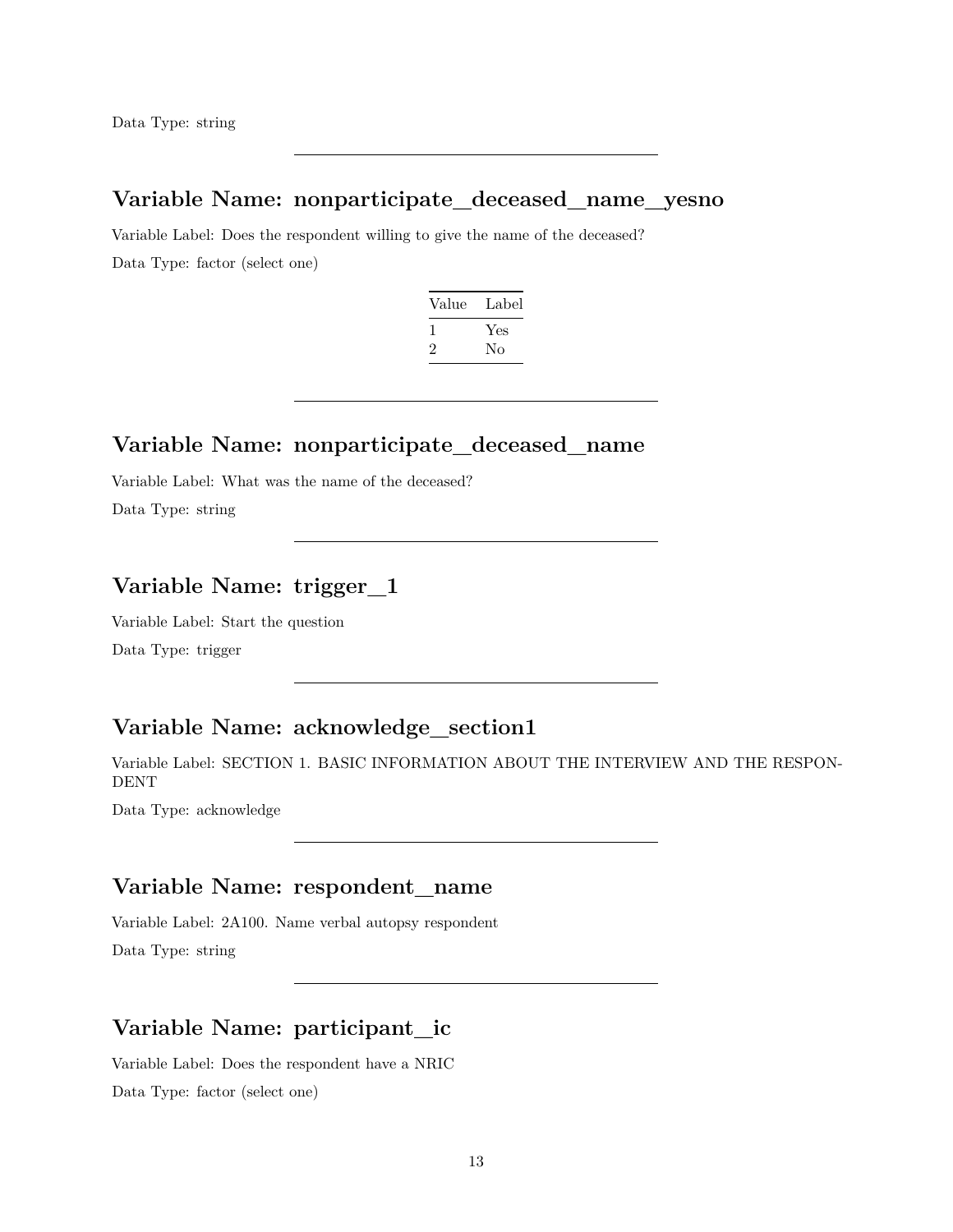Data Type: string

---

## Variable Name: nonparticipate_deceased_name_yesno

Variable Label: Does the respondent willing to give the name of the deceased?

Data Type: factor (select one)

| Value | Label |
|---|---|
| 1 | Yes |
| 2 | No |

---

## Variable Name: nonparticipate_deceased_name

Variable Label: What was the name of the deceased?

Data Type: string

---

## Variable Name: trigger_1

Variable Label: Start the question

Data Type: trigger

---

## Variable Name: acknowledge_section1

Variable Label: SECTION 1. BASIC INFORMATION ABOUT THE INTERVIEW AND THE RESPONDENT

Data Type: acknowledge

---

## Variable Name: respondent_name

Variable Label: 2A100. Name verbal autopsy respondent

Data Type: string

---

## Variable Name: participant_ic

Variable Label: Does the respondent have a NRIC

Data Type: factor (select one)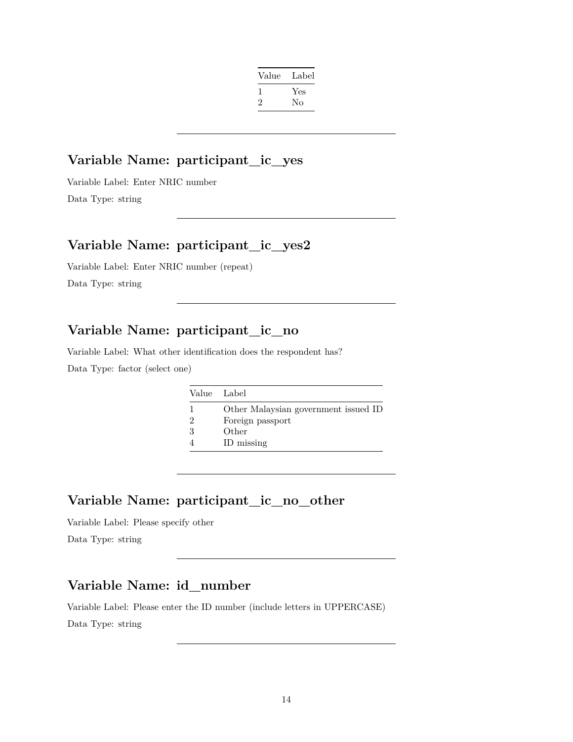| Value | Label |
|---|---|
| 1 | Yes |
| 2 | No |

---

## Variable Name: participant_ic_yes

Variable Label: Enter NRIC number

Data Type: string

---

## Variable Name: participant_ic_yes2

Variable Label: Enter NRIC number (repeat)

Data Type: string

---

## Variable Name: participant_ic_no

Variable Label: What other identification does the respondent has?

Data Type: factor (select one)

| Value | Label |
|---|---|
| 1 | Other Malaysian government issued ID |
| 2 | Foreign passport |
| 3 | Other |
| 4 | ID missing |

---

## Variable Name: participant_ic_no_other

Variable Label: Please specify other

Data Type: string

---

## Variable Name: id_number

Variable Label: Please enter the ID number (include letters in UPPERCASE)

Data Type: string

---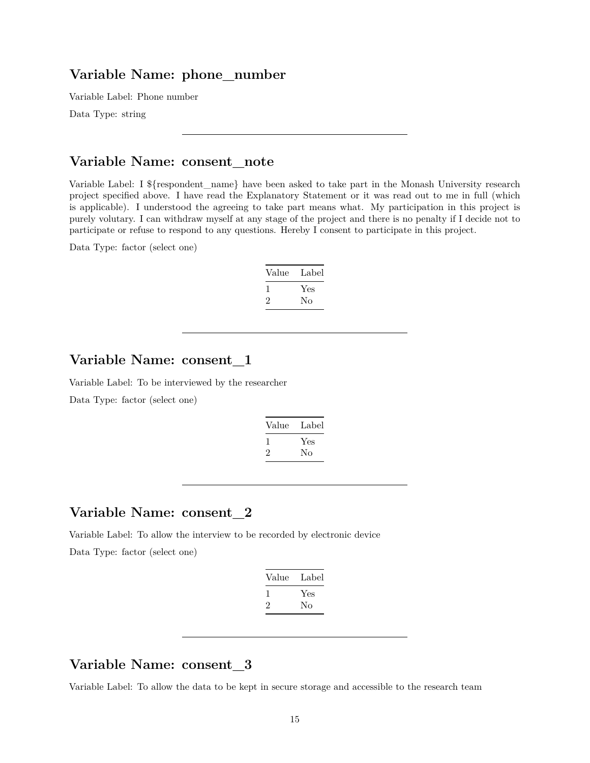## Variable Name: phone_number

Variable Label: Phone number

Data Type: string

---

## Variable Name: consent_note

Variable Label: I ${respondent_name} have been asked to take part in the Monash University research project specified above. I have read the Explanatory Statement or it was read out to me in full (which is applicable). I understood the agreeing to take part means what. My participation in this project is purely volutary. I can withdraw myself at any stage of the project and there is no penalty if I decide not to participate or refuse to respond to any questions. Hereby I consent to participate in this project.

Data Type: factor (select one)

| Value | Label |
|---|---|
| 1 | Yes |
| 2 | No |

---

## Variable Name: consent_1

Variable Label: To be interviewed by the researcher

Data Type: factor (select one)

| Value | Label |
|---|---|
| 1 | Yes |
| 2 | No |

---

## Variable Name: consent_2

Variable Label: To allow the interview to be recorded by electronic device

Data Type: factor (select one)

| Value | Label |
|---|---|
| 1 | Yes |
| 2 | No |

---

## Variable Name: consent_3

Variable Label: To allow the data to be kept in secure storage and accessible to the research team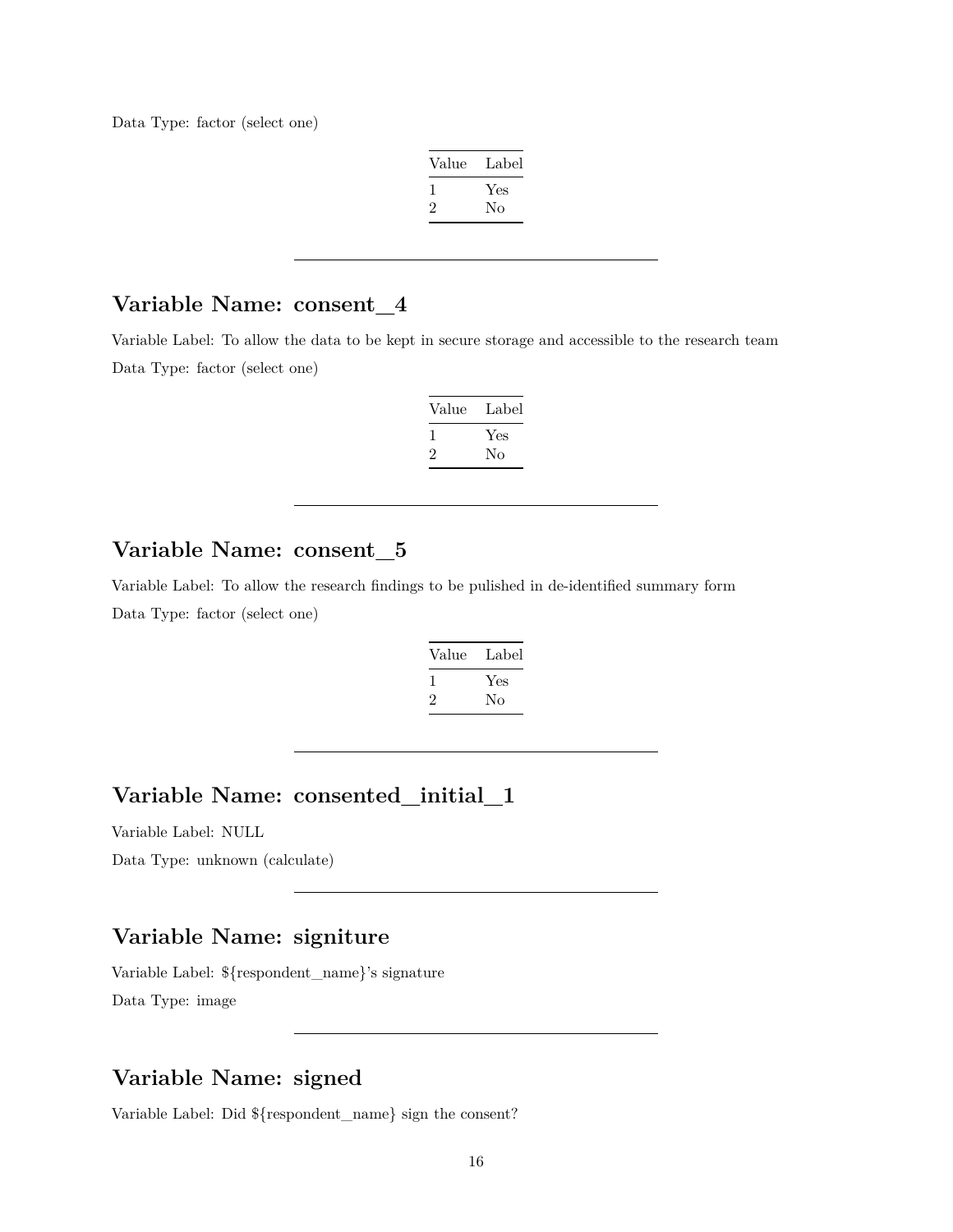Data Type: factor (select one)

| Value | Label |
|---|---|
| 1 | Yes |
| 2 | No |

---

## Variable Name: consent_4

Variable Label: To allow the data to be kept in secure storage and accessible to the research team

Data Type: factor (select one)

| Value | Label |
|---|---|
| 1 | Yes |
| 2 | No |

---

## Variable Name: consent_5

Variable Label: To allow the research findings to be pulished in de-identified summary form

Data Type: factor (select one)

| Value | Label |
|---|---|
| 1 | Yes |
| 2 | No |

---

## Variable Name: consented_initial_1

Variable Label: NULL

Data Type: unknown (calculate)

---

## Variable Name: signiture

Variable Label: ${respondent_name}'s signature

Data Type: image

---

## Variable Name: signed

Variable Label: Did ${respondent_name} sign the consent?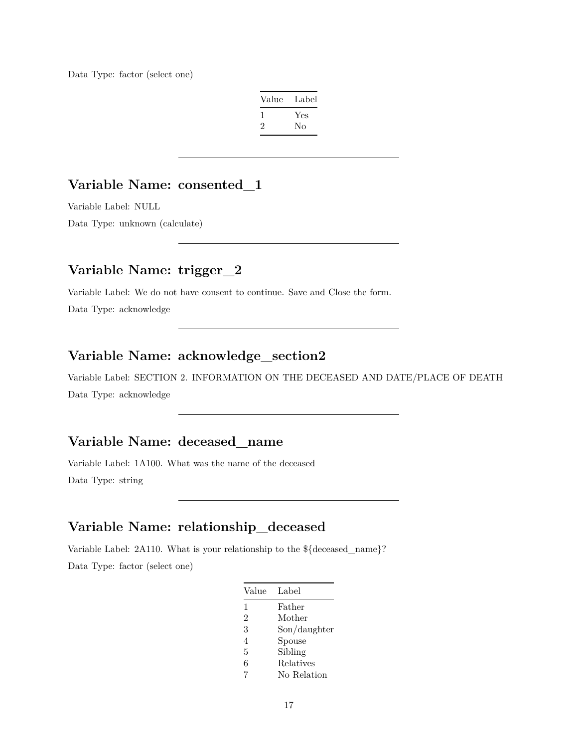Data Type: factor (select one)

| Value | Label |
|---|---|
| 1 | Yes |
| 2 | No |

---

## Variable Name: consented_1

Variable Label: NULL

Data Type: unknown (calculate)

---

## Variable Name: trigger_2

Variable Label: We do not have consent to continue. Save and Close the form.

Data Type: acknowledge

---

## Variable Name: acknowledge_section2

Variable Label: SECTION 2. INFORMATION ON THE DECEASED AND DATE/PLACE OF DEATH

Data Type: acknowledge

---

## Variable Name: deceased_name

Variable Label: 1A100. What was the name of the deceased

Data Type: string

---

## Variable Name: relationship_deceased

Variable Label: 2A110. What is your relationship to the ${deceased_name}?

Data Type: factor (select one)

| Value | Label |
|---|---|
| 1 | Father |
| 2 | Mother |
| 3 | Son/daughter |
| 4 | Spouse |
| 5 | Sibling |
| 6 | Relatives |
| 7 | No Relation |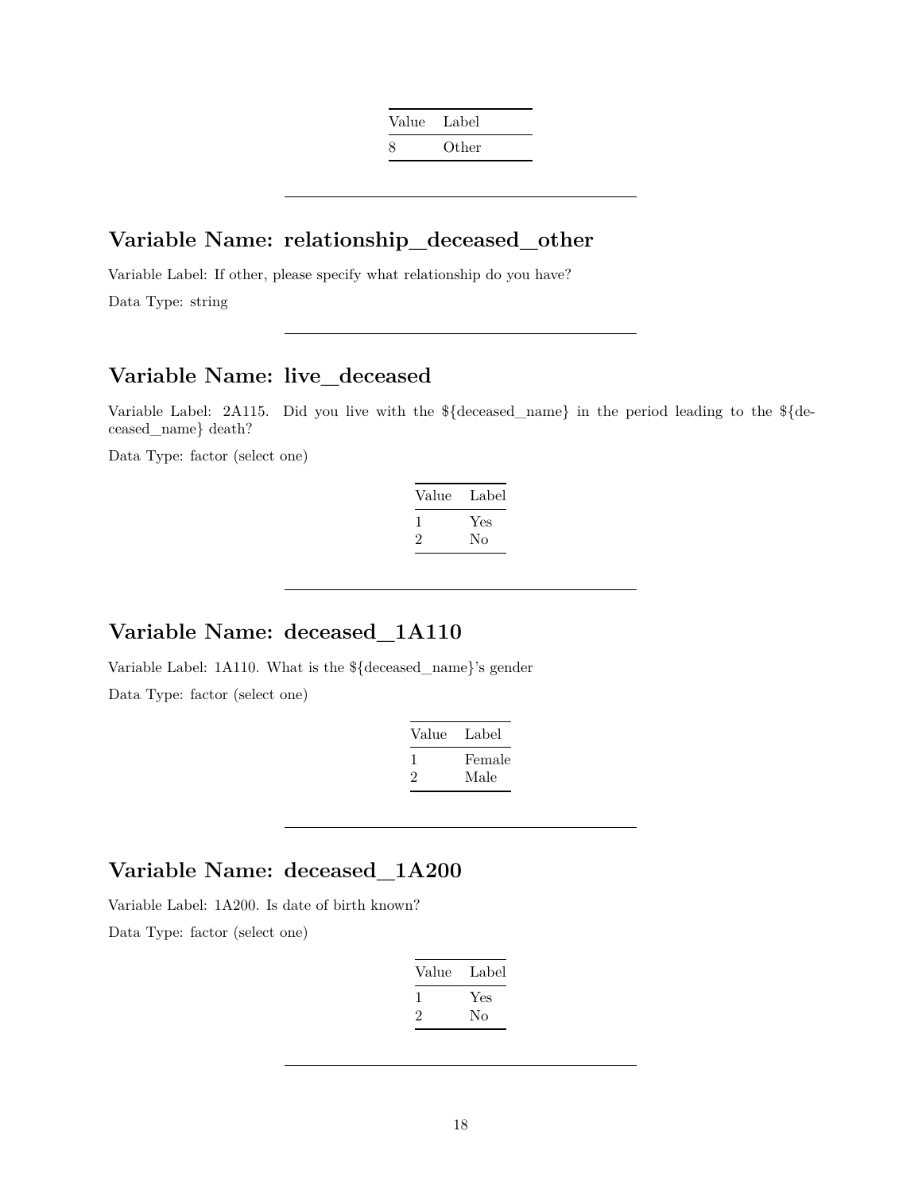| Value | Label |
|---|---|
| 8 | Other |

---

## Variable Name: relationship_deceased_other

Variable Label: If other, please specify what relationship do you have?

Data Type: string

---

## Variable Name: live_deceased

Variable Label: 2A115. Did you live with the ${deceased_name} in the period leading to the ${deceased_name} death?

Data Type: factor (select one)

| Value | Label |
|---|---|
| 1 | Yes |
| 2 | No |

---

## Variable Name: deceased_1A110

Variable Label: 1A110. What is the ${deceased_name}'s gender

Data Type: factor (select one)

| Value | Label |
|---|---|
| 1 | Female |
| 2 | Male |

---

## Variable Name: deceased_1A200

Variable Label: 1A200. Is date of birth known?

Data Type: factor (select one)

| Value | Label |
|---|---|
| 1 | Yes |
| 2 | No |

---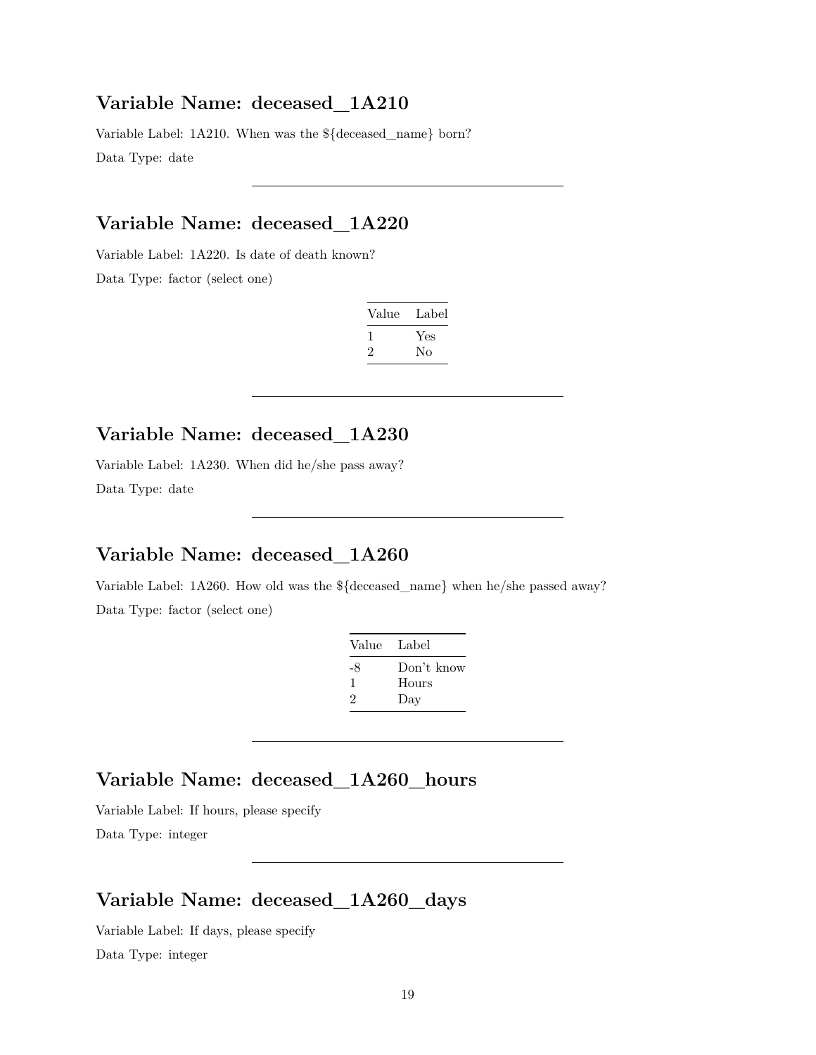## Variable Name: deceased_1A210

Variable Label: 1A210. When was the ${deceased_name} born?

Data Type: date

---

## Variable Name: deceased_1A220

Variable Label: 1A220. Is date of death known?

Data Type: factor (select one)

| Value | Label |
|---|---|
| 1 | Yes |
| 2 | No |

---

## Variable Name: deceased_1A230

Variable Label: 1A230. When did he/she pass away?

Data Type: date

---

## Variable Name: deceased_1A260

Variable Label: 1A260. How old was the ${deceased_name} when he/she passed away?

Data Type: factor (select one)

| Value | Label |
|---|---|
| -8 | Don't know |
| 1 | Hours |
| 2 | Day |

---

## Variable Name: deceased_1A260_hours

Variable Label: If hours, please specify

Data Type: integer

---

## Variable Name: deceased_1A260_days

Variable Label: If days, please specify

Data Type: integer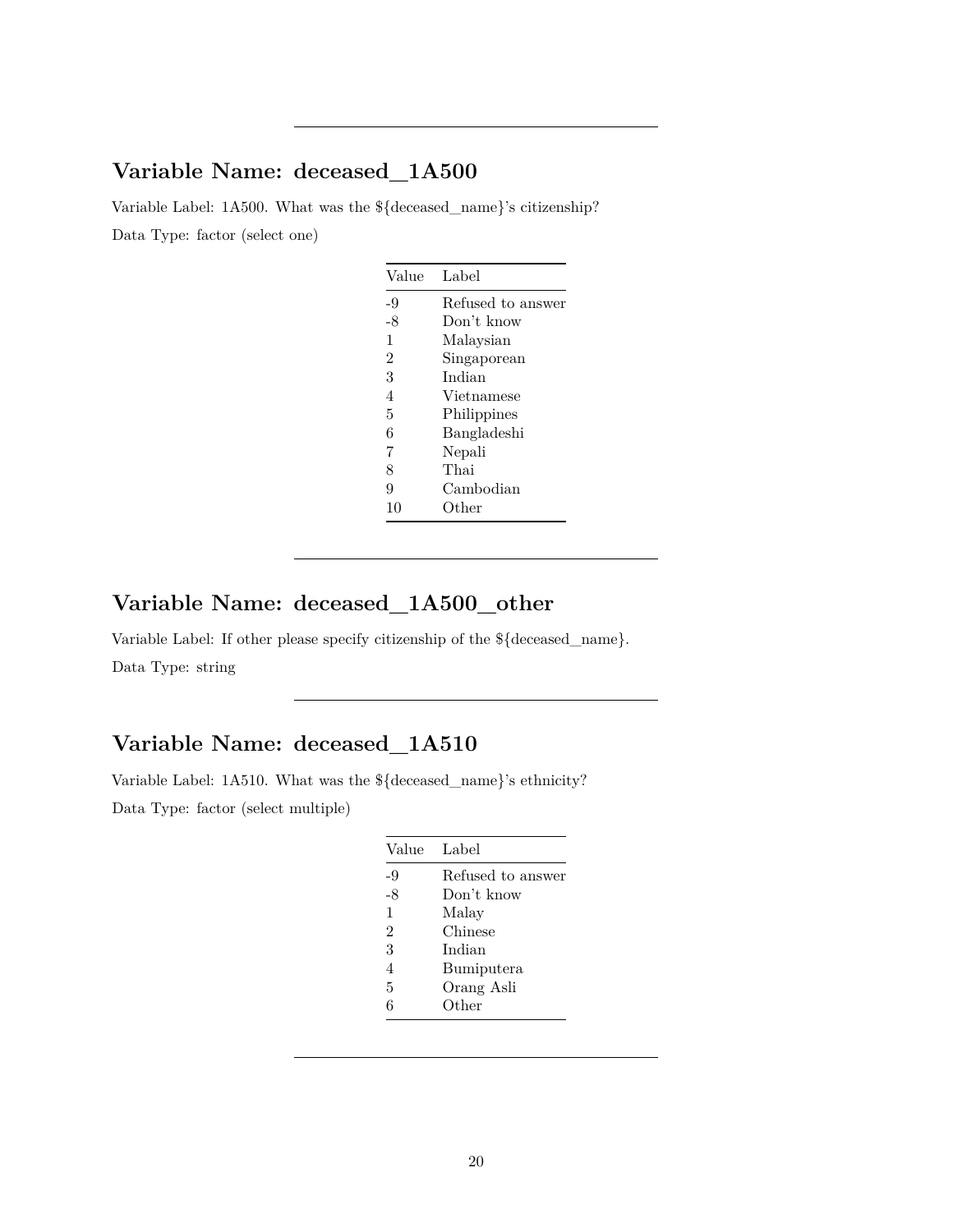---

## Variable Name: deceased_1A500

Variable Label: 1A500. What was the ${deceased_name}'s citizenship?

Data Type: factor (select one)

| Value | Label |
|---|---|
| -9 | Refused to answer |
| -8 | Don't know |
| 1 | Malaysian |
| 2 | Singaporean |
| 3 | Indian |
| 4 | Vietnamese |
| 5 | Philippines |
| 6 | Bangladeshi |
| 7 | Nepali |
| 8 | Thai |
| 9 | Cambodian |
| 10 | Other |

---

## Variable Name: deceased_1A500_other

Variable Label: If other please specify citizenship of the ${deceased_name}.

Data Type: string

---

## Variable Name: deceased_1A510

Variable Label: 1A510. What was the ${deceased_name}'s ethnicity?

Data Type: factor (select multiple)

| Value | Label |
|---|---|
| -9 | Refused to answer |
| -8 | Don't know |
| 1 | Malay |
| 2 | Chinese |
| 3 | Indian |
| 4 | Bumiputera |
| 5 | Orang Asli |
| 6 | Other |

---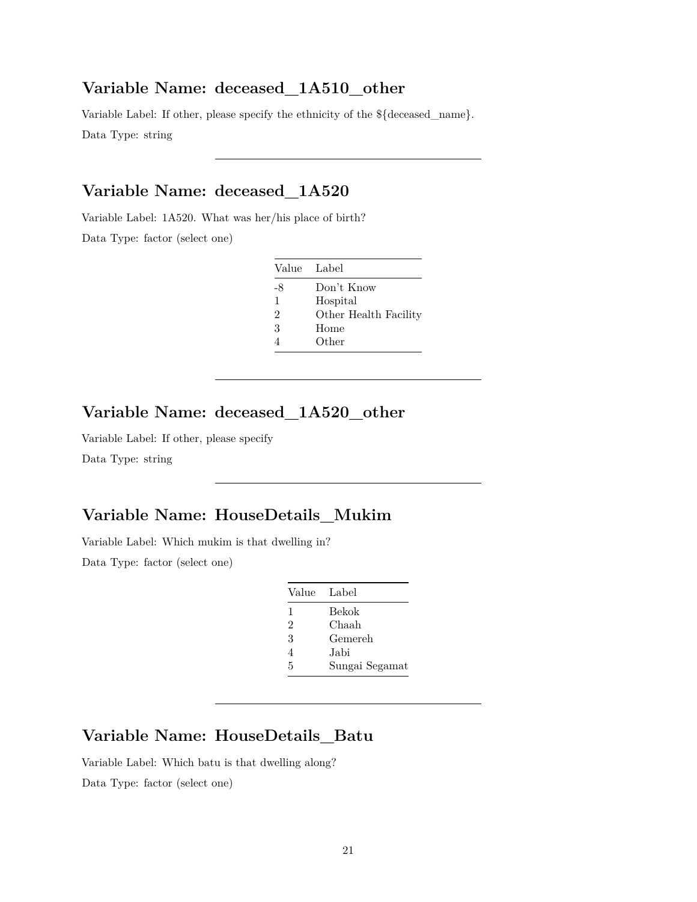## Variable Name: deceased_1A510_other

Variable Label: If other, please specify the ethnicity of the ${deceased_name}.

Data Type: string

---

## Variable Name: deceased_1A520

Variable Label: 1A520. What was her/his place of birth?

Data Type: factor (select one)

| Value | Label |
|---|---|
| -8 | Don't Know |
| 1 | Hospital |
| 2 | Other Health Facility |
| 3 | Home |
| 4 | Other |

---

## Variable Name: deceased_1A520_other

Variable Label: If other, please specify

Data Type: string

---

## Variable Name: HouseDetails_Mukim

Variable Label: Which mukim is that dwelling in?

Data Type: factor (select one)

| Value | Label |
|---|---|
| 1 | Bekok |
| 2 | Chaah |
| 3 | Gemereh |
| 4 | Jabi |
| 5 | Sungai Segamat |

---

## Variable Name: HouseDetails_Batu

Variable Label: Which batu is that dwelling along?

Data Type: factor (select one)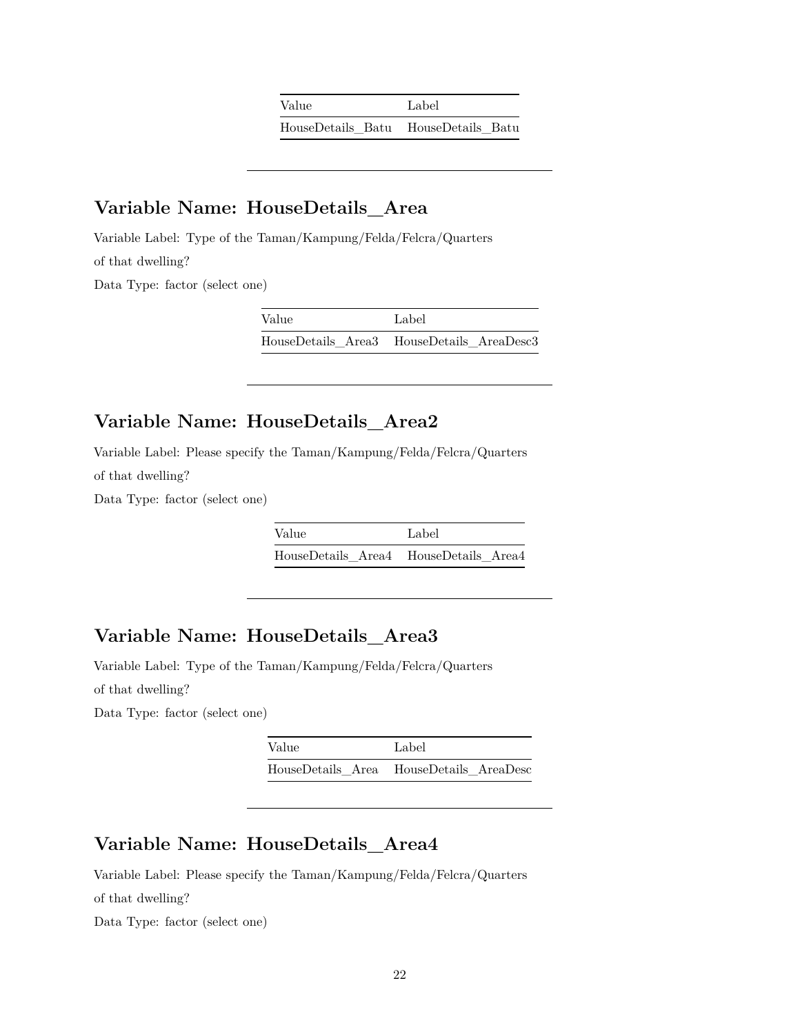| Value | Label |
|---|---|
| HouseDetails_Batu | HouseDetails_Batu |

---

## Variable Name: HouseDetails_Area

Variable Label: Type of the Taman/Kampung/Felda/Felcra/Quarters of that dwelling?

Data Type: factor (select one)

| Value | Label |
|---|---|
| HouseDetails_Area3 | HouseDetails_AreaDesc3 |

---

## Variable Name: HouseDetails_Area2

Variable Label: Please specify the Taman/Kampung/Felda/Felcra/Quarters of that dwelling?

Data Type: factor (select one)

| Value | Label |
|---|---|
| HouseDetails_Area4 | HouseDetails_Area4 |

---

## Variable Name: HouseDetails_Area3

Variable Label: Type of the Taman/Kampung/Felda/Felcra/Quarters of that dwelling?

Data Type: factor (select one)

| Value | Label |
|---|---|
| HouseDetails_Area | HouseDetails_AreaDesc |

---

## Variable Name: HouseDetails_Area4

Variable Label: Please specify the Taman/Kampung/Felda/Felcra/Quarters of that dwelling?

Data Type: factor (select one)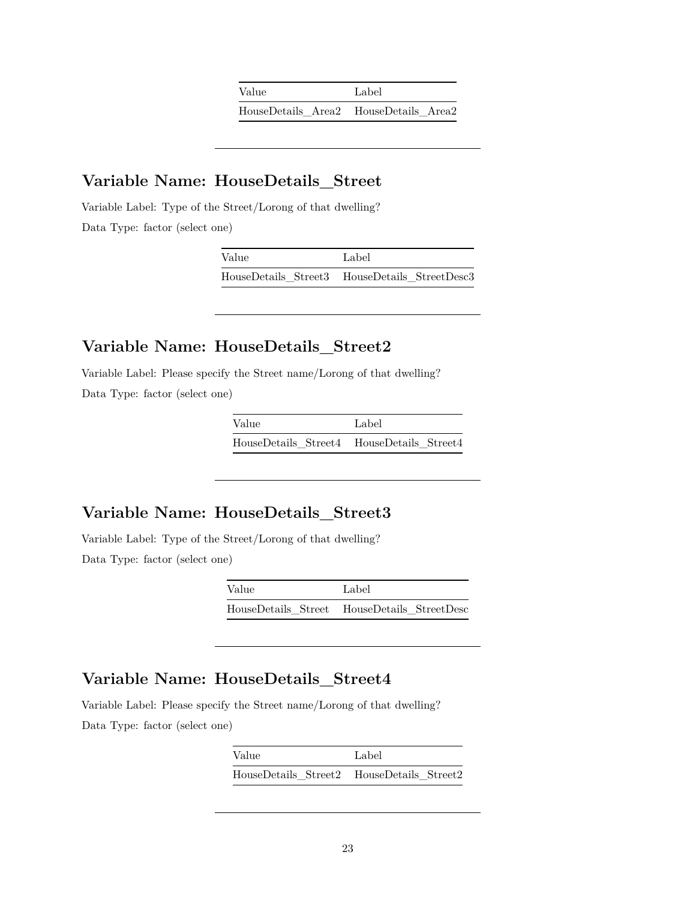| Value | Label |
| --- | --- |
| HouseDetails_Area2 | HouseDetails_Area2 |

---

## Variable Name: HouseDetails_Street

Variable Label: Type of the Street/Lorong of that dwelling?

Data Type: factor (select one)

| Value | Label |
| --- | --- |
| HouseDetails_Street3 | HouseDetails_StreetDesc3 |

---

## Variable Name: HouseDetails_Street2

Variable Label: Please specify the Street name/Lorong of that dwelling?

Data Type: factor (select one)

| Value | Label |
| --- | --- |
| HouseDetails_Street4 | HouseDetails_Street4 |

---

## Variable Name: HouseDetails_Street3

Variable Label: Type of the Street/Lorong of that dwelling?

Data Type: factor (select one)

| Value | Label |
| --- | --- |
| HouseDetails_Street | HouseDetails_StreetDesc |

---

## Variable Name: HouseDetails_Street4

Variable Label: Please specify the Street name/Lorong of that dwelling?

Data Type: factor (select one)

| Value | Label |
| --- | --- |
| HouseDetails_Street2 | HouseDetails_Street2 |

---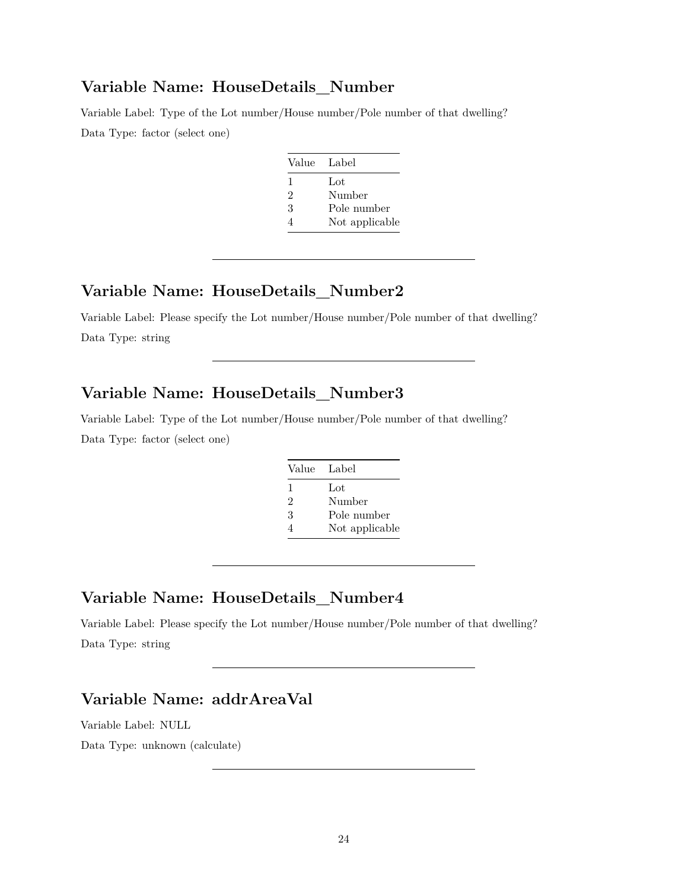## Variable Name: HouseDetails_Number

Variable Label: Type of the Lot number/House number/Pole number of that dwelling?

Data Type: factor (select one)

| Value | Label |
|---|---|
| 1 | Lot |
| 2 | Number |
| 3 | Pole number |
| 4 | Not applicable |

---

## Variable Name: HouseDetails_Number2

Variable Label: Please specify the Lot number/House number/Pole number of that dwelling?

Data Type: string

---

## Variable Name: HouseDetails_Number3

Variable Label: Type of the Lot number/House number/Pole number of that dwelling?

Data Type: factor (select one)

| Value | Label |
|---|---|
| 1 | Lot |
| 2 | Number |
| 3 | Pole number |
| 4 | Not applicable |

---

## Variable Name: HouseDetails_Number4

Variable Label: Please specify the Lot number/House number/Pole number of that dwelling?

Data Type: string

---

## Variable Name: addrAreaVal

Variable Label: NULL

Data Type: unknown (calculate)

---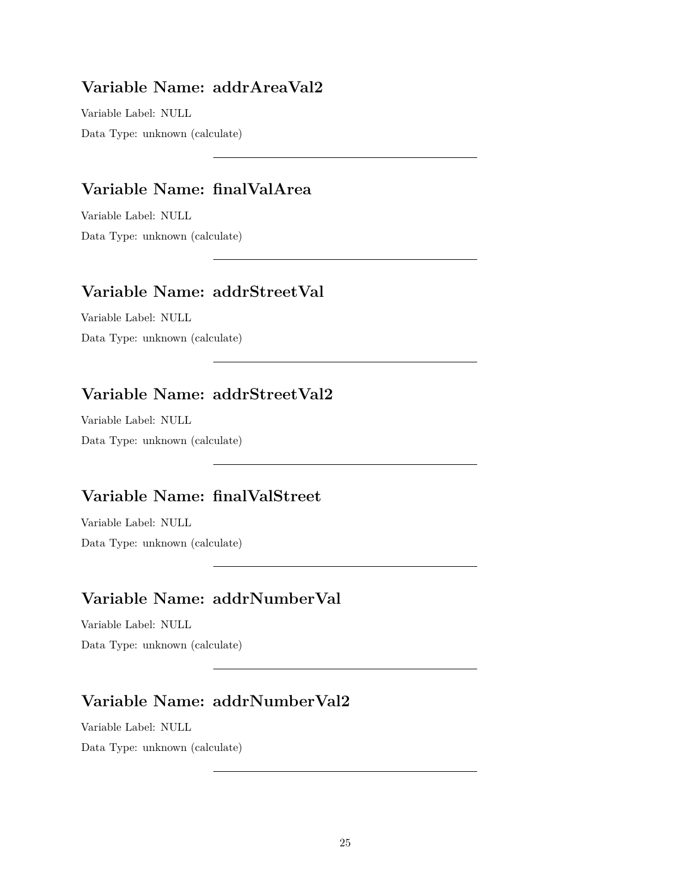### Variable Name: addrAreaVal2

Variable Label: NULL

Data Type: unknown (calculate)

---

### Variable Name: finalValArea

Variable Label: NULL

Data Type: unknown (calculate)

---

### Variable Name: addrStreetVal

Variable Label: NULL

Data Type: unknown (calculate)

---

### Variable Name: addrStreetVal2

Variable Label: NULL

Data Type: unknown (calculate)

---

### Variable Name: finalValStreet

Variable Label: NULL

Data Type: unknown (calculate)

---

### Variable Name: addrNumberVal

Variable Label: NULL

Data Type: unknown (calculate)

---

### Variable Name: addrNumberVal2

Variable Label: NULL

Data Type: unknown (calculate)

---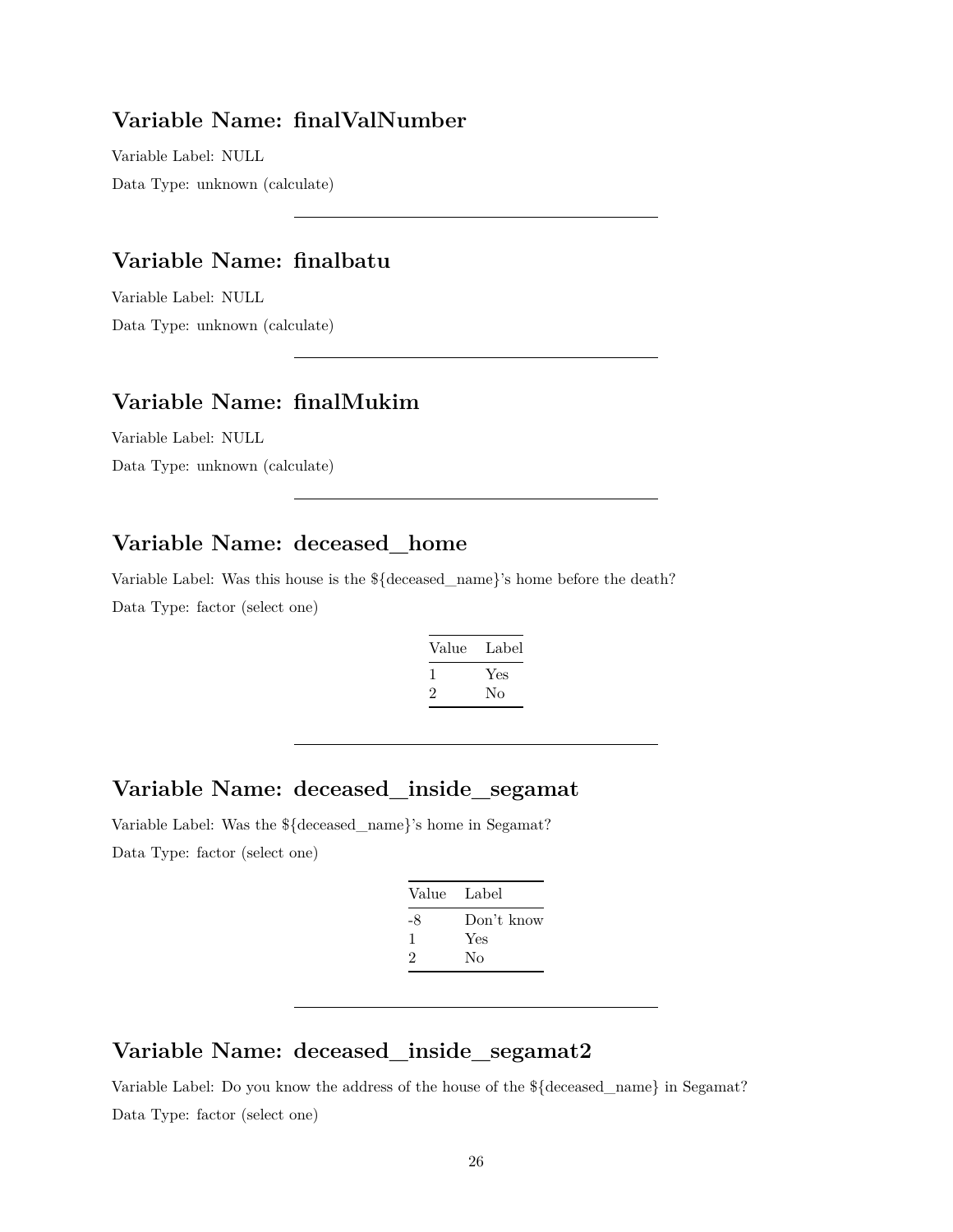## Variable Name: finalValNumber

Variable Label: NULL

Data Type: unknown (calculate)

---

## Variable Name: finalbatu

Variable Label: NULL

Data Type: unknown (calculate)

---

## Variable Name: finalMukim

Variable Label: NULL

Data Type: unknown (calculate)

---

## Variable Name: deceased_home

Variable Label: Was this house is the ${deceased_name}'s home before the death?

Data Type: factor (select one)

| Value | Label |
|---|---|
| 1 | Yes |
| 2 | No |

---

## Variable Name: deceased_inside_segamat

Variable Label: Was the ${deceased_name}'s home in Segamat?

Data Type: factor (select one)

| Value | Label |
|---|---|
| -8 | Don't know |
| 1 | Yes |
| 2 | No |

---

## Variable Name: deceased_inside_segamat2

Variable Label: Do you know the address of the house of the ${deceased_name} in Segamat?

Data Type: factor (select one)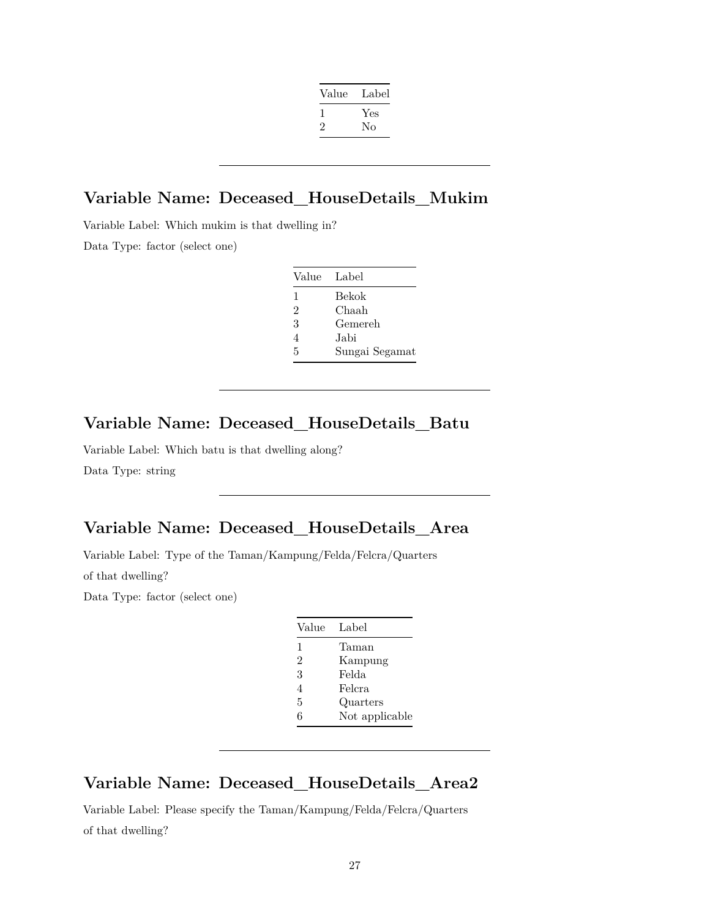| Value | Label |
|---|---|
| 1 | Yes |
| 2 | No |

---

## Variable Name: Deceased_HouseDetails_Mukim

Variable Label: Which mukim is that dwelling in?

Data Type: factor (select one)

| Value | Label |
|---|---|
| 1 | Bekok |
| 2 | Chaah |
| 3 | Gemereh |
| 4 | Jabi |
| 5 | Sungai Segamat |

---

## Variable Name: Deceased_HouseDetails_Batu

Variable Label: Which batu is that dwelling along?

Data Type: string

---

## Variable Name: Deceased_HouseDetails_Area

Variable Label: Type of the Taman/Kampung/Felda/Felcra/Quarters of that dwelling?

Data Type: factor (select one)

| Value | Label |
|---|---|
| 1 | Taman |
| 2 | Kampung |
| 3 | Felda |
| 4 | Felcra |
| 5 | Quarters |
| 6 | Not applicable |

---

## Variable Name: Deceased_HouseDetails_Area2

Variable Label: Please specify the Taman/Kampung/Felda/Felcra/Quarters of that dwelling?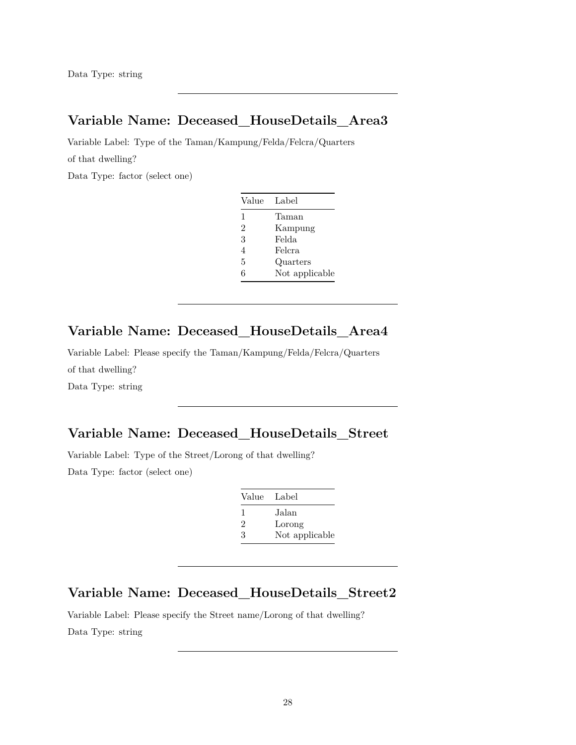Data Type: string

---

## Variable Name: Deceased_HouseDetails_Area3

Variable Label: Type of the Taman/Kampung/Felda/Felcra/Quarters of that dwelling?

Data Type: factor (select one)

| Value | Label |
|---|---|
| 1 | Taman |
| 2 | Kampung |
| 3 | Felda |
| 4 | Felcra |
| 5 | Quarters |
| 6 | Not applicable |

---

## Variable Name: Deceased_HouseDetails_Area4

Variable Label: Please specify the Taman/Kampung/Felda/Felcra/Quarters of that dwelling?

Data Type: string

---

## Variable Name: Deceased_HouseDetails_Street

Variable Label: Type of the Street/Lorong of that dwelling?

Data Type: factor (select one)

| Value | Label |
|---|---|
| 1 | Jalan |
| 2 | Lorong |
| 3 | Not applicable |

---

## Variable Name: Deceased_HouseDetails_Street2

Variable Label: Please specify the Street name/Lorong of that dwelling?

Data Type: string

---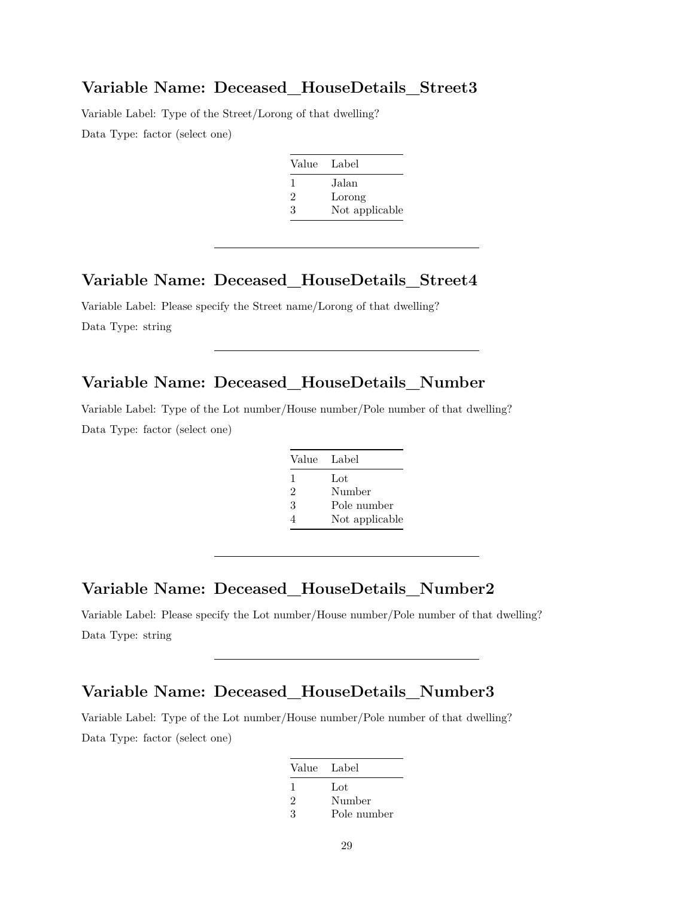## Variable Name: Deceased_HouseDetails_Street3

Variable Label: Type of the Street/Lorong of that dwelling?

Data Type: factor (select one)

| Value | Label |
|---|---|
| 1 | Jalan |
| 2 | Lorong |
| 3 | Not applicable |

---

## Variable Name: Deceased_HouseDetails_Street4

Variable Label: Please specify the Street name/Lorong of that dwelling?

Data Type: string

---

## Variable Name: Deceased_HouseDetails_Number

Variable Label: Type of the Lot number/House number/Pole number of that dwelling?

Data Type: factor (select one)

| Value | Label |
|---|---|
| 1 | Lot |
| 2 | Number |
| 3 | Pole number |
| 4 | Not applicable |

---

## Variable Name: Deceased_HouseDetails_Number2

Variable Label: Please specify the Lot number/House number/Pole number of that dwelling?

Data Type: string

---

## Variable Name: Deceased_HouseDetails_Number3

Variable Label: Type of the Lot number/House number/Pole number of that dwelling?

Data Type: factor (select one)

| Value | Label |
|---|---|
| 1 | Lot |
| 2 | Number |
| 3 | Pole number |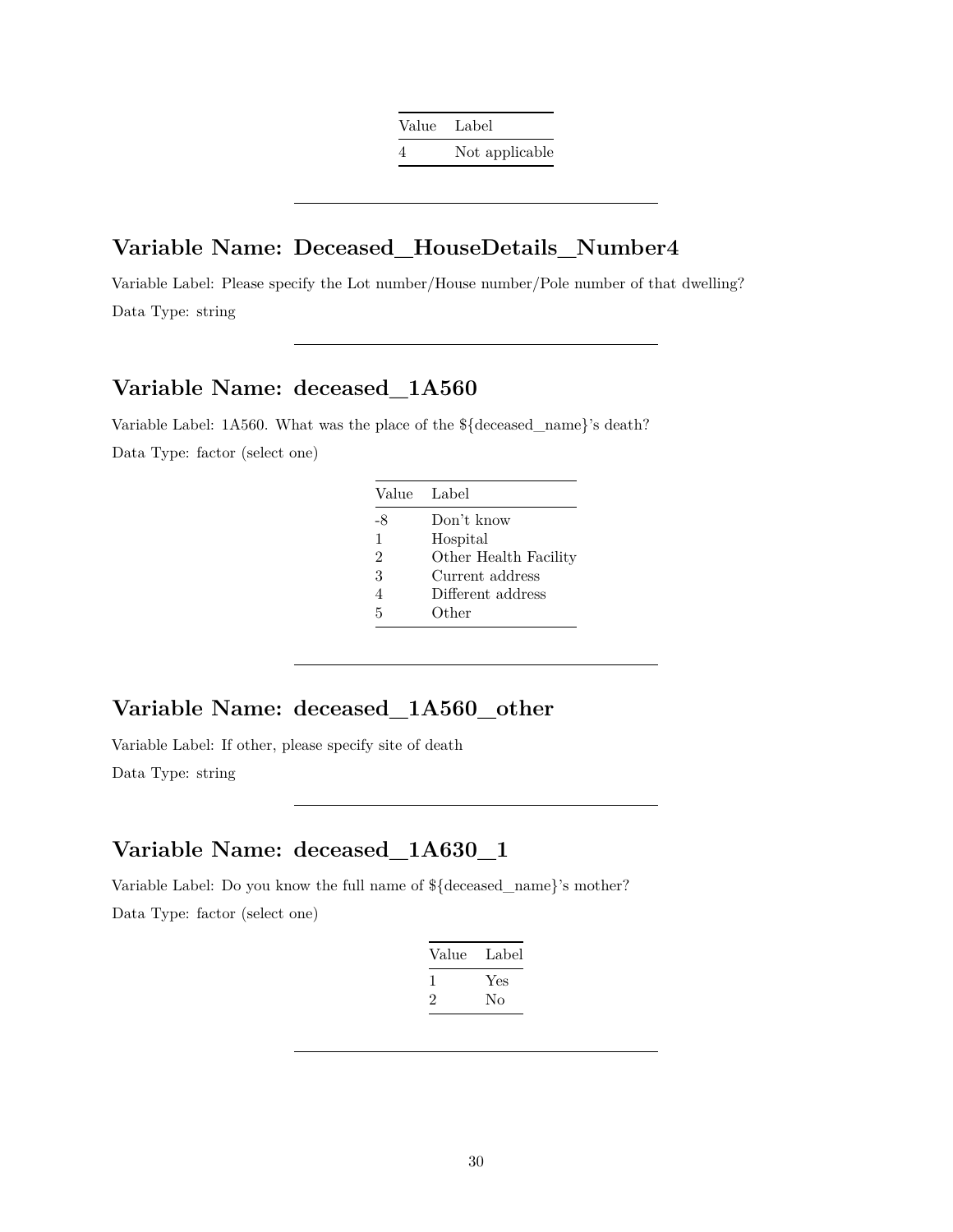| Value | Label |
|---|---|
| 4 | Not applicable |

---

## Variable Name: Deceased_HouseDetails_Number4

Variable Label: Please specify the Lot number/House number/Pole number of that dwelling?

Data Type: string

---

## Variable Name: deceased_1A560

Variable Label: 1A560. What was the place of the ${deceased_name}'s death?

Data Type: factor (select one)

| Value | Label |
|---|---|
| -8 | Don't know |
| 1 | Hospital |
| 2 | Other Health Facility |
| 3 | Current address |
| 4 | Different address |
| 5 | Other |

---

## Variable Name: deceased_1A560_other

Variable Label: If other, please specify site of death

Data Type: string

---

## Variable Name: deceased_1A630_1

Variable Label: Do you know the full name of ${deceased_name}'s mother?

Data Type: factor (select one)

| Value | Label |
|---|---|
| 1 | Yes |
| 2 | No |

---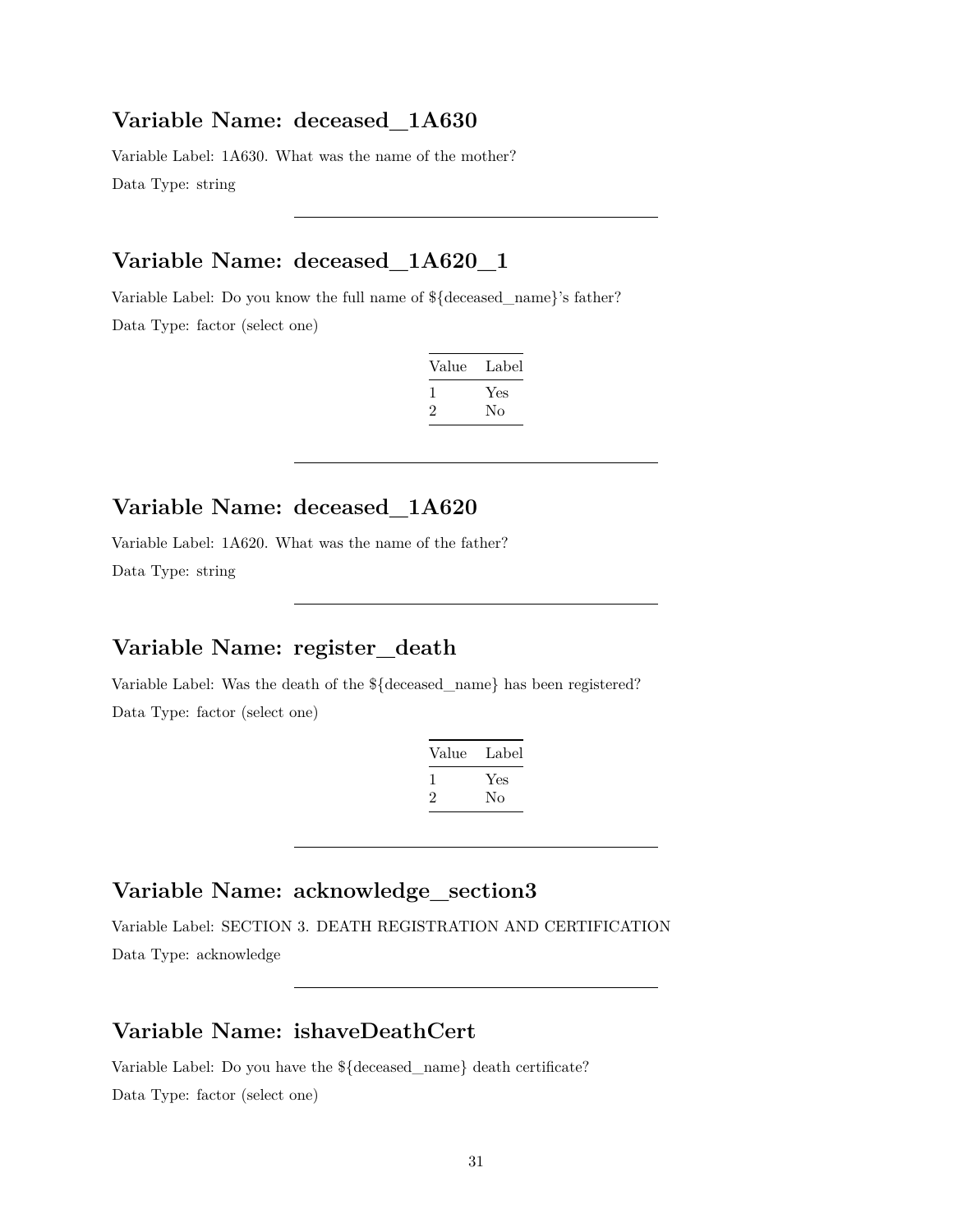## Variable Name: deceased_1A630

Variable Label: 1A630. What was the name of the mother?

Data Type: string

---

## Variable Name: deceased_1A620_1

Variable Label: Do you know the full name of ${deceased_name}'s father?

Data Type: factor (select one)

| Value | Label |
|---|---|
| 1 | Yes |
| 2 | No |

---

## Variable Name: deceased_1A620

Variable Label: 1A620. What was the name of the father?

Data Type: string

---

## Variable Name: register_death

Variable Label: Was the death of the ${deceased_name} has been registered?

Data Type: factor (select one)

| Value | Label |
|---|---|
| 1 | Yes |
| 2 | No |

---

## Variable Name: acknowledge_section3

Variable Label: SECTION 3. DEATH REGISTRATION AND CERTIFICATION

Data Type: acknowledge

---

## Variable Name: ishaveDeathCert

Variable Label: Do you have the ${deceased_name} death certificate?

Data Type: factor (select one)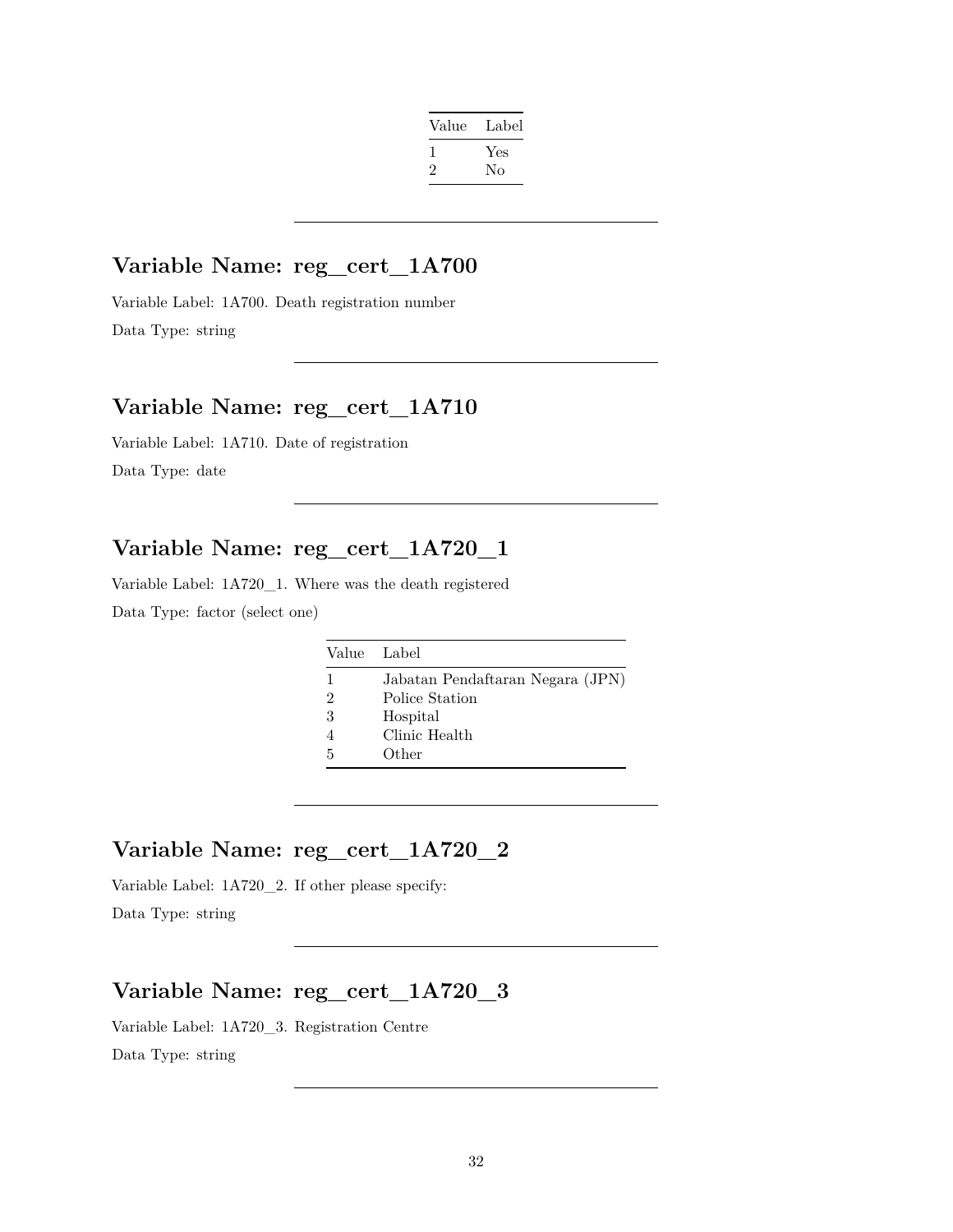| Value | Label |
|---|---|
| 1 | Yes |
| 2 | No |

---

## Variable Name: reg_cert_1A700

Variable Label: 1A700. Death registration number

Data Type: string

---

## Variable Name: reg_cert_1A710

Variable Label: 1A710. Date of registration

Data Type: date

---

## Variable Name: reg_cert_1A720_1

Variable Label: 1A720_1. Where was the death registered

Data Type: factor (select one)

| Value | Label |
|---|---|
| 1 | Jabatan Pendaftaran Negara (JPN) |
| 2 | Police Station |
| 3 | Hospital |
| 4 | Clinic Health |
| 5 | Other |

---

## Variable Name: reg_cert_1A720_2

Variable Label: 1A720_2. If other please specify:

Data Type: string

---

## Variable Name: reg_cert_1A720_3

Variable Label: 1A720_3. Registration Centre

Data Type: string

---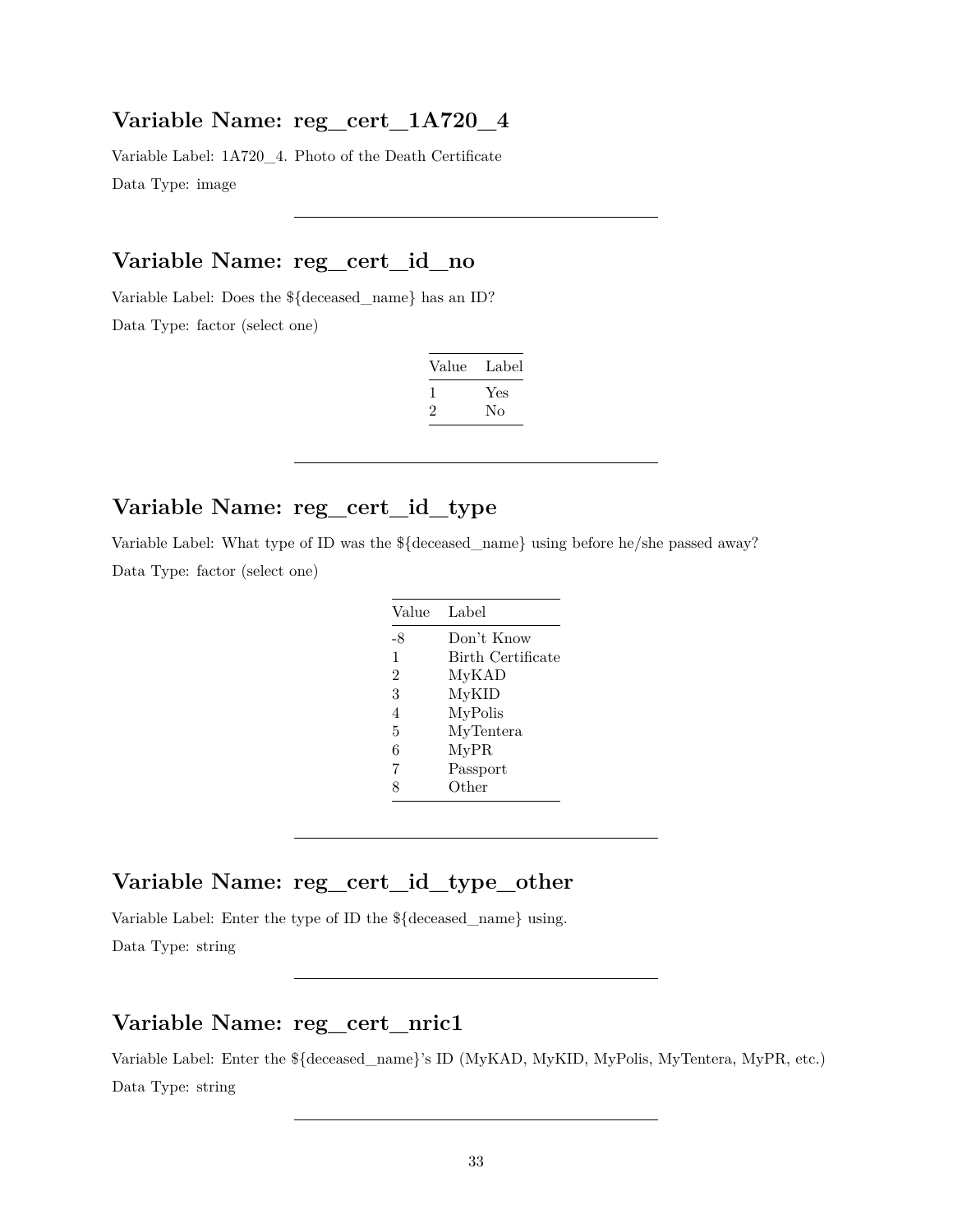## Variable Name: reg_cert_1A720_4

Variable Label: 1A720_4. Photo of the Death Certificate

Data Type: image

---

## Variable Name: reg_cert_id_no

Variable Label: Does the ${deceased_name} has an ID?

Data Type: factor (select one)

| Value | Label |
|---|---|
| 1 | Yes |
| 2 | No |

---

## Variable Name: reg_cert_id_type

Variable Label: What type of ID was the ${deceased_name} using before he/she passed away?

Data Type: factor (select one)

| Value | Label |
|---|---|
| -8 | Don't Know |
| 1 | Birth Certificate |
| 2 | MyKAD |
| 3 | MyKID |
| 4 | MyPolis |
| 5 | MyTentera |
| 6 | MyPR |
| 7 | Passport |
| 8 | Other |

---

## Variable Name: reg_cert_id_type_other

Variable Label: Enter the type of ID the ${deceased_name} using.

Data Type: string

---

## Variable Name: reg_cert_nric1

Variable Label: Enter the ${deceased_name}'s ID (MyKAD, MyKID, MyPolis, MyTentera, MyPR, etc.)

Data Type: string

---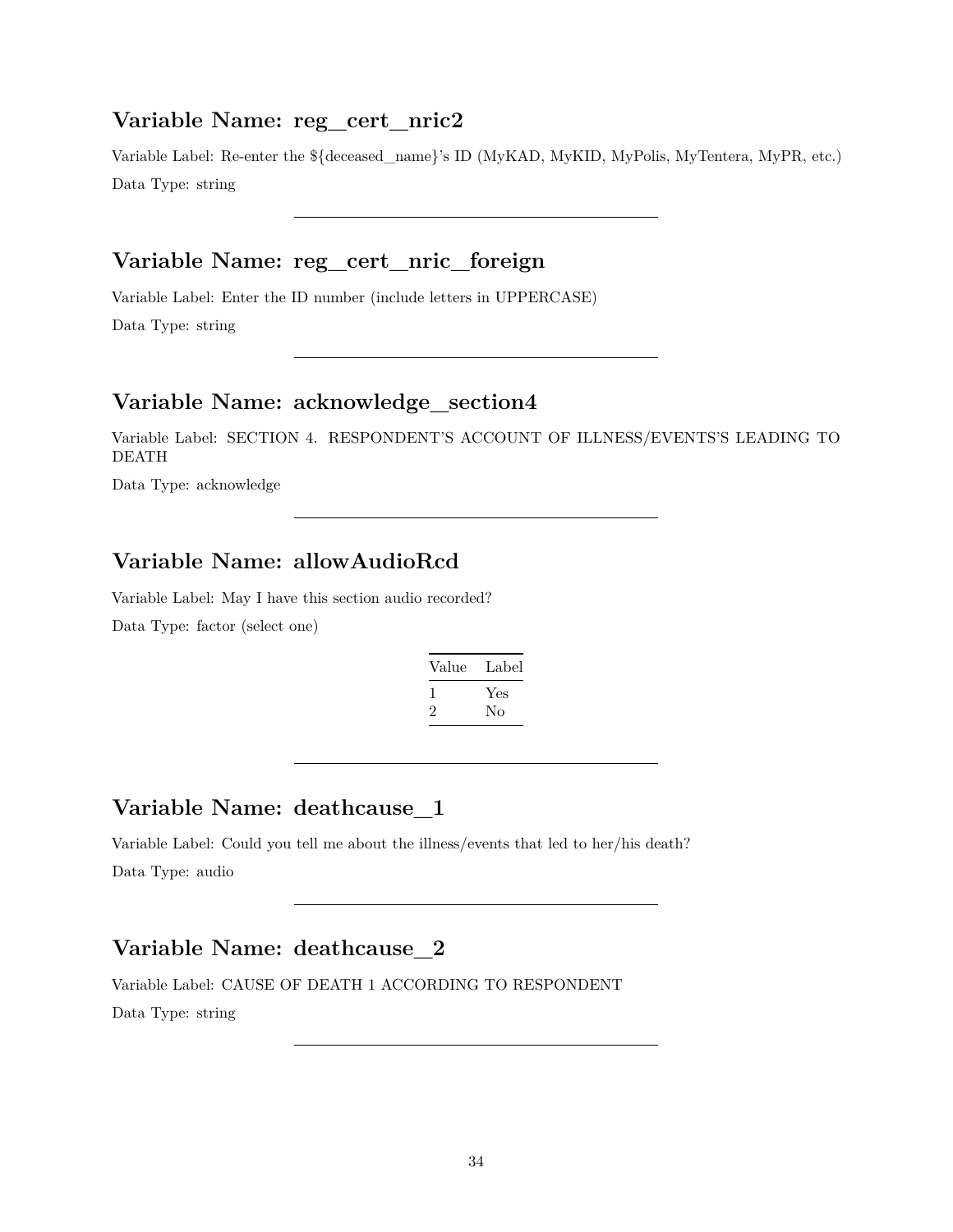## Variable Name: reg_cert_nric2

Variable Label: Re-enter the ${deceased_name}'s ID (MyKAD, MyKID, MyPolis, MyTentera, MyPR, etc.)

Data Type: string

---

## Variable Name: reg_cert_nric_foreign

Variable Label: Enter the ID number (include letters in UPPERCASE)

Data Type: string

---

## Variable Name: acknowledge_section4

Variable Label: SECTION 4. RESPONDENT'S ACCOUNT OF ILLNESS/EVENTS'S LEADING TO DEATH

Data Type: acknowledge

---

## Variable Name: allowAudioRcd

Variable Label: May I have this section audio recorded?

Data Type: factor (select one)

| Value | Label |
|---|---|
| 1 | Yes |
| 2 | No |

---

## Variable Name: deathcause_1

Variable Label: Could you tell me about the illness/events that led to her/his death?

Data Type: audio

---

## Variable Name: deathcause_2

Variable Label: CAUSE OF DEATH 1 ACCORDING TO RESPONDENT

Data Type: string

---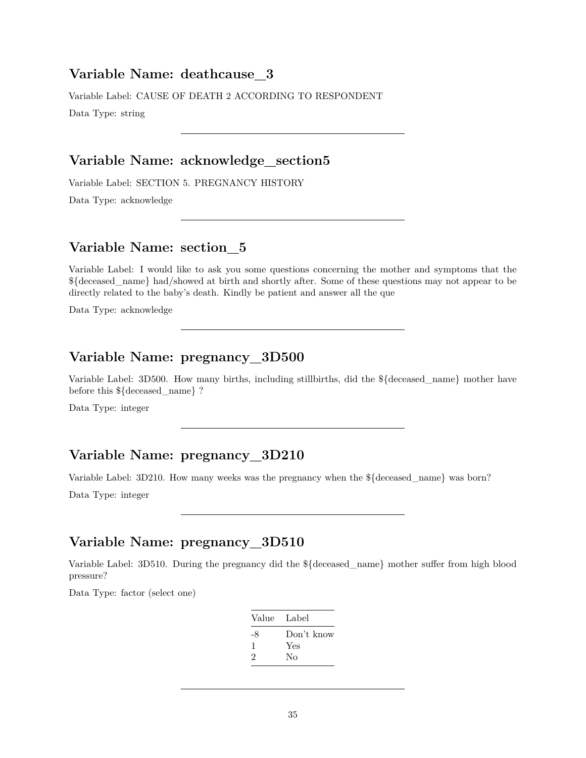## Variable Name: deathcause_3

Variable Label: CAUSE OF DEATH 2 ACCORDING TO RESPONDENT

Data Type: string

---

## Variable Name: acknowledge_section5

Variable Label: SECTION 5. PREGNANCY HISTORY

Data Type: acknowledge

---

## Variable Name: section_5

Variable Label: I would like to ask you some questions concerning the mother and symptoms that the ${deceased_name} had/showed at birth and shortly after. Some of these questions may not appear to be directly related to the baby's death. Kindly be patient and answer all the que

Data Type: acknowledge

---

## Variable Name: pregnancy_3D500

Variable Label: 3D500. How many births, including stillbirths, did the ${deceased_name} mother have before this ${deceased_name} ?

Data Type: integer

---

## Variable Name: pregnancy_3D210

Variable Label: 3D210. How many weeks was the pregnancy when the ${deceased_name} was born?

Data Type: integer

---

## Variable Name: pregnancy_3D510

Variable Label: 3D510. During the pregnancy did the ${deceased_name} mother suffer from high blood pressure?

Data Type: factor (select one)

| Value | Label |
|---|---|
| -8 | Don't know |
| 1 | Yes |
| 2 | No |

---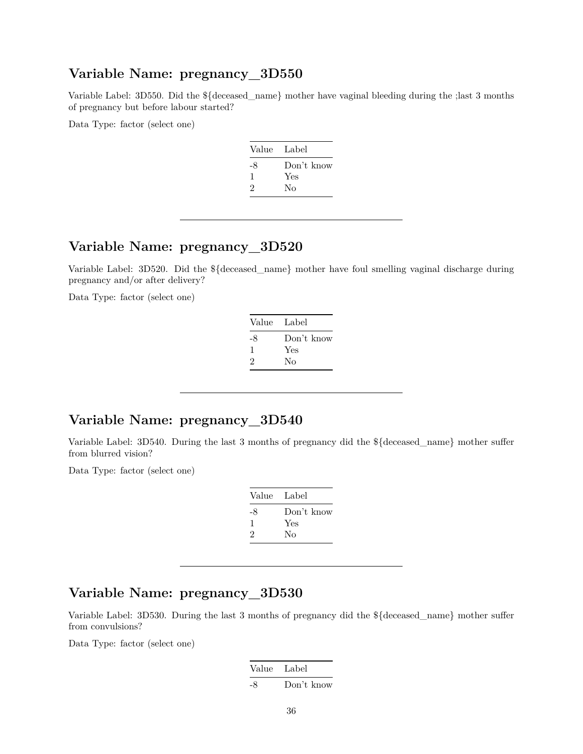## Variable Name: pregnancy_3D550

Variable Label: 3D550. Did the ${deceased_name} mother have vaginal bleeding during the ;last 3 months of pregnancy but before labour started?

Data Type: factor (select one)

| Value | Label |
|---|---|
| -8 | Don't know |
| 1 | Yes |
| 2 | No |

---

## Variable Name: pregnancy_3D520

Variable Label: 3D520. Did the ${deceased_name} mother have foul smelling vaginal discharge during pregnancy and/or after delivery?

Data Type: factor (select one)

| Value | Label |
|---|---|
| -8 | Don't know |
| 1 | Yes |
| 2 | No |

---

## Variable Name: pregnancy_3D540

Variable Label: 3D540. During the last 3 months of pregnancy did the ${deceased_name} mother suffer from blurred vision?

Data Type: factor (select one)

| Value | Label |
|---|---|
| -8 | Don't know |
| 1 | Yes |
| 2 | No |

---

## Variable Name: pregnancy_3D530

Variable Label: 3D530. During the last 3 months of pregnancy did the ${deceased_name} mother suffer from convulsions?

Data Type: factor (select one)

| Value | Label |
|---|---|
| -8 | Don't know |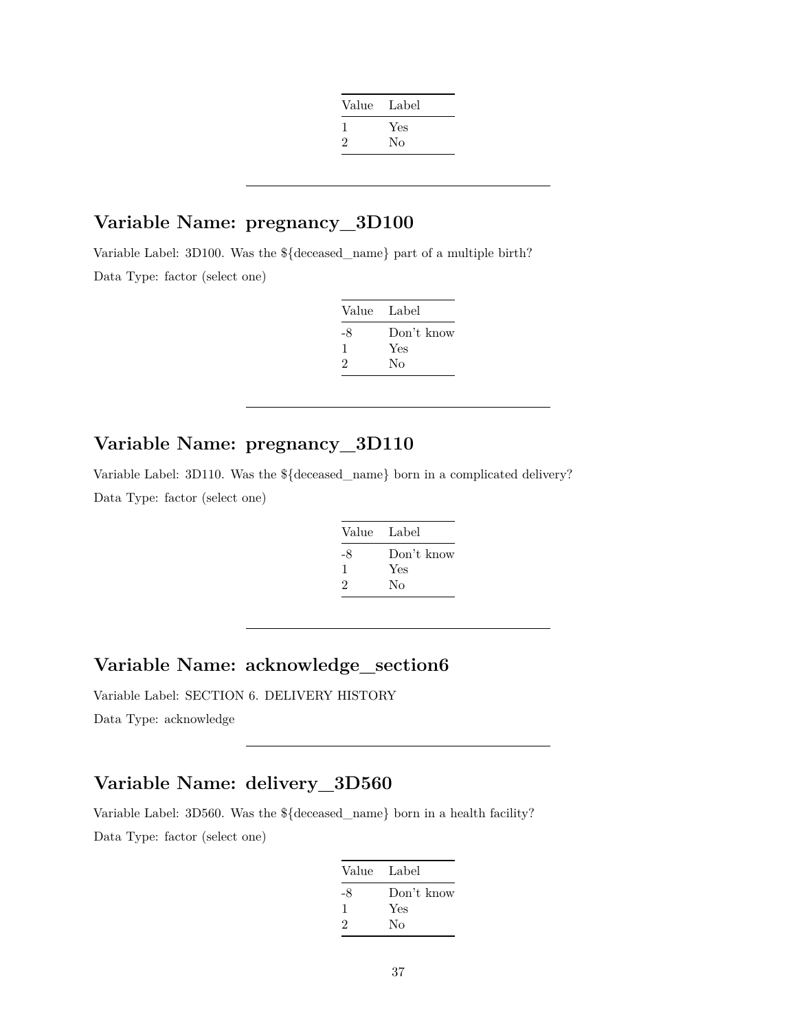| Value | Label |
|---|---|
| 1 | Yes |
| 2 | No |

---

## Variable Name: pregnancy_3D100

Variable Label: 3D100. Was the ${deceased_name} part of a multiple birth?

Data Type: factor (select one)

| Value | Label |
|---|---|
| -8 | Don't know |
| 1 | Yes |
| 2 | No |

---

## Variable Name: pregnancy_3D110

Variable Label: 3D110. Was the ${deceased_name} born in a complicated delivery?

Data Type: factor (select one)

| Value | Label |
|---|---|
| -8 | Don't know |
| 1 | Yes |
| 2 | No |

---

## Variable Name: acknowledge_section6

Variable Label: SECTION 6. DELIVERY HISTORY

Data Type: acknowledge

---

## Variable Name: delivery_3D560

Variable Label: 3D560. Was the ${deceased_name} born in a health facility?

Data Type: factor (select one)

| Value | Label |
|---|---|
| -8 | Don't know |
| 1 | Yes |
| 2 | No |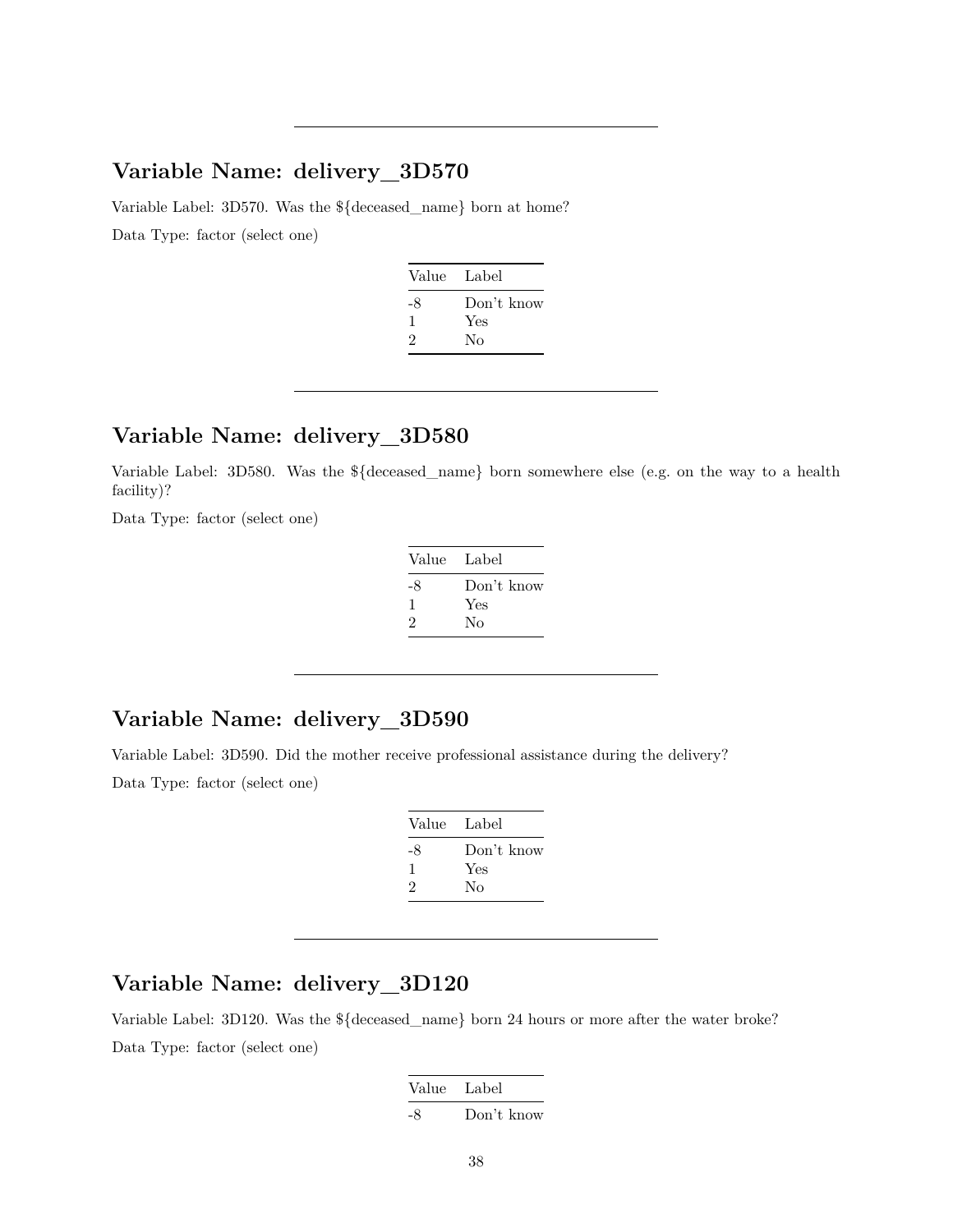---

## Variable Name: delivery_3D570

Variable Label: 3D570. Was the ${deceased_name} born at home?

Data Type: factor (select one)

| Value | Label |
|---|---|
| -8 | Don't know |
| 1 | Yes |
| 2 | No |

---

## Variable Name: delivery_3D580

Variable Label: 3D580. Was the ${deceased_name} born somewhere else (e.g. on the way to a health facility)?

Data Type: factor (select one)

| Value | Label |
|---|---|
| -8 | Don't know |
| 1 | Yes |
| 2 | No |

---

## Variable Name: delivery_3D590

Variable Label: 3D590. Did the mother receive professional assistance during the delivery?

Data Type: factor (select one)

| Value | Label |
|---|---|
| -8 | Don't know |
| 1 | Yes |
| 2 | No |

---

## Variable Name: delivery_3D120

Variable Label: 3D120. Was the ${deceased_name} born 24 hours or more after the water broke?

Data Type: factor (select one)

| Value | Label |
|---|---|
| -8 | Don't know |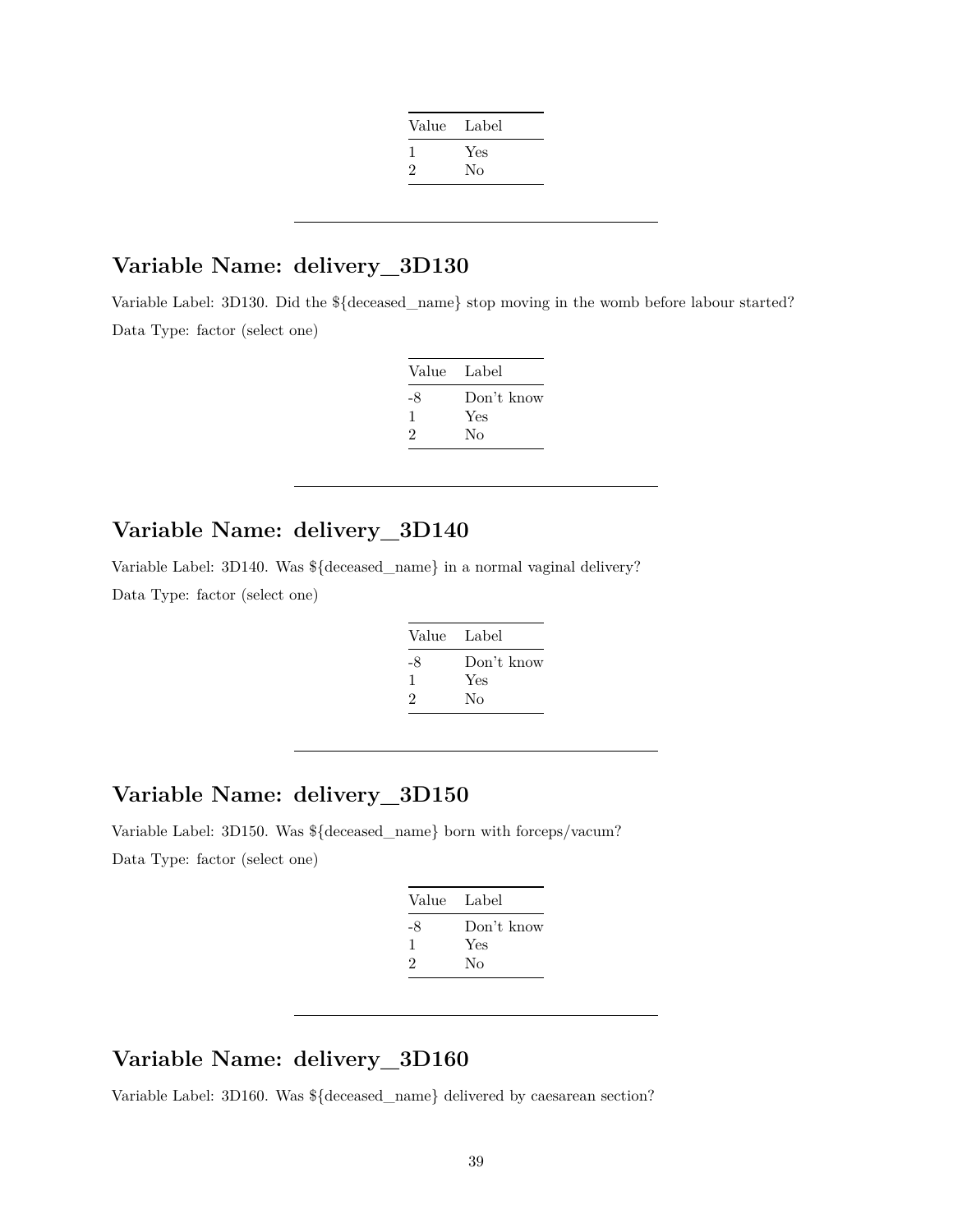| Value | Label |
|---|---|
| 1 | Yes |
| 2 | No |

---

## Variable Name: delivery_3D130

Variable Label: 3D130. Did the ${deceased_name} stop moving in the womb before labour started?

Data Type: factor (select one)

| Value | Label |
|---|---|
| -8 | Don't know |
| 1 | Yes |
| 2 | No |

---

## Variable Name: delivery_3D140

Variable Label: 3D140. Was ${deceased_name} in a normal vaginal delivery?

Data Type: factor (select one)

| Value | Label |
|---|---|
| -8 | Don't know |
| 1 | Yes |
| 2 | No |

---

## Variable Name: delivery_3D150

Variable Label: 3D150. Was ${deceased_name} born with forceps/vacum?

Data Type: factor (select one)

| Value | Label |
|---|---|
| -8 | Don't know |
| 1 | Yes |
| 2 | No |

---

## Variable Name: delivery_3D160

Variable Label: 3D160. Was ${deceased_name} delivered by caesarean section?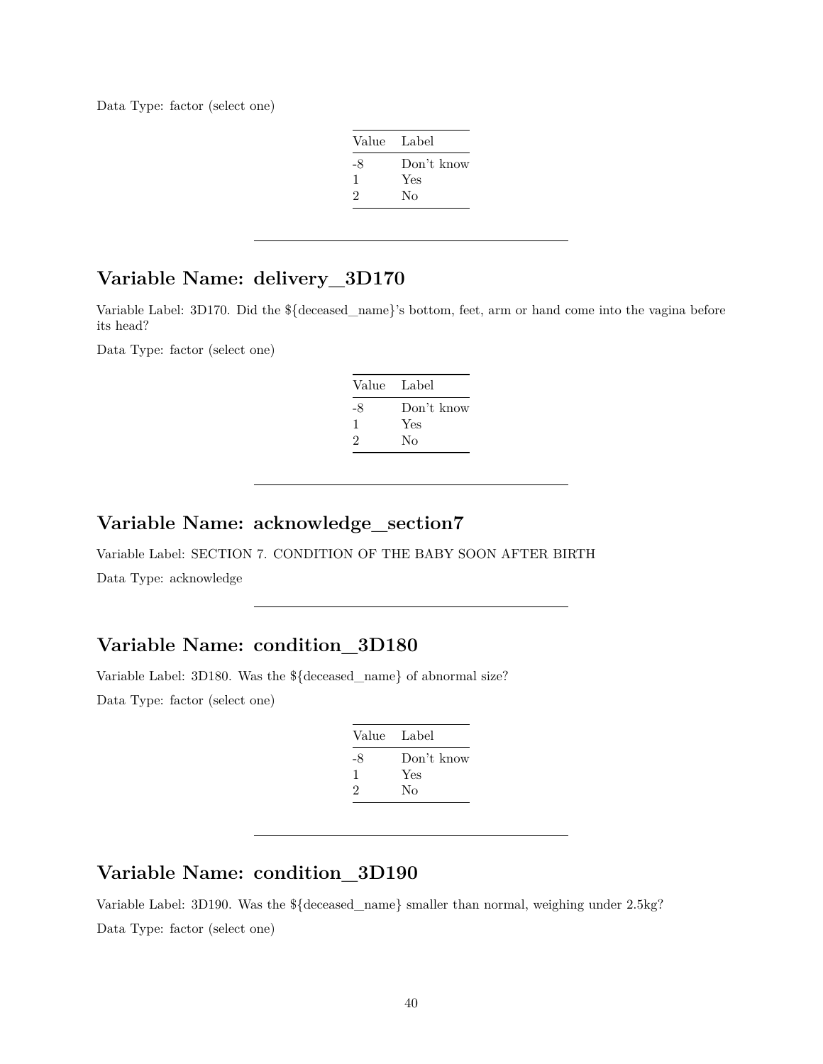Data Type: factor (select one)

| Value | Label |
|---|---|
| -8 | Don't know |
| 1 | Yes |
| 2 | No |

---

## Variable Name: delivery_3D170

Variable Label: 3D170. Did the ${deceased_name}'s bottom, feet, arm or hand come into the vagina before its head?

Data Type: factor (select one)

| Value | Label |
|---|---|
| -8 | Don't know |
| 1 | Yes |
| 2 | No |

---

## Variable Name: acknowledge_section7

Variable Label: SECTION 7. CONDITION OF THE BABY SOON AFTER BIRTH

Data Type: acknowledge

---

## Variable Name: condition_3D180

Variable Label: 3D180. Was the ${deceased_name} of abnormal size?

Data Type: factor (select one)

| Value | Label |
|---|---|
| -8 | Don't know |
| 1 | Yes |
| 2 | No |

---

## Variable Name: condition_3D190

Variable Label: 3D190. Was the ${deceased_name} smaller than normal, weighing under 2.5kg?

Data Type: factor (select one)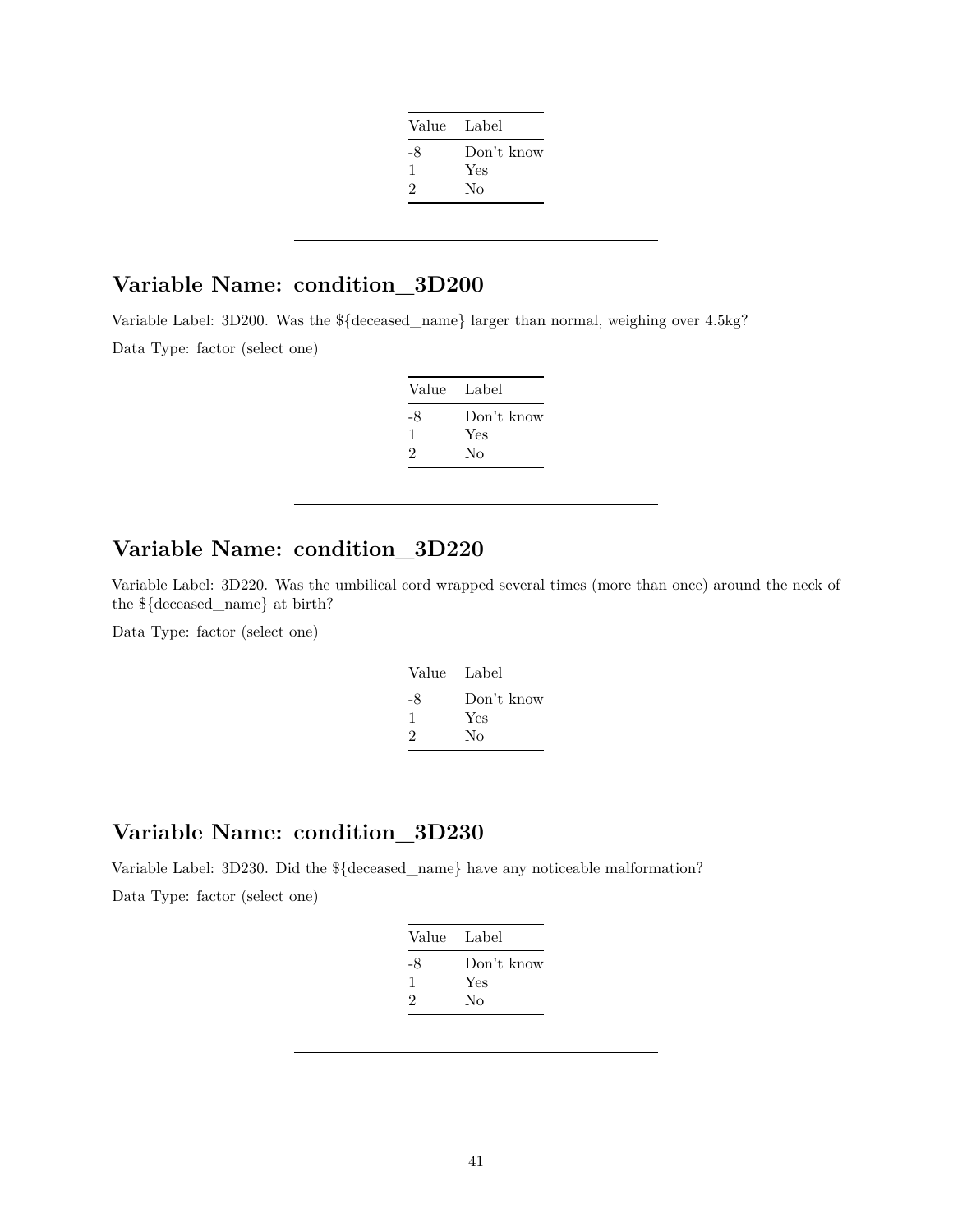| Value | Label |
|---|---|
| -8 | Don't know |
| 1 | Yes |
| 2 | No |

---

## Variable Name: condition_3D200

Variable Label: 3D200. Was the ${deceased_name} larger than normal, weighing over 4.5kg?

Data Type: factor (select one)

| Value | Label |
|---|---|
| -8 | Don't know |
| 1 | Yes |
| 2 | No |

---

## Variable Name: condition_3D220

Variable Label: 3D220. Was the umbilical cord wrapped several times (more than once) around the neck of the ${deceased_name} at birth?

Data Type: factor (select one)

| Value | Label |
|---|---|
| -8 | Don't know |
| 1 | Yes |
| 2 | No |

---

## Variable Name: condition_3D230

Variable Label: 3D230. Did the ${deceased_name} have any noticeable malformation?

Data Type: factor (select one)

| Value | Label |
|---|---|
| -8 | Don't know |
| 1 | Yes |
| 2 | No |

---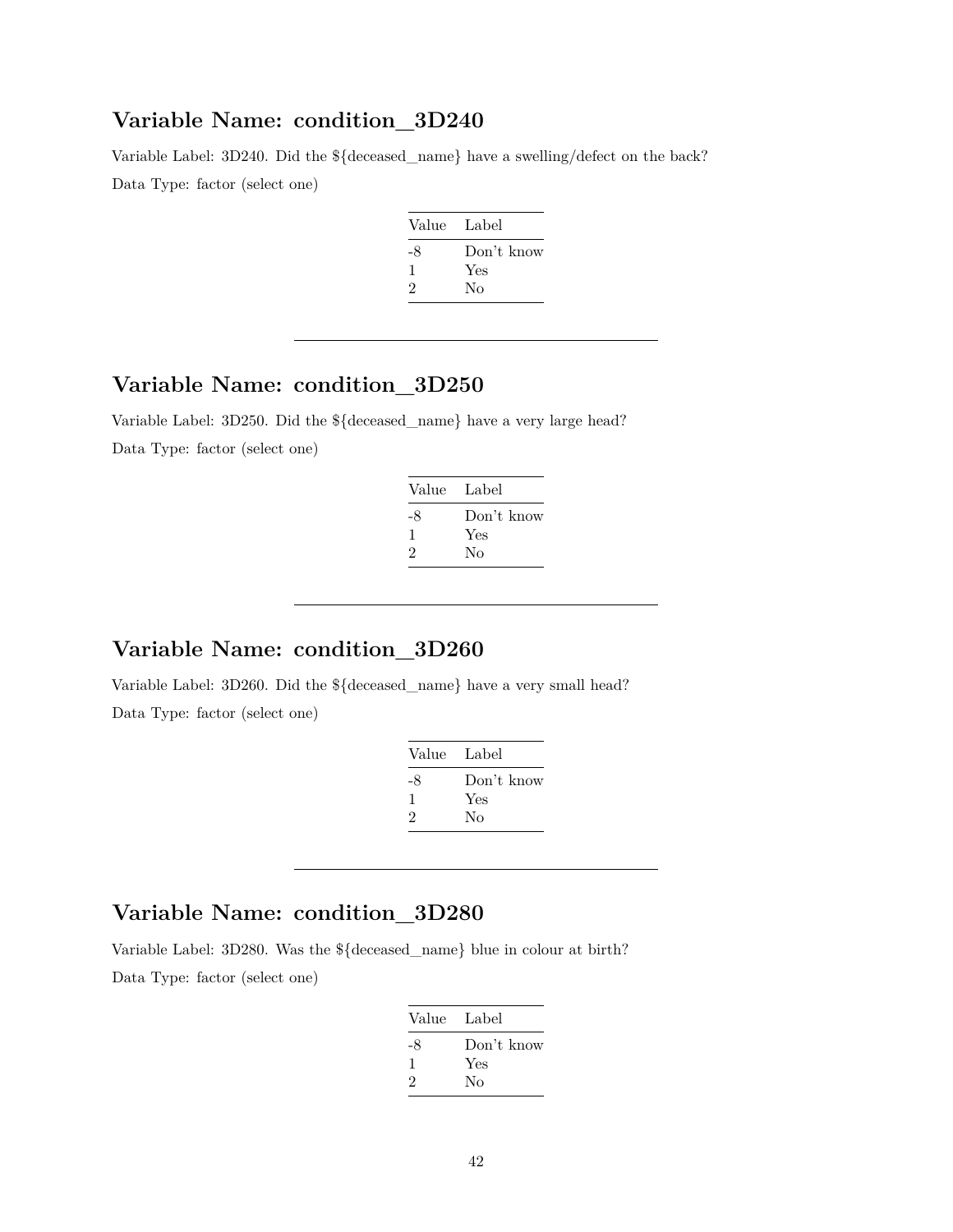## Variable Name: condition_3D240

Variable Label: 3D240. Did the ${deceased_name} have a swelling/defect on the back?

Data Type: factor (select one)

| Value | Label |
|---|---|
| -8 | Don't know |
| 1 | Yes |
| 2 | No |

---

## Variable Name: condition_3D250

Variable Label: 3D250. Did the ${deceased_name} have a very large head?

Data Type: factor (select one)

| Value | Label |
|---|---|
| -8 | Don't know |
| 1 | Yes |
| 2 | No |

---

## Variable Name: condition_3D260

Variable Label: 3D260. Did the ${deceased_name} have a very small head?

Data Type: factor (select one)

| Value | Label |
|---|---|
| -8 | Don't know |
| 1 | Yes |
| 2 | No |

---

## Variable Name: condition_3D280

Variable Label: 3D280. Was the ${deceased_name} blue in colour at birth?

Data Type: factor (select one)

| Value | Label |
|---|---|
| -8 | Don't know |
| 1 | Yes |
| 2 | No |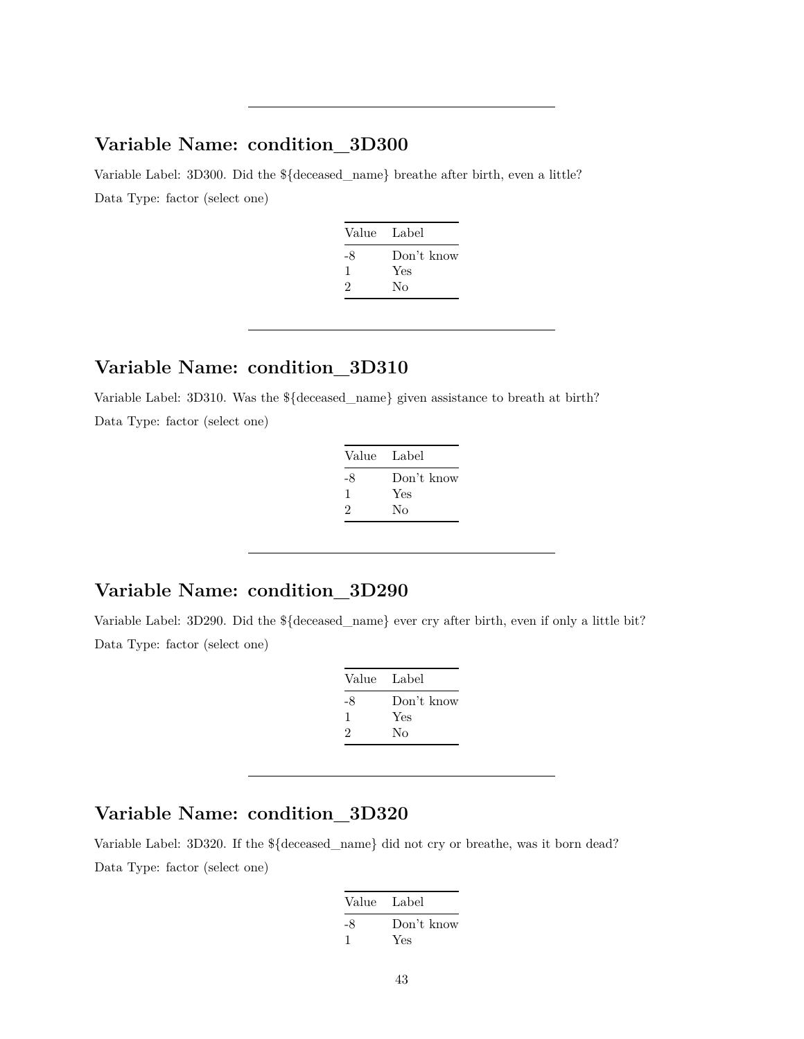---

## Variable Name: condition_3D300

Variable Label: 3D300. Did the ${deceased_name} breathe after birth, even a little?

Data Type: factor (select one)

| Value | Label |
|---|---|
| -8 | Don't know |
| 1 | Yes |
| 2 | No |

---

## Variable Name: condition_3D310

Variable Label: 3D310. Was the ${deceased_name} given assistance to breath at birth?

Data Type: factor (select one)

| Value | Label |
|---|---|
| -8 | Don't know |
| 1 | Yes |
| 2 | No |

---

## Variable Name: condition_3D290

Variable Label: 3D290. Did the ${deceased_name} ever cry after birth, even if only a little bit?

Data Type: factor (select one)

| Value | Label |
|---|---|
| -8 | Don't know |
| 1 | Yes |
| 2 | No |

---

## Variable Name: condition_3D320

Variable Label: 3D320. If the ${deceased_name} did not cry or breathe, was it born dead?

Data Type: factor (select one)

| Value | Label |
|---|---|
| -8 | Don't know |
| 1 | Yes |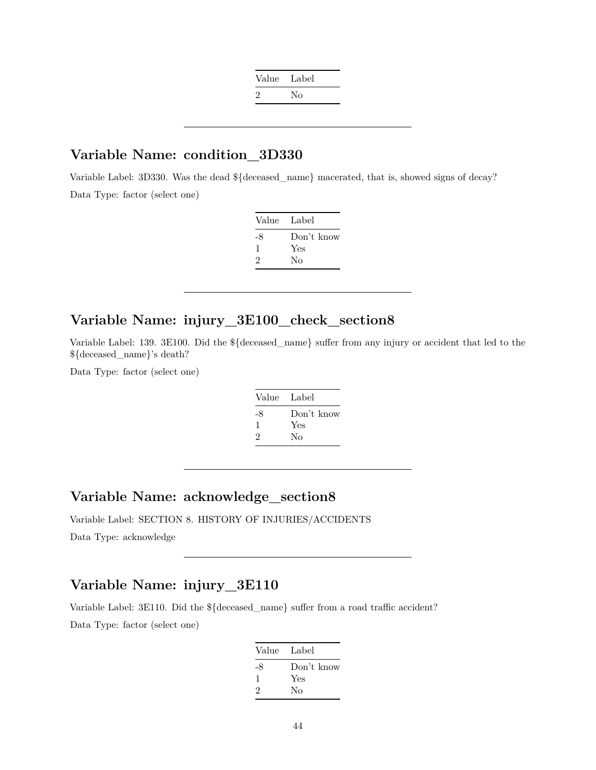| Value | Label |
|---|---|
| 2 | No |

---

## Variable Name: condition_3D330

Variable Label: 3D330. Was the dead ${deceased_name} macerated, that is, showed signs of decay?

Data Type: factor (select one)

| Value | Label |
|---|---|
| -8 | Don't know |
| 1 | Yes |
| 2 | No |

---

## Variable Name: injury_3E100_check_section8

Variable Label: 139. 3E100. Did the ${deceased_name} suffer from any injury or accident that led to the ${deceased_name}'s death?

Data Type: factor (select one)

| Value | Label |
|---|---|
| -8 | Don't know |
| 1 | Yes |
| 2 | No |

---

## Variable Name: acknowledge_section8

Variable Label: SECTION 8. HISTORY OF INJURIES/ACCIDENTS

Data Type: acknowledge

---

## Variable Name: injury_3E110

Variable Label: 3E110. Did the ${deceased_name} suffer from a road traffic accident?

Data Type: factor (select one)

| Value | Label |
|---|---|
| -8 | Don't know |
| 1 | Yes |
| 2 | No |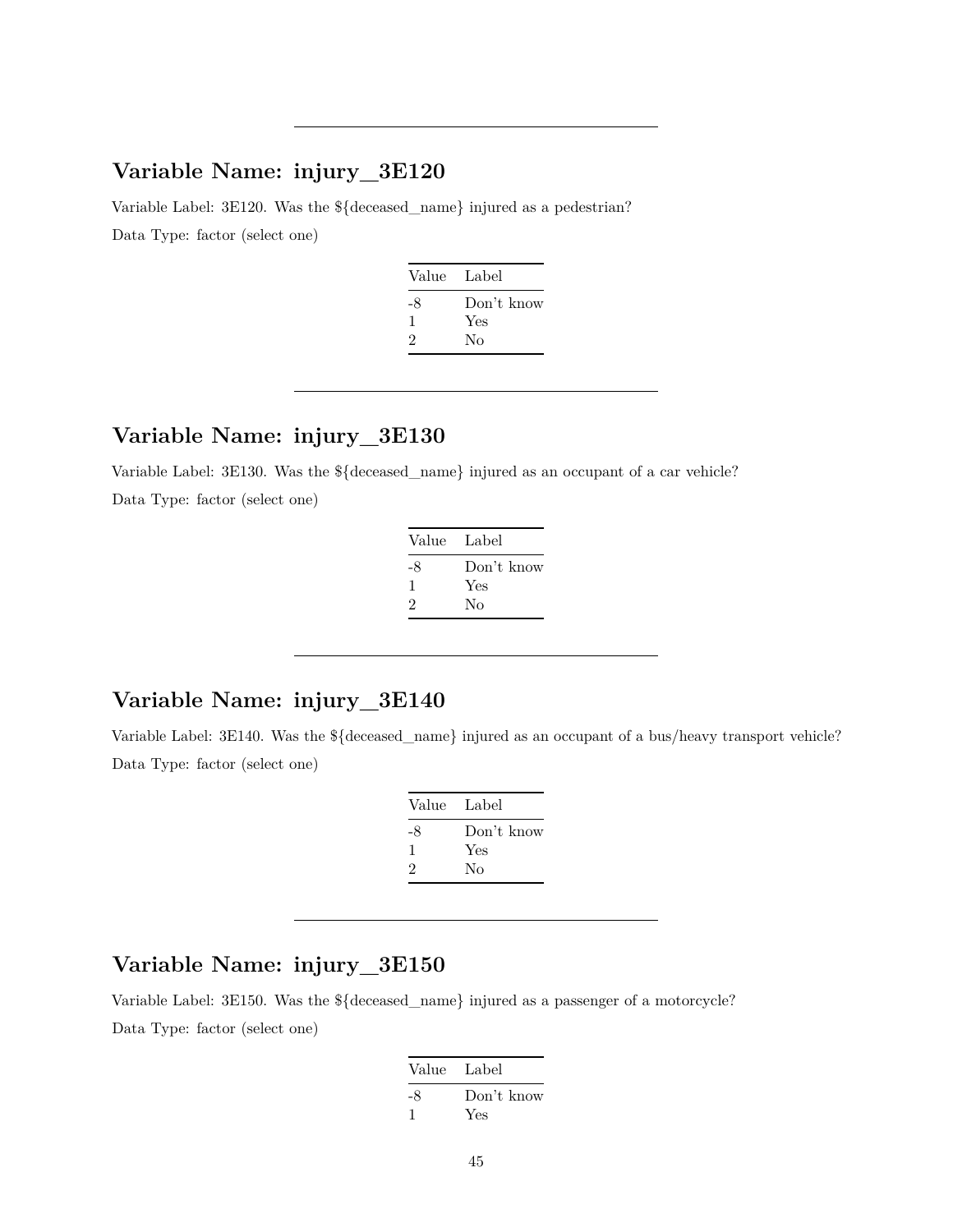---

## Variable Name: injury_3E120

Variable Label: 3E120. Was the ${deceased_name} injured as a pedestrian?

Data Type: factor (select one)

| Value | Label |
|---|---|
| -8 | Don't know |
| 1 | Yes |
| 2 | No |

---

## Variable Name: injury_3E130

Variable Label: 3E130. Was the ${deceased_name} injured as an occupant of a car vehicle?

Data Type: factor (select one)

| Value | Label |
|---|---|
| -8 | Don't know |
| 1 | Yes |
| 2 | No |

---

## Variable Name: injury_3E140

Variable Label: 3E140. Was the ${deceased_name} injured as an occupant of a bus/heavy transport vehicle?

Data Type: factor (select one)

| Value | Label |
|---|---|
| -8 | Don't know |
| 1 | Yes |
| 2 | No |

---

## Variable Name: injury_3E150

Variable Label: 3E150. Was the ${deceased_name} injured as a passenger of a motorcycle?

Data Type: factor (select one)

| Value | Label |
|---|---|
| -8 | Don't know |
| 1 | Yes |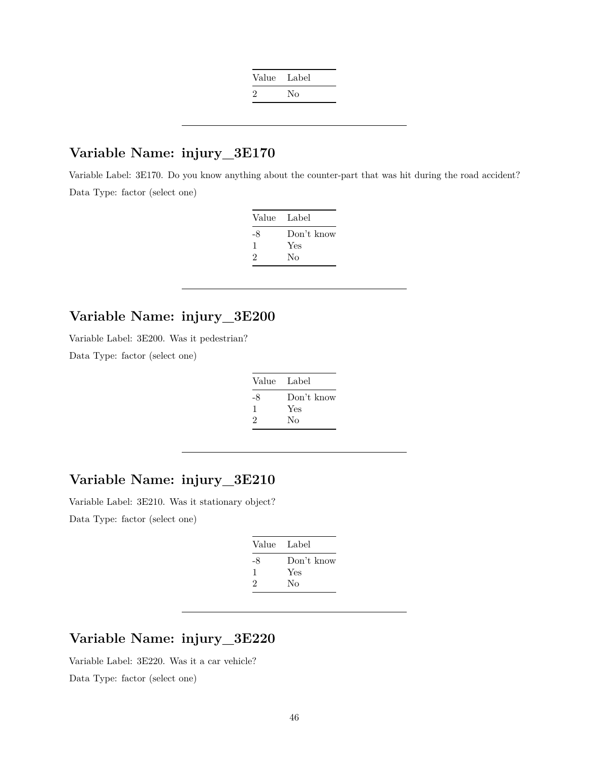| Value | Label |
|---|---|
| 2 | No |

---

## Variable Name: injury_3E170

Variable Label: 3E170. Do you know anything about the counter-part that was hit during the road accident?

Data Type: factor (select one)

| Value | Label |
|---|---|
| -8 | Don't know |
| 1 | Yes |
| 2 | No |

---

## Variable Name: injury_3E200

Variable Label: 3E200. Was it pedestrian?

Data Type: factor (select one)

| Value | Label |
|---|---|
| -8 | Don't know |
| 1 | Yes |
| 2 | No |

---

## Variable Name: injury_3E210

Variable Label: 3E210. Was it stationary object?

Data Type: factor (select one)

| Value | Label |
|---|---|
| -8 | Don't know |
| 1 | Yes |
| 2 | No |

---

## Variable Name: injury_3E220

Variable Label: 3E220. Was it a car vehicle?

Data Type: factor (select one)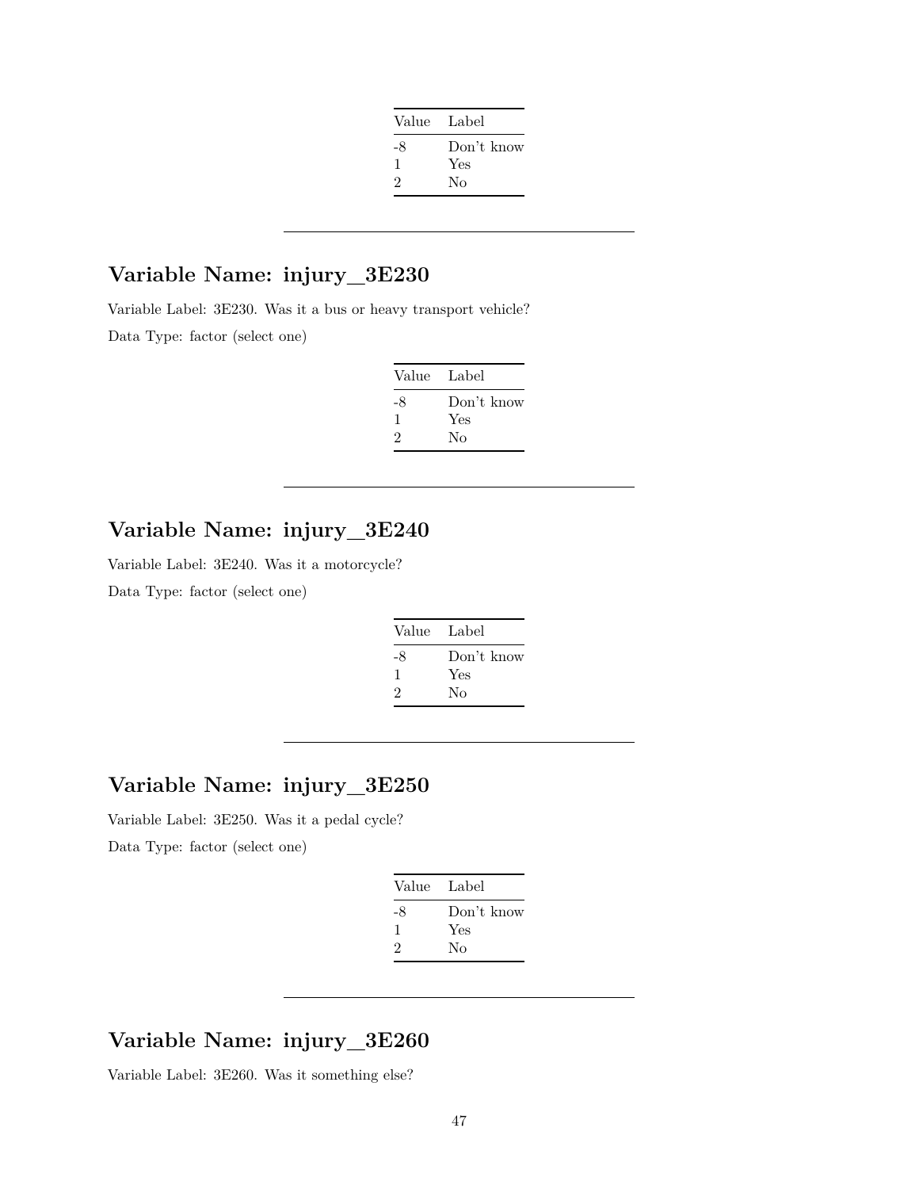| Value | Label |
|---|---|
| -8 | Don't know |
| 1 | Yes |
| 2 | No |

---

## Variable Name: injury_3E230

Variable Label: 3E230. Was it a bus or heavy transport vehicle?

Data Type: factor (select one)

| Value | Label |
|---|---|
| -8 | Don't know |
| 1 | Yes |
| 2 | No |

---

## Variable Name: injury_3E240

Variable Label: 3E240. Was it a motorcycle?

Data Type: factor (select one)

| Value | Label |
|---|---|
| -8 | Don't know |
| 1 | Yes |
| 2 | No |

---

## Variable Name: injury_3E250

Variable Label: 3E250. Was it a pedal cycle?

Data Type: factor (select one)

| Value | Label |
|---|---|
| -8 | Don't know |
| 1 | Yes |
| 2 | No |

---

## Variable Name: injury_3E260

Variable Label: 3E260. Was it something else?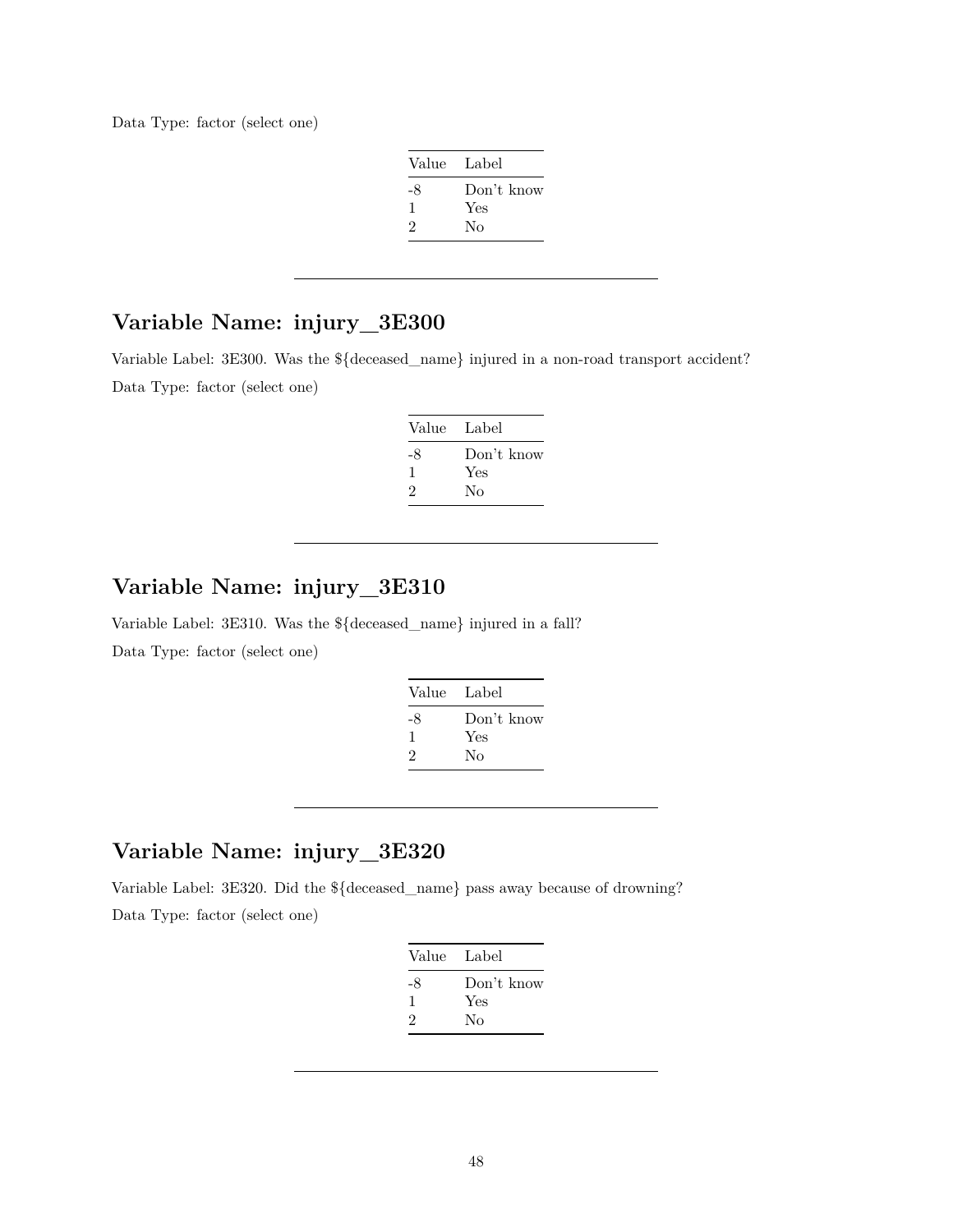Data Type: factor (select one)

| Value | Label |
|---|---|
| -8 | Don't know |
| 1 | Yes |
| 2 | No |

---

## Variable Name: injury_3E300

Variable Label: 3E300. Was the ${deceased_name} injured in a non-road transport accident?

Data Type: factor (select one)

| Value | Label |
|---|---|
| -8 | Don't know |
| 1 | Yes |
| 2 | No |

---

## Variable Name: injury_3E310

Variable Label: 3E310. Was the ${deceased_name} injured in a fall?

Data Type: factor (select one)

| Value | Label |
|---|---|
| -8 | Don't know |
| 1 | Yes |
| 2 | No |

---

## Variable Name: injury_3E320

Variable Label: 3E320. Did the ${deceased_name} pass away because of drowning?

Data Type: factor (select one)

| Value | Label |
|---|---|
| -8 | Don't know |
| 1 | Yes |
| 2 | No |

---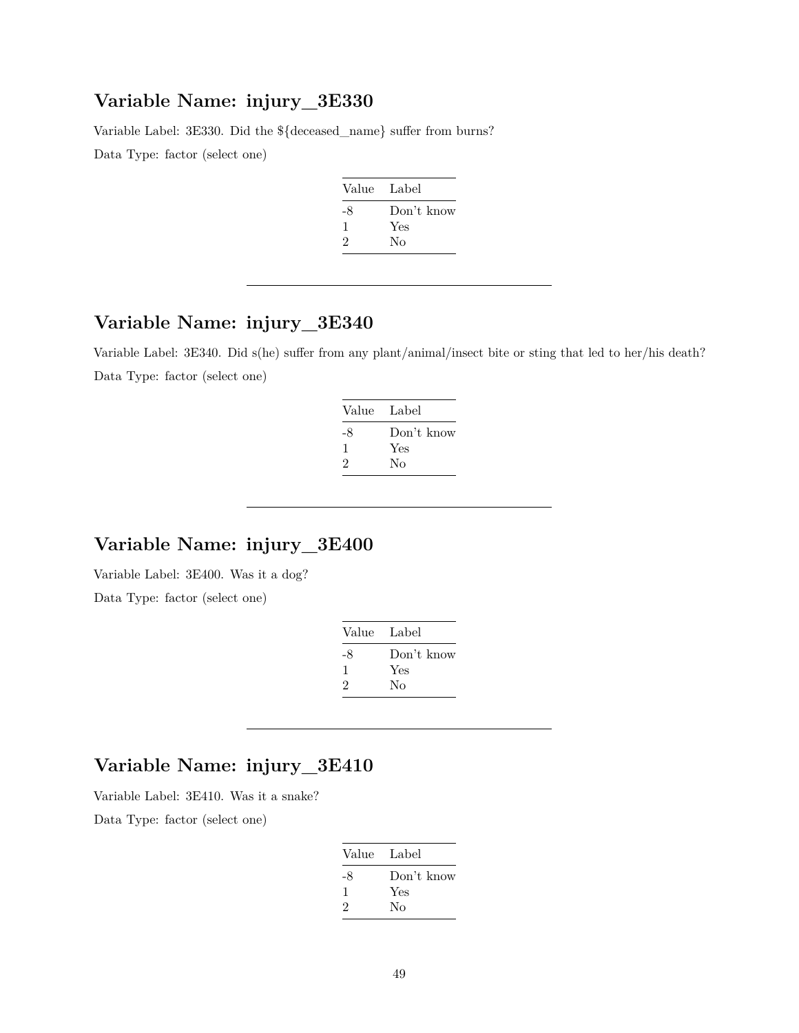## Variable Name: injury_3E330

Variable Label: 3E330. Did the ${deceased_name} suffer from burns?

Data Type: factor (select one)

| Value | Label |
|---|---|
| -8 | Don't know |
| 1 | Yes |
| 2 | No |

---

## Variable Name: injury_3E340

Variable Label: 3E340. Did s(he) suffer from any plant/animal/insect bite or sting that led to her/his death?

Data Type: factor (select one)

| Value | Label |
|---|---|
| -8 | Don't know |
| 1 | Yes |
| 2 | No |

---

## Variable Name: injury_3E400

Variable Label: 3E400. Was it a dog?

Data Type: factor (select one)

| Value | Label |
|---|---|
| -8 | Don't know |
| 1 | Yes |
| 2 | No |

---

## Variable Name: injury_3E410

Variable Label: 3E410. Was it a snake?

Data Type: factor (select one)

| Value | Label |
|---|---|
| -8 | Don't know |
| 1 | Yes |
| 2 | No |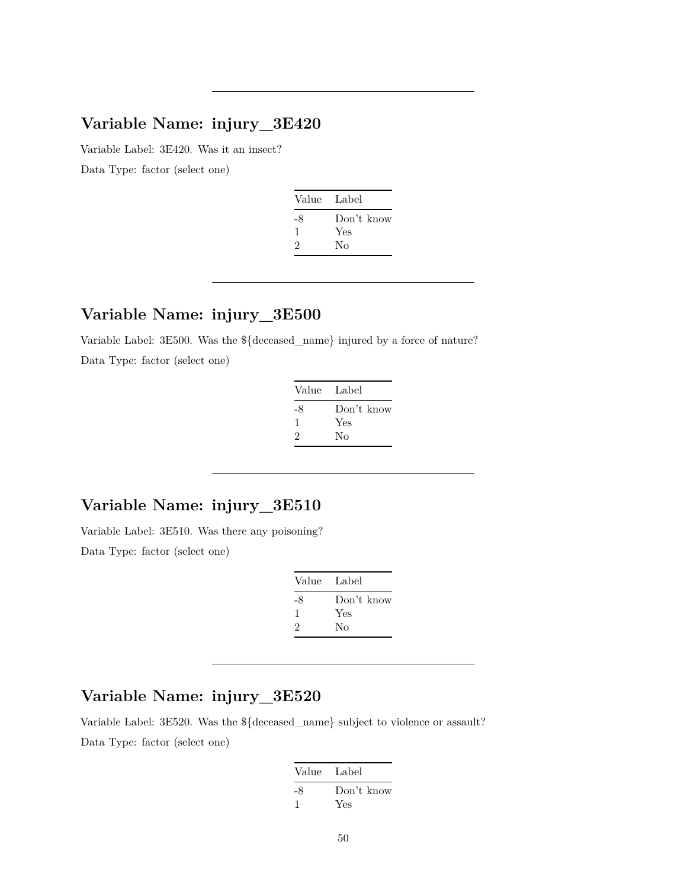---

## Variable Name: injury_3E420

Variable Label: 3E420. Was it an insect?

Data Type: factor (select one)

| Value | Label |
|---|---|
| -8 | Don't know |
| 1 | Yes |
| 2 | No |

---

## Variable Name: injury_3E500

Variable Label: 3E500. Was the ${deceased_name} injured by a force of nature?

Data Type: factor (select one)

| Value | Label |
|---|---|
| -8 | Don't know |
| 1 | Yes |
| 2 | No |

---

## Variable Name: injury_3E510

Variable Label: 3E510. Was there any poisoning?

Data Type: factor (select one)

| Value | Label |
|---|---|
| -8 | Don't know |
| 1 | Yes |
| 2 | No |

---

## Variable Name: injury_3E520

Variable Label: 3E520. Was the ${deceased_name} subject to violence or assault?

Data Type: factor (select one)

| Value | Label |
|---|---|
| -8 | Don't know |
| 1 | Yes |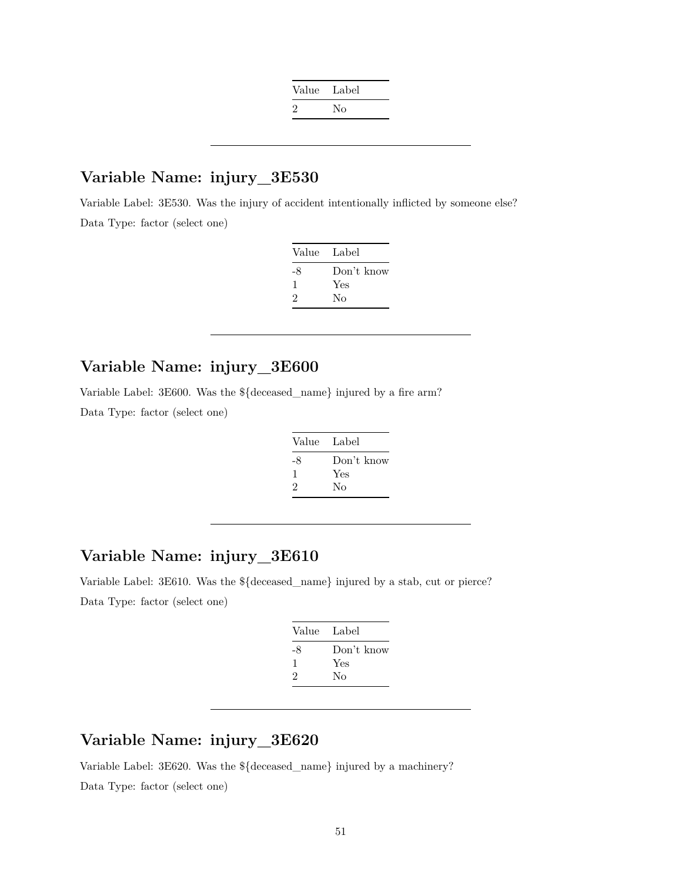| Value | Label |
|---|---|
| 2 | No |

---

## Variable Name: injury_3E530

Variable Label: 3E530. Was the injury of accident intentionally inflicted by someone else?

Data Type: factor (select one)

| Value | Label |
|---|---|
| -8 | Don't know |
| 1 | Yes |
| 2 | No |

---

## Variable Name: injury_3E600

Variable Label: 3E600. Was the ${deceased_name} injured by a fire arm?

Data Type: factor (select one)

| Value | Label |
|---|---|
| -8 | Don't know |
| 1 | Yes |
| 2 | No |

---

## Variable Name: injury_3E610

Variable Label: 3E610. Was the ${deceased_name} injured by a stab, cut or pierce?

Data Type: factor (select one)

| Value | Label |
|---|---|
| -8 | Don't know |
| 1 | Yes |
| 2 | No |

---

## Variable Name: injury_3E620

Variable Label: 3E620. Was the ${deceased_name} injured by a machinery?

Data Type: factor (select one)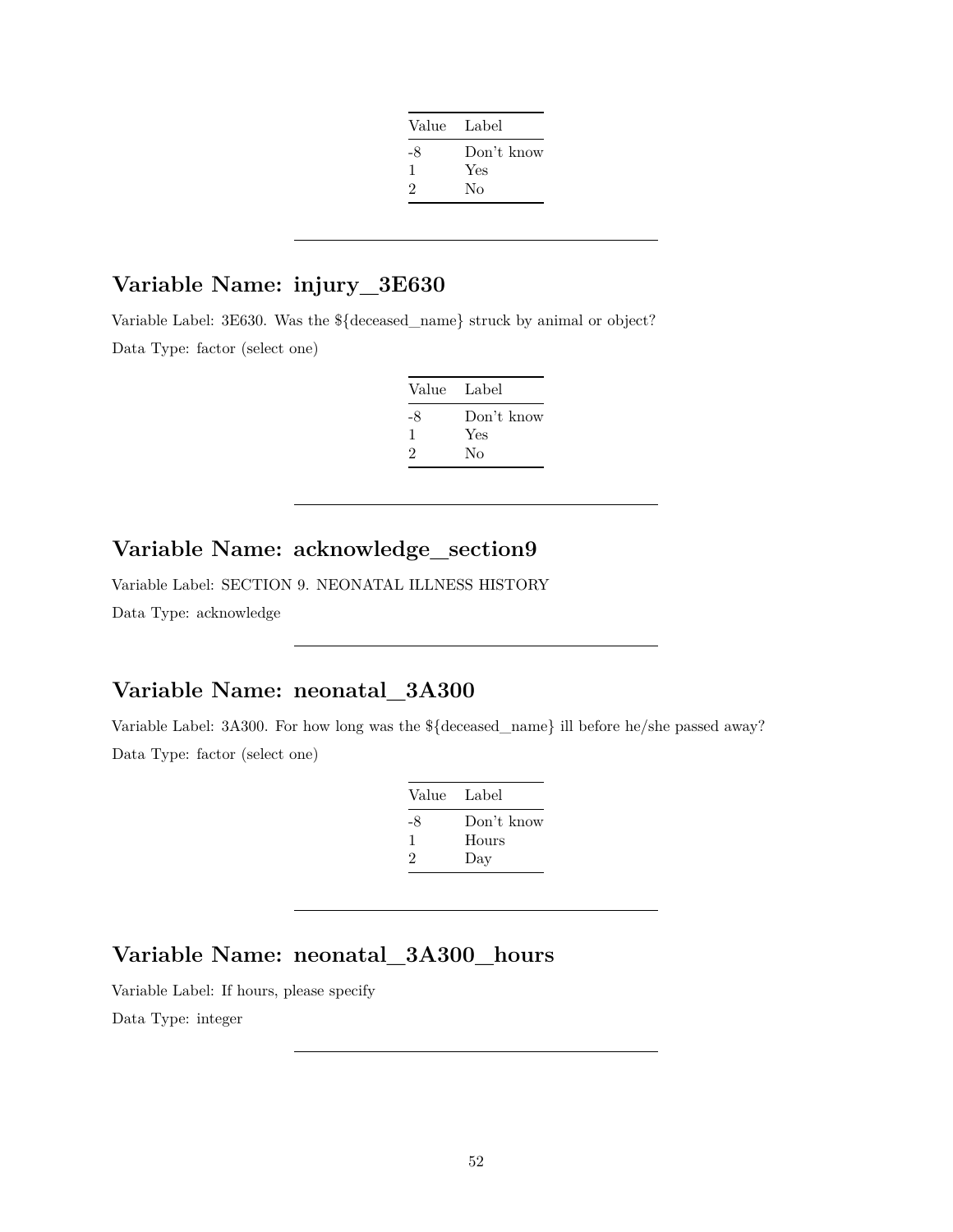| Value | Label |
|---|---|
| -8 | Don't know |
| 1 | Yes |
| 2 | No |

---

## Variable Name: injury_3E630

Variable Label: 3E630. Was the ${deceased_name} struck by animal or object?

Data Type: factor (select one)

| Value | Label |
|---|---|
| -8 | Don't know |
| 1 | Yes |
| 2 | No |

---

## Variable Name: acknowledge_section9

Variable Label: SECTION 9. NEONATAL ILLNESS HISTORY

Data Type: acknowledge

---

## Variable Name: neonatal_3A300

Variable Label: 3A300. For how long was the ${deceased_name} ill before he/she passed away?

Data Type: factor (select one)

| Value | Label |
|---|---|
| -8 | Don't know |
| 1 | Hours |
| 2 | Day |

---

## Variable Name: neonatal_3A300_hours

Variable Label: If hours, please specify

Data Type: integer

---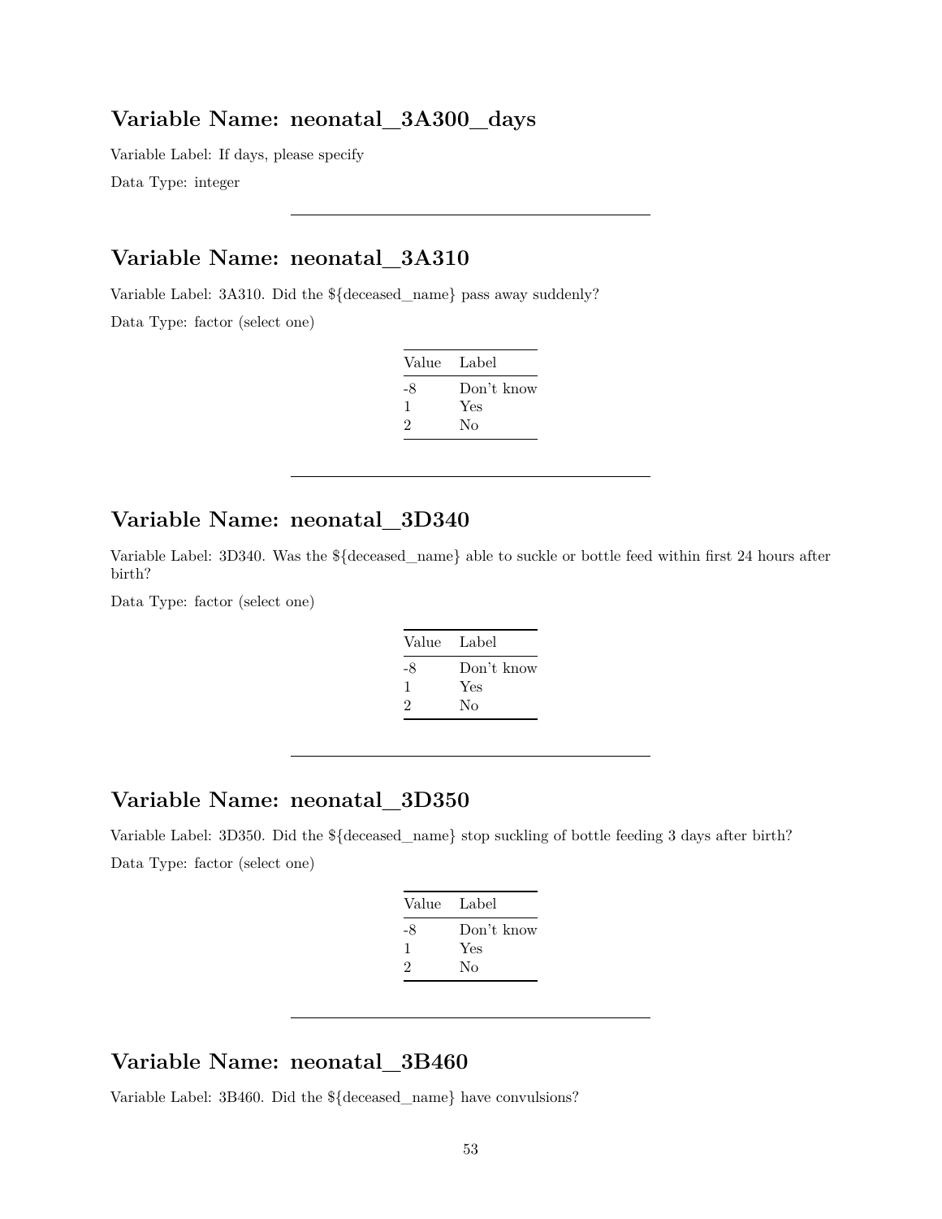## Variable Name: neonatal_3A300_days

Variable Label: If days, please specify

Data Type: integer

---

## Variable Name: neonatal_3A310

Variable Label: 3A310. Did the ${deceased_name} pass away suddenly?

Data Type: factor (select one)

| Value | Label |
|---|---|
| -8 | Don't know |
| 1 | Yes |
| 2 | No |

---

## Variable Name: neonatal_3D340

Variable Label: 3D340. Was the ${deceased_name} able to suckle or bottle feed within first 24 hours after birth?

Data Type: factor (select one)

| Value | Label |
|---|---|
| -8 | Don't know |
| 1 | Yes |
| 2 | No |

---

## Variable Name: neonatal_3D350

Variable Label: 3D350. Did the ${deceased_name} stop suckling of bottle feeding 3 days after birth?

Data Type: factor (select one)

| Value | Label |
|---|---|
| -8 | Don't know |
| 1 | Yes |
| 2 | No |

---

## Variable Name: neonatal_3B460

Variable Label: 3B460. Did the ${deceased_name} have convulsions?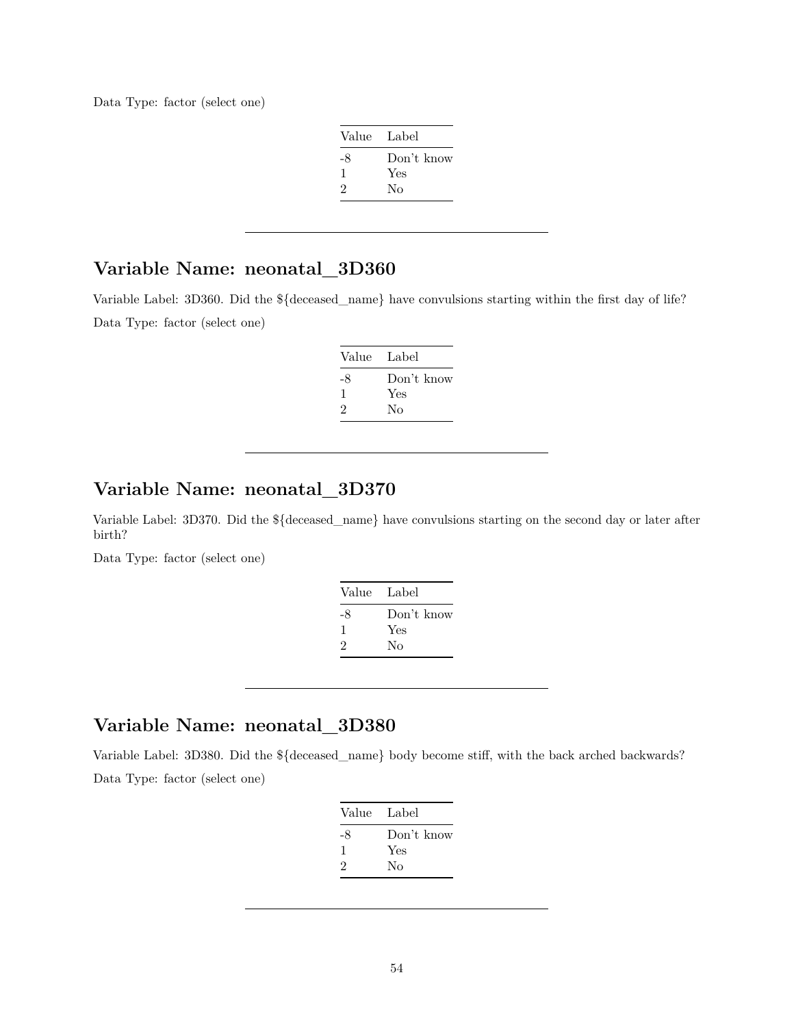Data Type: factor (select one)

| Value | Label |
|---|---|
| -8 | Don't know |
| 1 | Yes |
| 2 | No |

---

## Variable Name: neonatal_3D360

Variable Label: 3D360. Did the ${deceased_name} have convulsions starting within the first day of life?

Data Type: factor (select one)

| Value | Label |
|---|---|
| -8 | Don't know |
| 1 | Yes |
| 2 | No |

---

## Variable Name: neonatal_3D370

Variable Label: 3D370. Did the ${deceased_name} have convulsions starting on the second day or later after birth?

Data Type: factor (select one)

| Value | Label |
|---|---|
| -8 | Don't know |
| 1 | Yes |
| 2 | No |

---

## Variable Name: neonatal_3D380

Variable Label: 3D380. Did the ${deceased_name} body become stiff, with the back arched backwards?

Data Type: factor (select one)

| Value | Label |
|---|---|
| -8 | Don't know |
| 1 | Yes |
| 2 | No |

---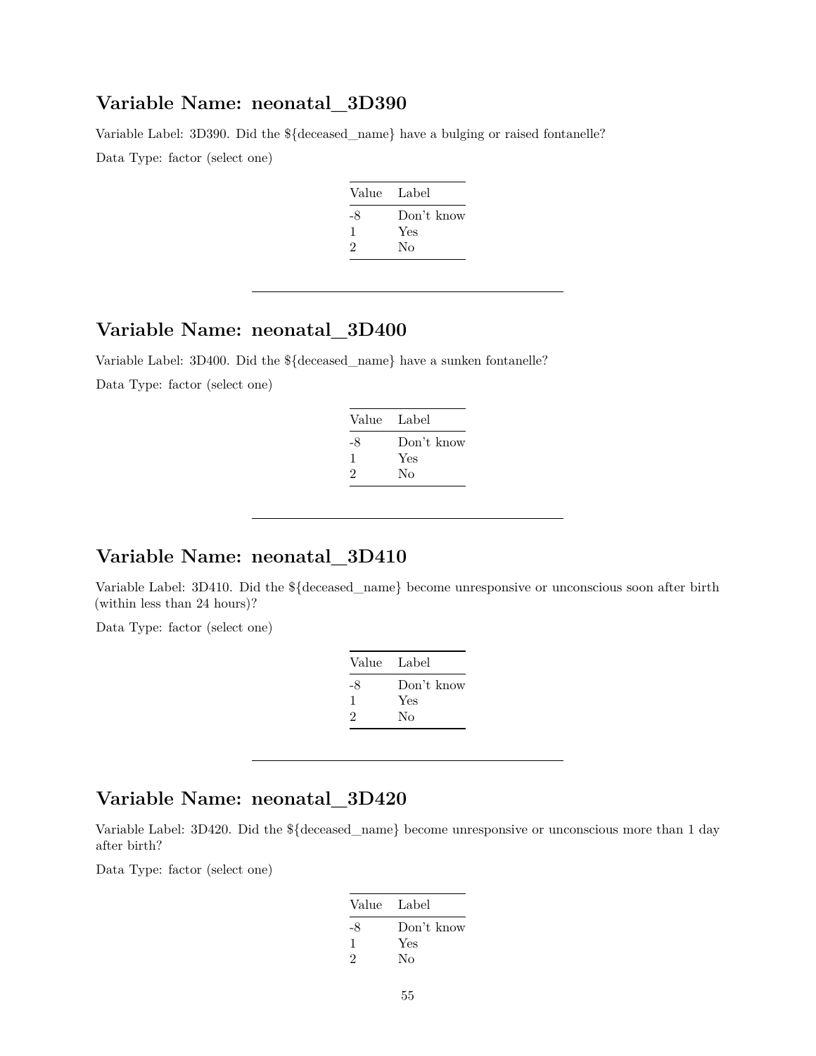## Variable Name: neonatal_3D390

Variable Label: 3D390. Did the ${deceased_name} have a bulging or raised fontanelle?

Data Type: factor (select one)

| Value | Label |
|---|---|
| -8 | Don't know |
| 1 | Yes |
| 2 | No |

---

## Variable Name: neonatal_3D400

Variable Label: 3D400. Did the ${deceased_name} have a sunken fontanelle?

Data Type: factor (select one)

| Value | Label |
|---|---|
| -8 | Don't know |
| 1 | Yes |
| 2 | No |

---

## Variable Name: neonatal_3D410

Variable Label: 3D410. Did the ${deceased_name} become unresponsive or unconscious soon after birth (within less than 24 hours)?

Data Type: factor (select one)

| Value | Label |
|---|---|
| -8 | Don't know |
| 1 | Yes |
| 2 | No |

---

## Variable Name: neonatal_3D420

Variable Label: 3D420. Did the ${deceased_name} become unresponsive or unconscious more than 1 day after birth?

Data Type: factor (select one)

| Value | Label |
|---|---|
| -8 | Don't know |
| 1 | Yes |
| 2 | No |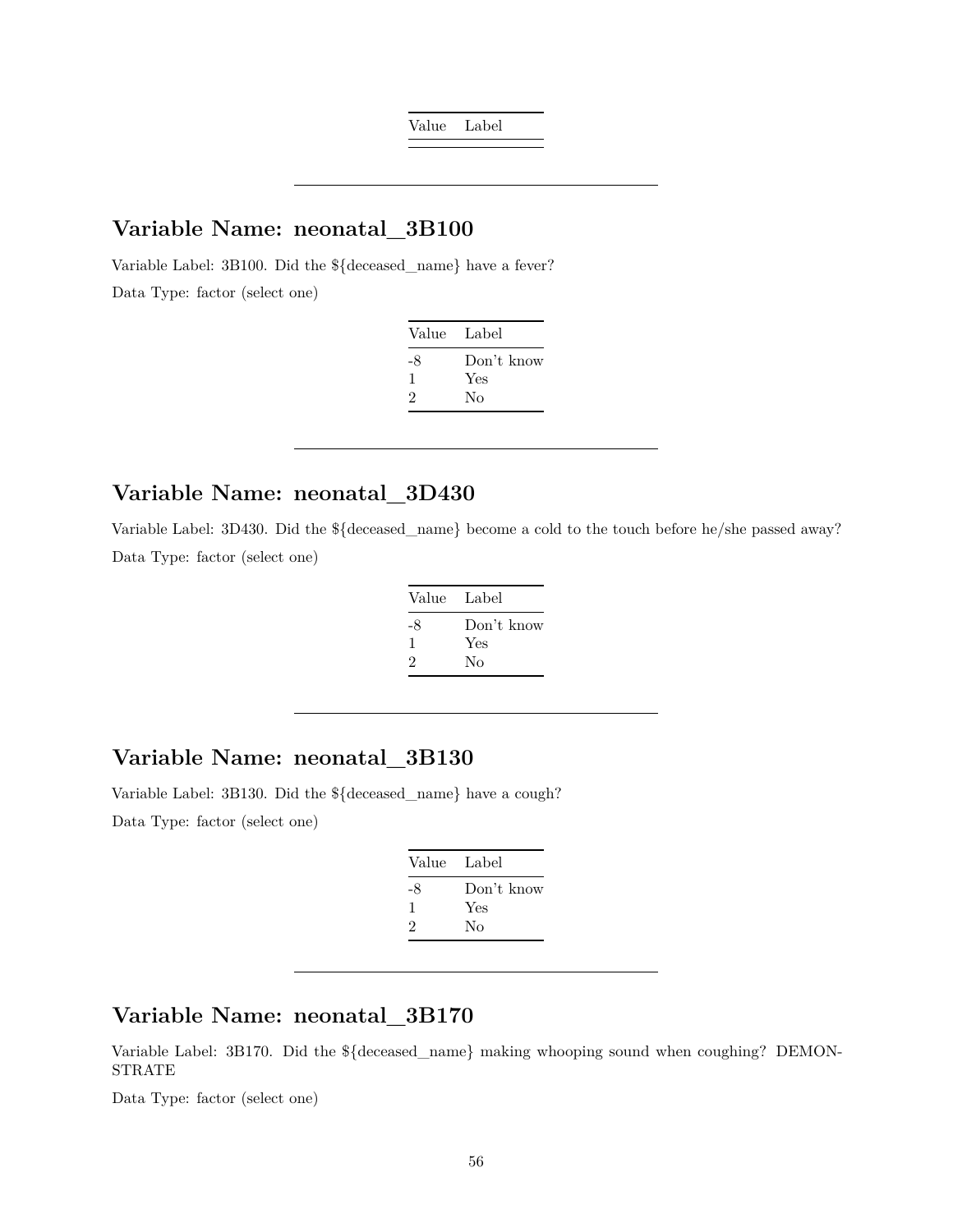| Value | Label |
|---|---|

---

## Variable Name: neonatal_3B100

Variable Label: 3B100. Did the ${deceased_name} have a fever?

Data Type: factor (select one)

| Value | Label |
|---|---|
| -8 | Don't know |
| 1 | Yes |
| 2 | No |

---

## Variable Name: neonatal_3D430

Variable Label: 3D430. Did the ${deceased_name} become a cold to the touch before he/she passed away?

Data Type: factor (select one)

| Value | Label |
|---|---|
| -8 | Don't know |
| 1 | Yes |
| 2 | No |

---

## Variable Name: neonatal_3B130

Variable Label: 3B130. Did the ${deceased_name} have a cough?

Data Type: factor (select one)

| Value | Label |
|---|---|
| -8 | Don't know |
| 1 | Yes |
| 2 | No |

---

## Variable Name: neonatal_3B170

Variable Label: 3B170. Did the ${deceased_name} making whooping sound when coughing? DEMONSTRATE

Data Type: factor (select one)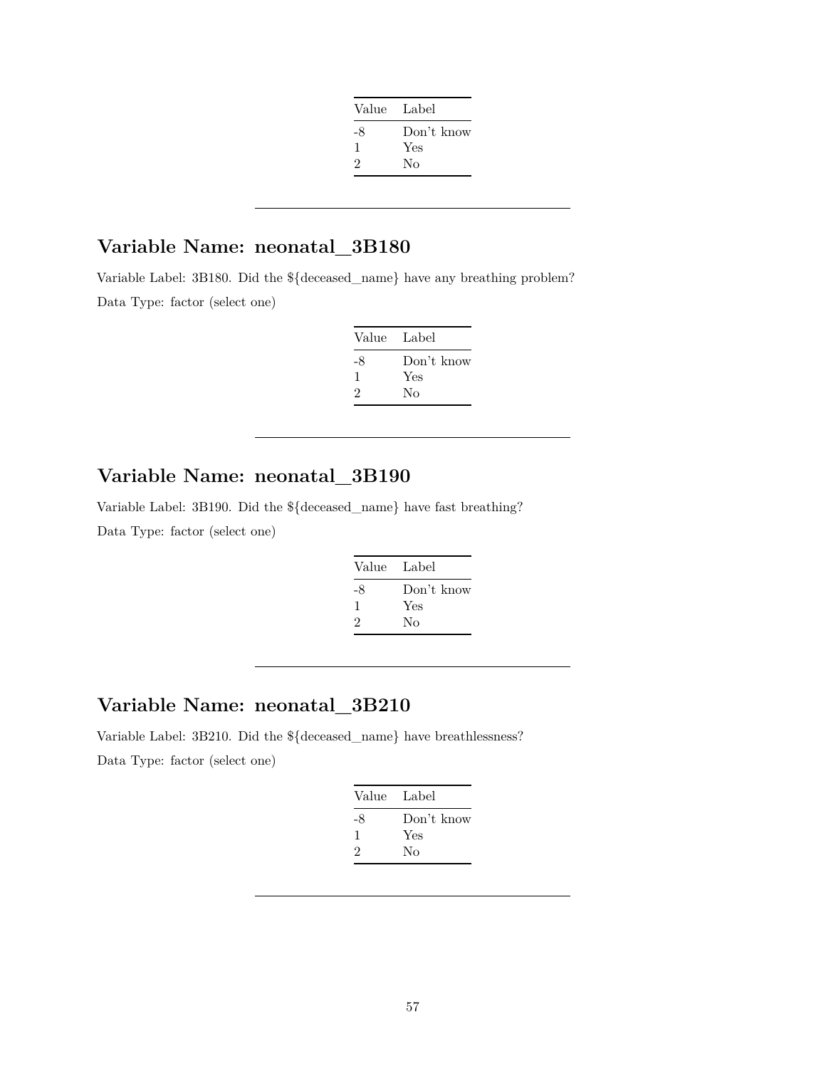| Value | Label |
|---|---|
| -8 | Don't know |
| 1 | Yes |
| 2 | No |

---

## Variable Name: neonatal_3B180

Variable Label: 3B180. Did the ${deceased_name} have any breathing problem?

Data Type: factor (select one)

| Value | Label |
|---|---|
| -8 | Don't know |
| 1 | Yes |
| 2 | No |

---

## Variable Name: neonatal_3B190

Variable Label: 3B190. Did the ${deceased_name} have fast breathing?

Data Type: factor (select one)

| Value | Label |
|---|---|
| -8 | Don't know |
| 1 | Yes |
| 2 | No |

---

## Variable Name: neonatal_3B210

Variable Label: 3B210. Did the ${deceased_name} have breathlessness?

Data Type: factor (select one)

| Value | Label |
|---|---|
| -8 | Don't know |
| 1 | Yes |
| 2 | No |

---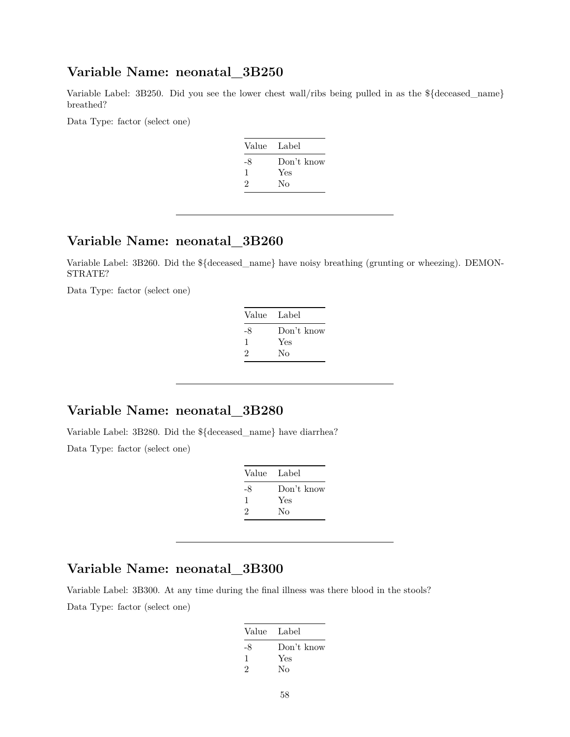## Variable Name: neonatal_3B250

Variable Label: 3B250. Did you see the lower chest wall/ribs being pulled in as the ${deceased_name} breathed?

Data Type: factor (select one)

| Value | Label |
|---|---|
| -8 | Don't know |
| 1 | Yes |
| 2 | No |

---

## Variable Name: neonatal_3B260

Variable Label: 3B260. Did the ${deceased_name} have noisy breathing (grunting or wheezing). DEMONSTRATE?

Data Type: factor (select one)

| Value | Label |
|---|---|
| -8 | Don't know |
| 1 | Yes |
| 2 | No |

---

## Variable Name: neonatal_3B280

Variable Label: 3B280. Did the ${deceased_name} have diarrhea?

Data Type: factor (select one)

| Value | Label |
|---|---|
| -8 | Don't know |
| 1 | Yes |
| 2 | No |

---

## Variable Name: neonatal_3B300

Variable Label: 3B300. At any time during the final illness was there blood in the stools?

Data Type: factor (select one)

| Value | Label |
|---|---|
| -8 | Don't know |
| 1 | Yes |
| 2 | No |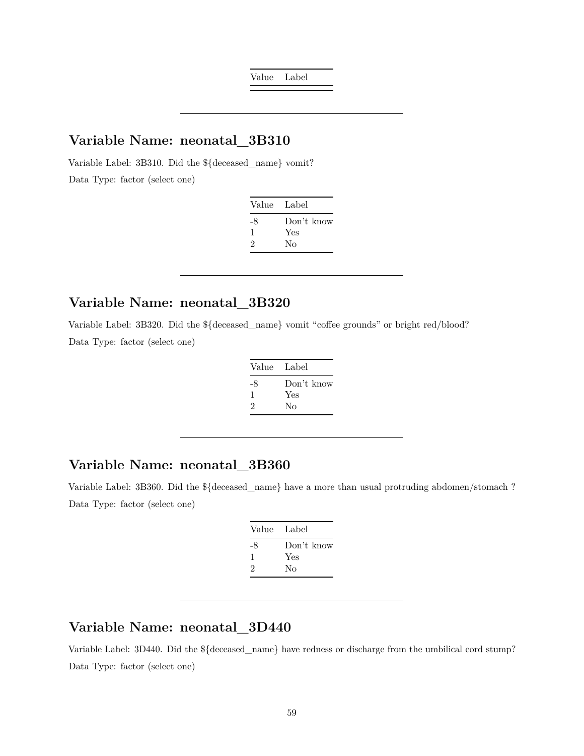| Value | Label |
|---|---|

---

## Variable Name: neonatal_3B310

Variable Label: 3B310. Did the ${deceased_name} vomit?

Data Type: factor (select one)

| Value | Label |
|---|---|
| -8 | Don't know |
| 1 | Yes |
| 2 | No |

---

## Variable Name: neonatal_3B320

Variable Label: 3B320. Did the ${deceased_name} vomit "coffee grounds" or bright red/blood?

Data Type: factor (select one)

| Value | Label |
|---|---|
| -8 | Don't know |
| 1 | Yes |
| 2 | No |

---

## Variable Name: neonatal_3B360

Variable Label: 3B360. Did the ${deceased_name} have a more than usual protruding abdomen/stomach ?

Data Type: factor (select one)

| Value | Label |
|---|---|
| -8 | Don't know |
| 1 | Yes |
| 2 | No |

---

## Variable Name: neonatal_3D440

Variable Label: 3D440. Did the ${deceased_name} have redness or discharge from the umbilical cord stump?

Data Type: factor (select one)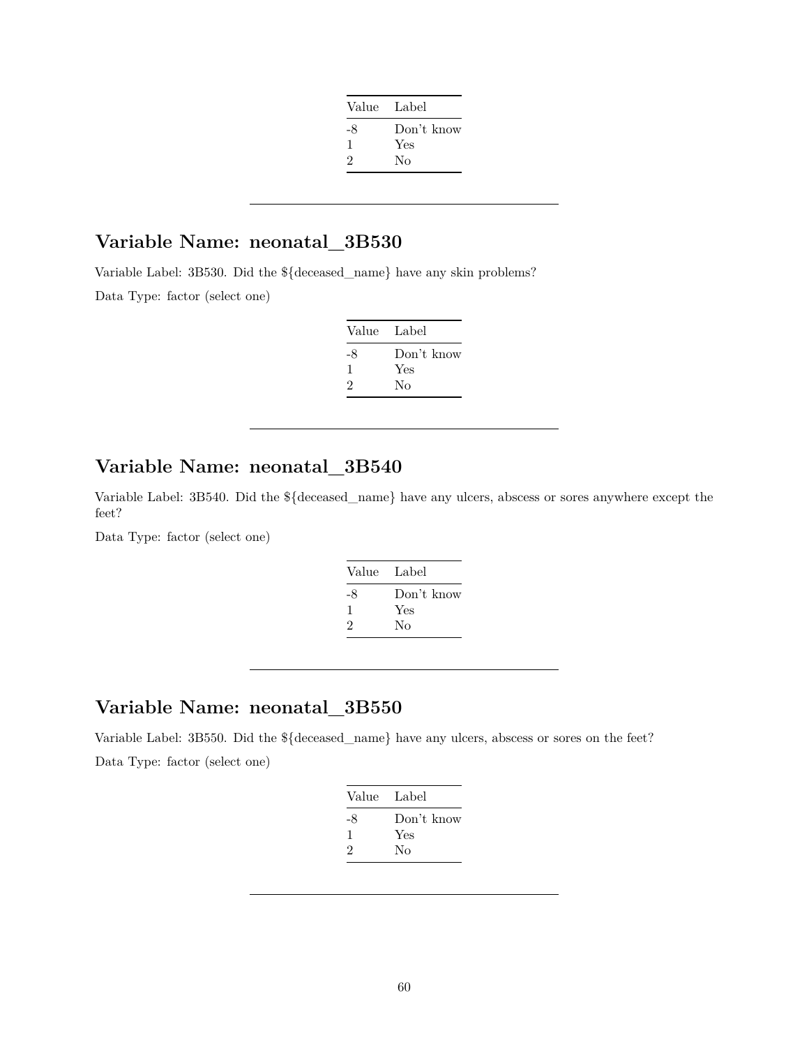| Value | Label |
|---|---|
| -8 | Don't know |
| 1 | Yes |
| 2 | No |

---

## Variable Name: neonatal_3B530

Variable Label: 3B530. Did the ${deceased_name} have any skin problems?

Data Type: factor (select one)

| Value | Label |
|---|---|
| -8 | Don't know |
| 1 | Yes |
| 2 | No |

---

## Variable Name: neonatal_3B540

Variable Label: 3B540. Did the ${deceased_name} have any ulcers, abscess or sores anywhere except the feet?

Data Type: factor (select one)

| Value | Label |
|---|---|
| -8 | Don't know |
| 1 | Yes |
| 2 | No |

---

## Variable Name: neonatal_3B550

Variable Label: 3B550. Did the ${deceased_name} have any ulcers, abscess or sores on the feet?

Data Type: factor (select one)

| Value | Label |
|---|---|
| -8 | Don't know |
| 1 | Yes |
| 2 | No |

---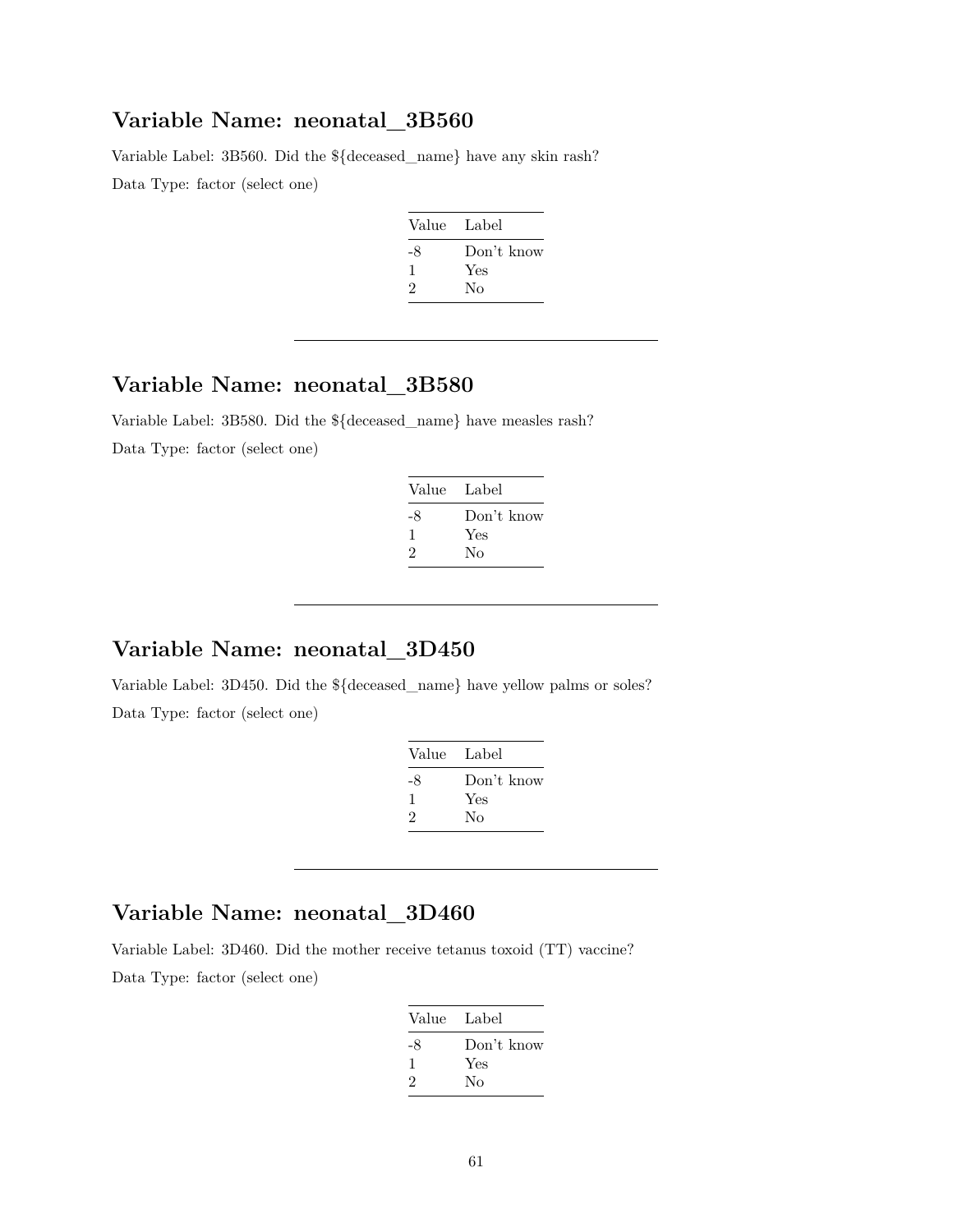## Variable Name: neonatal_3B560

Variable Label: 3B560. Did the ${deceased_name} have any skin rash?

Data Type: factor (select one)

| Value | Label |
|---|---|
| -8 | Don't know |
| 1 | Yes |
| 2 | No |

---

## Variable Name: neonatal_3B580

Variable Label: 3B580. Did the ${deceased_name} have measles rash?

Data Type: factor (select one)

| Value | Label |
|---|---|
| -8 | Don't know |
| 1 | Yes |
| 2 | No |

---

## Variable Name: neonatal_3D450

Variable Label: 3D450. Did the ${deceased_name} have yellow palms or soles?

Data Type: factor (select one)

| Value | Label |
|---|---|
| -8 | Don't know |
| 1 | Yes |
| 2 | No |

---

## Variable Name: neonatal_3D460

Variable Label: 3D460. Did the mother receive tetanus toxoid (TT) vaccine?

Data Type: factor (select one)

| Value | Label |
|---|---|
| -8 | Don't know |
| 1 | Yes |
| 2 | No |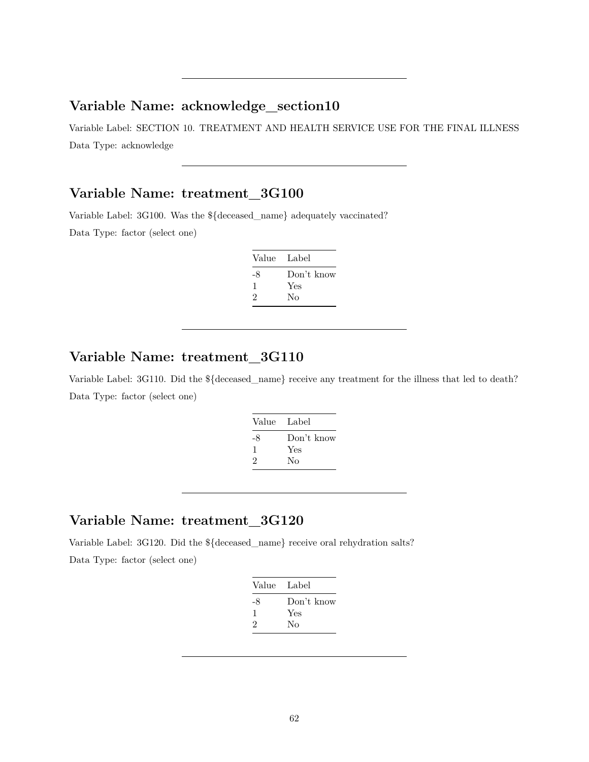---

## Variable Name: acknowledge_section10

Variable Label: SECTION 10. TREATMENT AND HEALTH SERVICE USE FOR THE FINAL ILLNESS

Data Type: acknowledge

---

## Variable Name: treatment_3G100

Variable Label: 3G100. Was the ${deceased_name} adequately vaccinated?

Data Type: factor (select one)

| Value | Label |
|---|---|
| -8 | Don't know |
| 1 | Yes |
| 2 | No |

---

## Variable Name: treatment_3G110

Variable Label: 3G110. Did the ${deceased_name} receive any treatment for the illness that led to death?

Data Type: factor (select one)

| Value | Label |
|---|---|
| -8 | Don't know |
| 1 | Yes |
| 2 | No |

---

## Variable Name: treatment_3G120

Variable Label: 3G120. Did the ${deceased_name} receive oral rehydration salts?

Data Type: factor (select one)

| Value | Label |
|---|---|
| -8 | Don't know |
| 1 | Yes |
| 2 | No |

---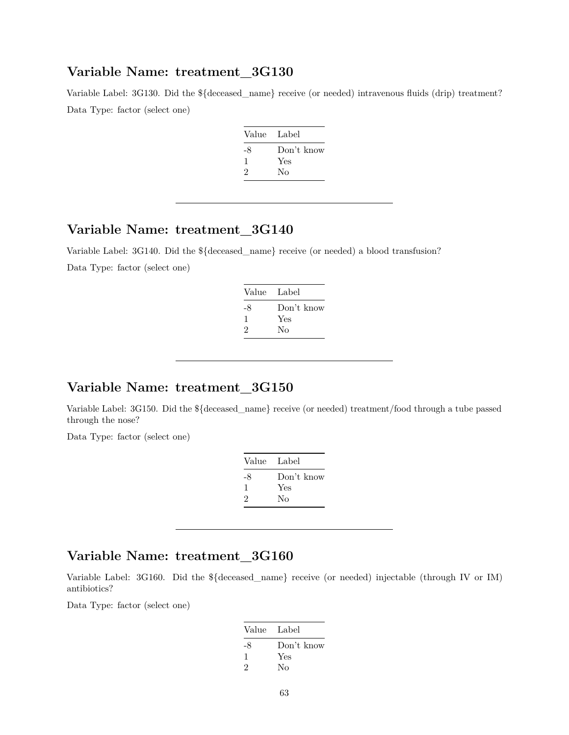## Variable Name: treatment_3G130

Variable Label: 3G130. Did the ${deceased_name} receive (or needed) intravenous fluids (drip) treatment?

Data Type: factor (select one)

| Value | Label |
|---|---|
| -8 | Don't know |
| 1 | Yes |
| 2 | No |

---

## Variable Name: treatment_3G140

Variable Label: 3G140. Did the ${deceased_name} receive (or needed) a blood transfusion?

Data Type: factor (select one)

| Value | Label |
|---|---|
| -8 | Don't know |
| 1 | Yes |
| 2 | No |

---

## Variable Name: treatment_3G150

Variable Label: 3G150. Did the ${deceased_name} receive (or needed) treatment/food through a tube passed through the nose?

Data Type: factor (select one)

| Value | Label |
|---|---|
| -8 | Don't know |
| 1 | Yes |
| 2 | No |

---

## Variable Name: treatment_3G160

Variable Label: 3G160. Did the ${deceased_name} receive (or needed) injectable (through IV or IM) antibiotics?

Data Type: factor (select one)

| Value | Label |
|---|---|
| -8 | Don't know |
| 1 | Yes |
| 2 | No |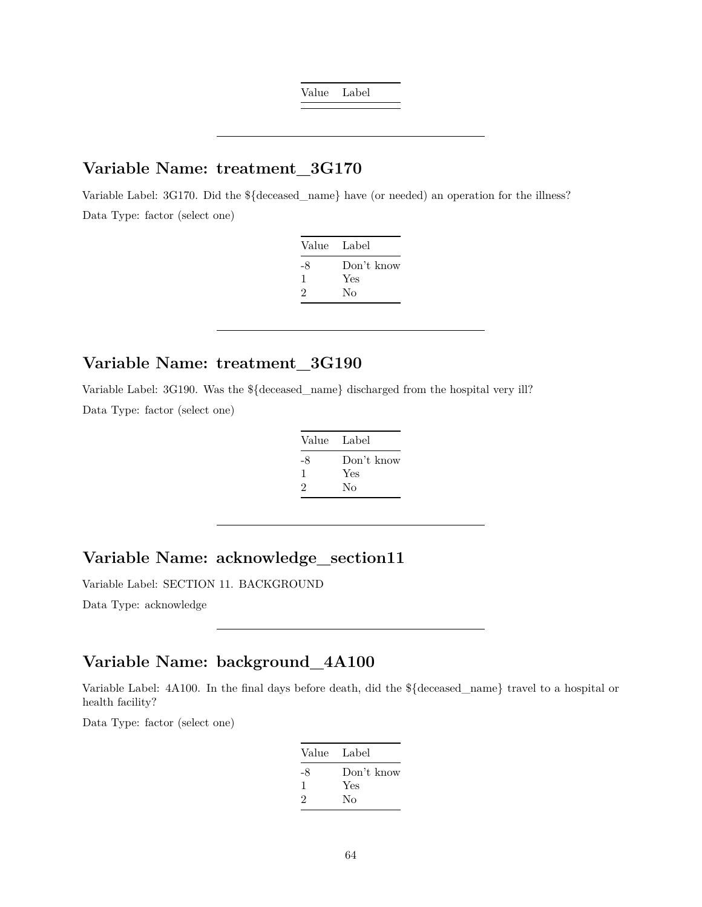| Value | Label |
|---|---|

---

## Variable Name: treatment_3G170

Variable Label: 3G170. Did the ${deceased_name} have (or needed) an operation for the illness?

Data Type: factor (select one)

| Value | Label |
|---|---|
| -8 | Don't know |
| 1 | Yes |
| 2 | No |

---

## Variable Name: treatment_3G190

Variable Label: 3G190. Was the ${deceased_name} discharged from the hospital very ill?

Data Type: factor (select one)

| Value | Label |
|---|---|
| -8 | Don't know |
| 1 | Yes |
| 2 | No |

---

## Variable Name: acknowledge_section11

Variable Label: SECTION 11. BACKGROUND

Data Type: acknowledge

---

## Variable Name: background_4A100

Variable Label: 4A100. In the final days before death, did the ${deceased_name} travel to a hospital or health facility?

Data Type: factor (select one)

| Value | Label |
|---|---|
| -8 | Don't know |
| 1 | Yes |
| 2 | No |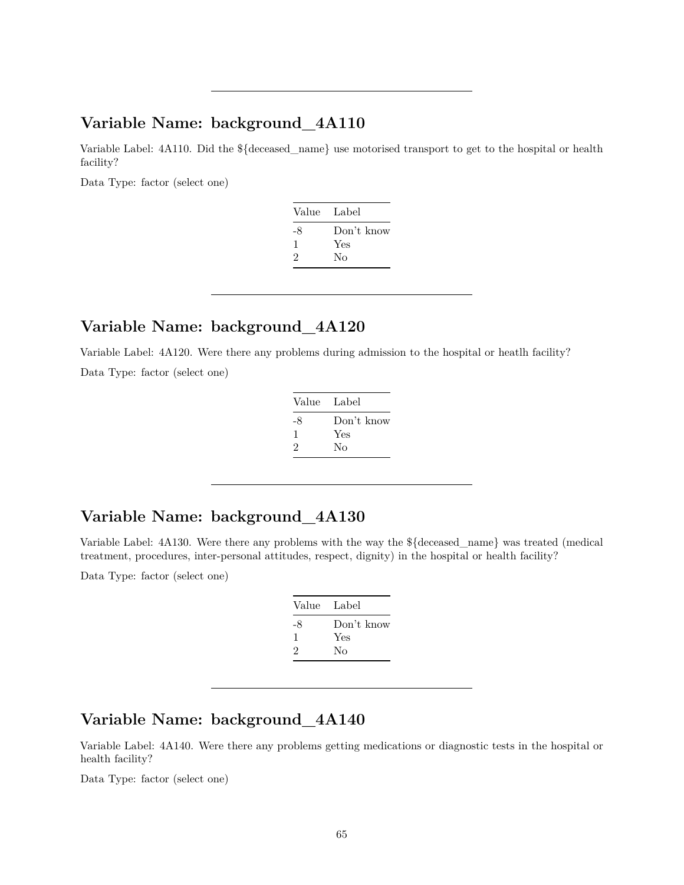---

## Variable Name: background_4A110

Variable Label: 4A110. Did the ${deceased_name} use motorised transport to get to the hospital or health facility?

Data Type: factor (select one)

| Value | Label |
|---|---|
| -8 | Don't know |
| 1 | Yes |
| 2 | No |

---

## Variable Name: background_4A120

Variable Label: 4A120. Were there any problems during admission to the hospital or heatlh facility?

Data Type: factor (select one)

| Value | Label |
|---|---|
| -8 | Don't know |
| 1 | Yes |
| 2 | No |

---

## Variable Name: background_4A130

Variable Label: 4A130. Were there any problems with the way the ${deceased_name} was treated (medical treatment, procedures, inter-personal attitudes, respect, dignity) in the hospital or health facility?

Data Type: factor (select one)

| Value | Label |
|---|---|
| -8 | Don't know |
| 1 | Yes |
| 2 | No |

---

## Variable Name: background_4A140

Variable Label: 4A140. Were there any problems getting medications or diagnostic tests in the hospital or health facility?

Data Type: factor (select one)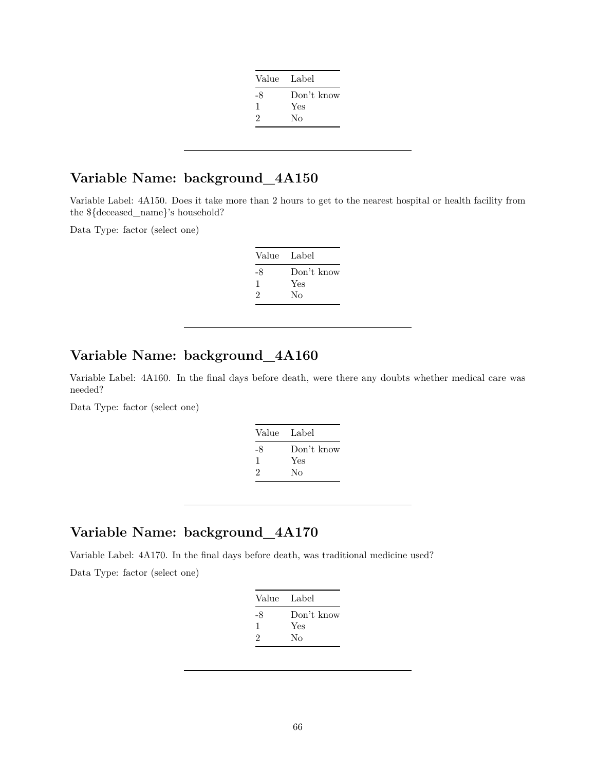| Value | Label |
|---|---|
| -8 | Don't know |
| 1 | Yes |
| 2 | No |

---

## Variable Name: background_4A150

Variable Label: 4A150. Does it take more than 2 hours to get to the nearest hospital or health facility from the ${deceased_name}'s household?

Data Type: factor (select one)

| Value | Label |
|---|---|
| -8 | Don't know |
| 1 | Yes |
| 2 | No |

---

## Variable Name: background_4A160

Variable Label: 4A160. In the final days before death, were there any doubts whether medical care was needed?

Data Type: factor (select one)

| Value | Label |
|---|---|
| -8 | Don't know |
| 1 | Yes |
| 2 | No |

---

## Variable Name: background_4A170

Variable Label: 4A170. In the final days before death, was traditional medicine used?

Data Type: factor (select one)

| Value | Label |
|---|---|
| -8 | Don't know |
| 1 | Yes |
| 2 | No |

---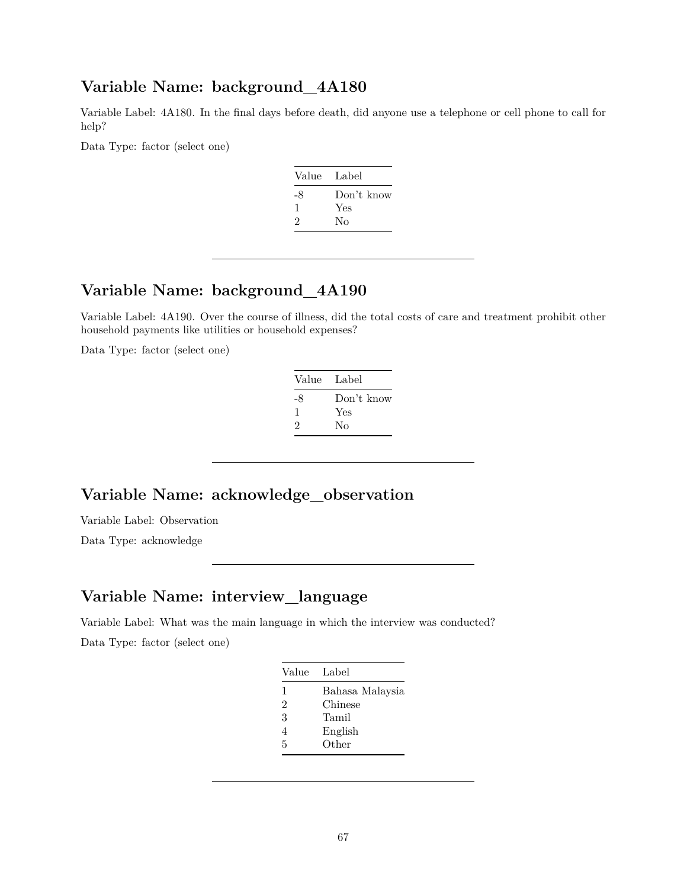## Variable Name: background_4A180

Variable Label: 4A180. In the final days before death, did anyone use a telephone or cell phone to call for help?

Data Type: factor (select one)

| Value | Label |
|---|---|
| -8 | Don't know |
| 1 | Yes |
| 2 | No |

---

## Variable Name: background_4A190

Variable Label: 4A190. Over the course of illness, did the total costs of care and treatment prohibit other household payments like utilities or household expenses?

Data Type: factor (select one)

| Value | Label |
|---|---|
| -8 | Don't know |
| 1 | Yes |
| 2 | No |

---

## Variable Name: acknowledge_observation

Variable Label: Observation

Data Type: acknowledge

---

## Variable Name: interview_language

Variable Label: What was the main language in which the interview was conducted?

Data Type: factor (select one)

| Value | Label |
|---|---|
| 1 | Bahasa Malaysia |
| 2 | Chinese |
| 3 | Tamil |
| 4 | English |
| 5 | Other |

---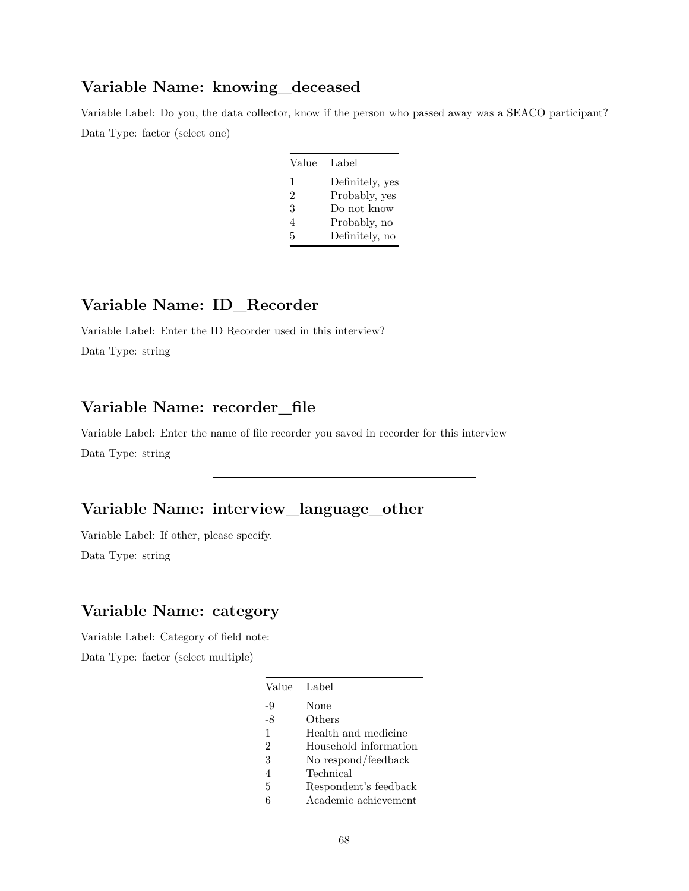## Variable Name: knowing_deceased

Variable Label: Do you, the data collector, know if the person who passed away was a SEACO participant?

Data Type: factor (select one)

| Value | Label |
|---|---|
| 1 | Definitely, yes |
| 2 | Probably, yes |
| 3 | Do not know |
| 4 | Probably, no |
| 5 | Definitely, no |

---

## Variable Name: ID_Recorder

Variable Label: Enter the ID Recorder used in this interview?

Data Type: string

---

## Variable Name: recorder_file

Variable Label: Enter the name of file recorder you saved in recorder for this interview

Data Type: string

---

## Variable Name: interview_language_other

Variable Label: If other, please specify.

Data Type: string

---

## Variable Name: category

Variable Label: Category of field note:

Data Type: factor (select multiple)

| Value | Label |
|---|---|
| -9 | None |
| -8 | Others |
| 1 | Health and medicine |
| 2 | Household information |
| 3 | No respond/feedback |
| 4 | Technical |
| 5 | Respondent's feedback |
| 6 | Academic achievement |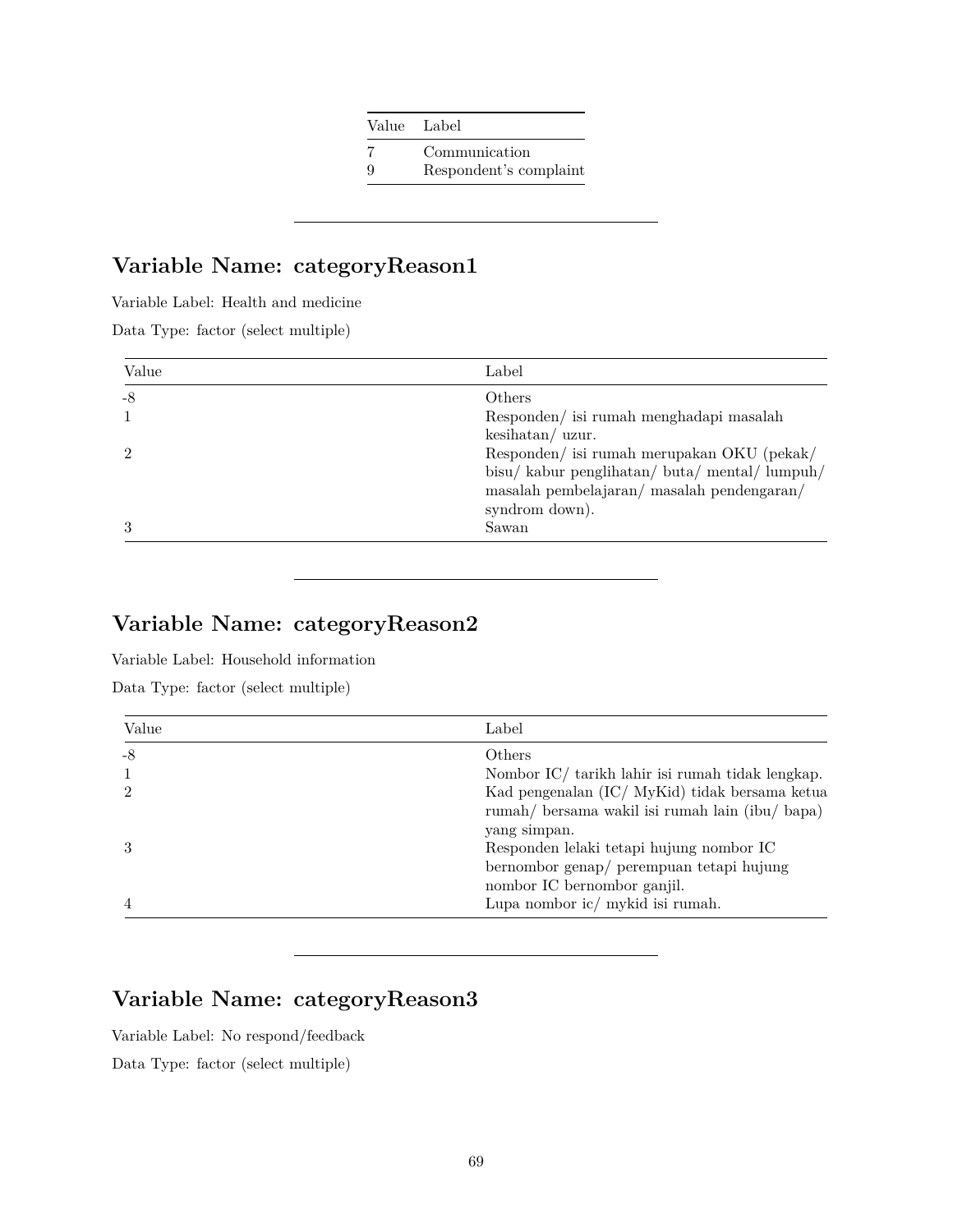| Value | Label |
| --- | --- |
| 7 | Communication |
| 9 | Respondent's complaint |

---

## Variable Name: categoryReason1

Variable Label: Health and medicine

Data Type: factor (select multiple)

| Value | Label |
| --- | --- |
| -8 | Others |
| 1 | Responden/ isi rumah menghadapi masalah kesihatan/ uzur. |
| 2 | Responden/ isi rumah merupakan OKU (pekak/ bisu/ kabur penglihatan/ buta/ mental/ lumpuh/ masalah pembelajaran/ masalah pendengaran/ syndrom down). |
| 3 | Sawan |

---

## Variable Name: categoryReason2

Variable Label: Household information

Data Type: factor (select multiple)

| Value | Label |
| --- | --- |
| -8 | Others |
| 1 | Nombor IC/ tarikh lahir isi rumah tidak lengkap. |
| 2 | Kad pengenalan (IC/ MyKid) tidak bersama ketua rumah/ bersama wakil isi rumah lain (ibu/ bapa) yang simpan. |
| 3 | Responden lelaki tetapi hujung nombor IC bernombor genap/ perempuan tetapi hujung nombor IC bernombor ganjil. |
| 4 | Lupa nombor ic/ mykid isi rumah. |

---

## Variable Name: categoryReason3

Variable Label: No respond/feedback

Data Type: factor (select multiple)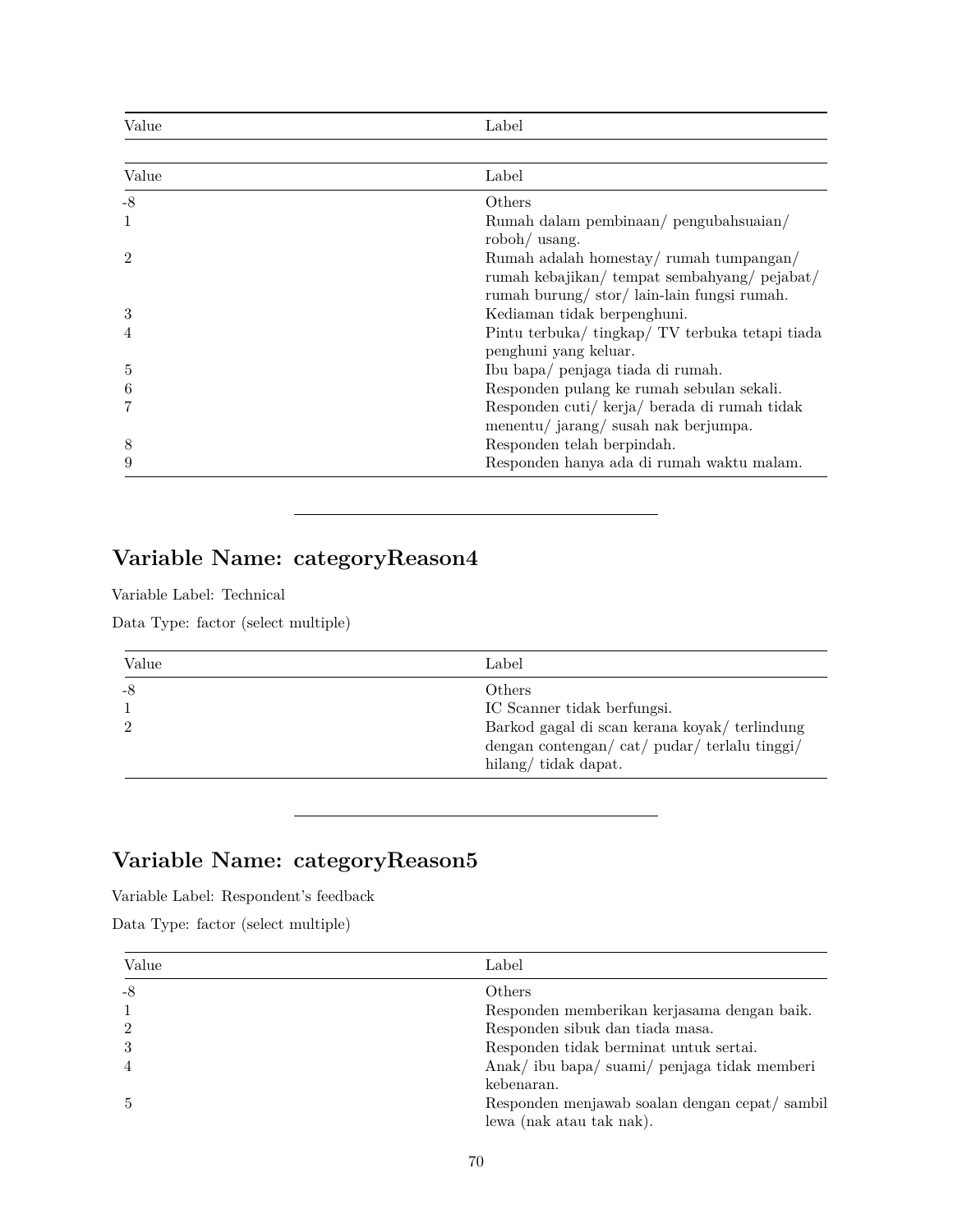| Value | Label |
| --- | --- |

| Value | Label |
| --- | --- |
| -8 | Others |
| 1 | Rumah dalam pembinaan/ pengubahsuaian/ roboh/ usang. |
| 2 | Rumah adalah homestay/ rumah tumpangan/ rumah kebajikan/ tempat sembahyang/ pejabat/ rumah burung/ stor/ lain-lain fungsi rumah. |
| 3 | Kediaman tidak berpenghuni. |
| 4 | Pintu terbuka/ tingkap/ TV terbuka tetapi tiada penghuni yang keluar. |
| 5 | Ibu bapa/ penjaga tiada di rumah. |
| 6 | Responden pulang ke rumah sebulan sekali. |
| 7 | Responden cuti/ kerja/ berada di rumah tidak menentu/ jarang/ susah nak berjumpa. |
| 8 | Responden telah berpindah. |
| 9 | Responden hanya ada di rumah waktu malam. |

---

## Variable Name: categoryReason4

Variable Label: Technical

Data Type: factor (select multiple)

| Value | Label |
| --- | --- |
| -8 | Others |
| 1 | IC Scanner tidak berfungsi. |
| 2 | Barkod gagal di scan kerana koyak/ terlindung dengan contengan/ cat/ pudar/ terlalu tinggi/ hilang/ tidak dapat. |

---

## Variable Name: categoryReason5

Variable Label: Respondent's feedback

Data Type: factor (select multiple)

| Value | Label |
| --- | --- |
| -8 | Others |
| 1 | Responden memberikan kerjasama dengan baik. |
| 2 | Responden sibuk dan tiada masa. |
| 3 | Responden tidak berminat untuk sertai. |
| 4 | Anak/ ibu bapa/ suami/ penjaga tidak memberi kebenaran. |
| 5 | Responden menjawab soalan dengan cepat/ sambil lewa (nak atau tak nak). |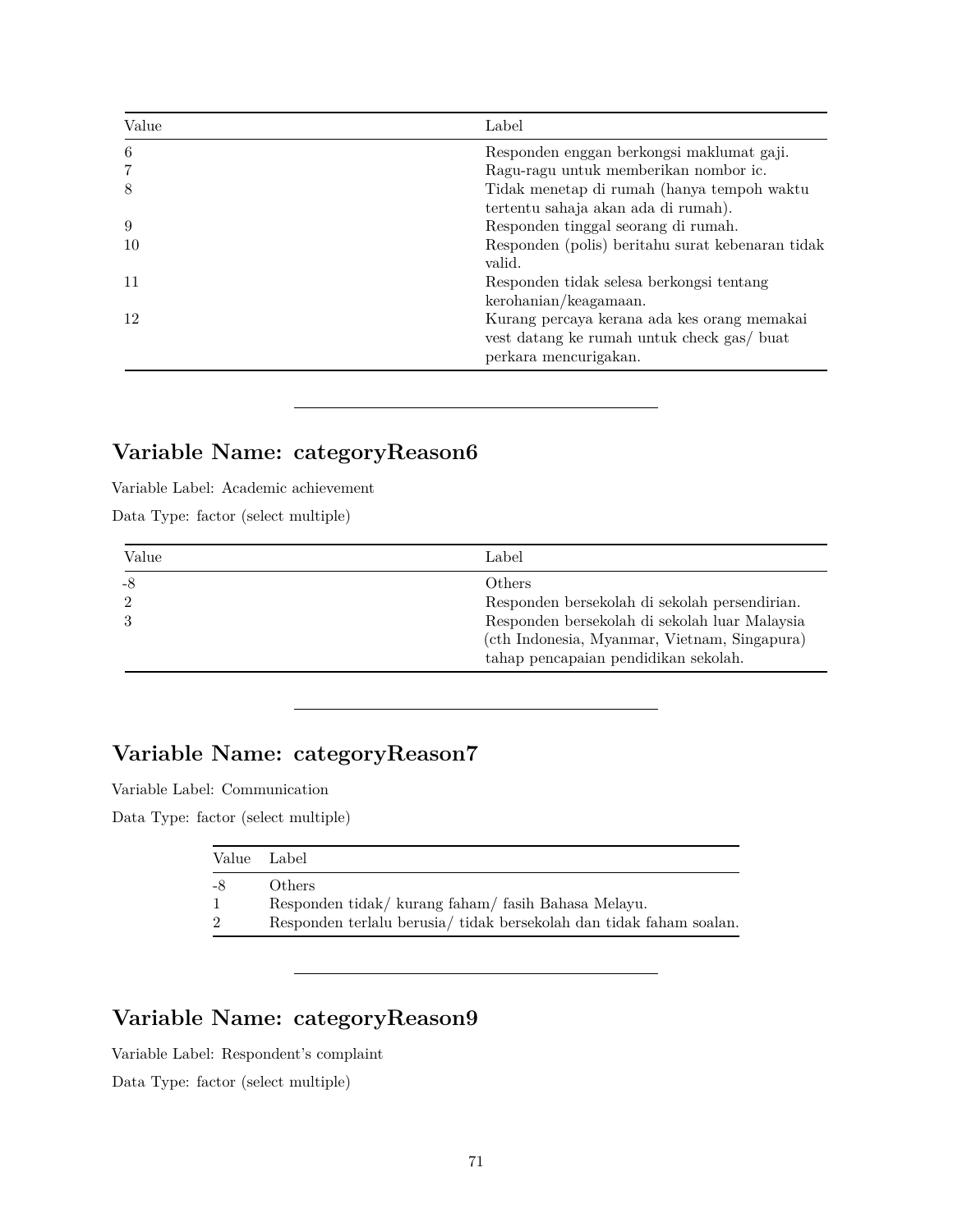| Value | Label |
|---|---|
| 6 | Responden enggan berkongsi maklumat gaji. |
| 7 | Ragu-ragu untuk memberikan nombor ic. |
| 8 | Tidak menetap di rumah (hanya tempoh waktu tertentu sahaja akan ada di rumah). |
| 9 | Responden tinggal seorang di rumah. |
| 10 | Responden (polis) beritahu surat kebenaran tidak valid. |
| 11 | Responden tidak selesa berkongsi tentang kerohanian/keagamaan. |
| 12 | Kurang percaya kerana ada kes orang memakai vest datang ke rumah untuk check gas/ buat perkara mencurigakan. |

---

## Variable Name: categoryReason6

Variable Label: Academic achievement

Data Type: factor (select multiple)

| Value | Label |
|---|---|
| -8 | Others |
| 2 | Responden bersekolah di sekolah persendirian. |
| 3 | Responden bersekolah di sekolah luar Malaysia (cth Indonesia, Myanmar, Vietnam, Singapura) tahap pencapaian pendidikan sekolah. |

---

## Variable Name: categoryReason7

Variable Label: Communication

Data Type: factor (select multiple)

| Value | Label |
|---|---|
| -8 | Others |
| 1 | Responden tidak/ kurang faham/ fasih Bahasa Melayu. |
| 2 | Responden terlalu berusia/ tidak bersekolah dan tidak faham soalan. |

---

## Variable Name: categoryReason9

Variable Label: Respondent's complaint

Data Type: factor (select multiple)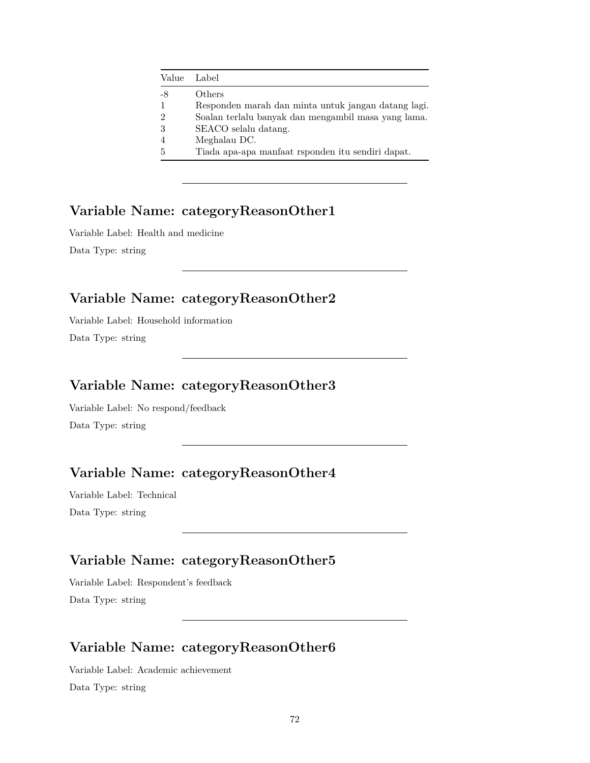| Value | Label |
|---|---|
| -8 | Others |
| 1 | Responden marah dan minta untuk jangan datang lagi. |
| 2 | Soalan terlalu banyak dan mengambil masa yang lama. |
| 3 | SEACO selalu datang. |
| 4 | Meghalau DC. |
| 5 | Tiada apa-apa manfaat rsponden itu sendiri dapat. |

---

## Variable Name: categoryReasonOther1

Variable Label: Health and medicine

Data Type: string

---

## Variable Name: categoryReasonOther2

Variable Label: Household information

Data Type: string

---

## Variable Name: categoryReasonOther3

Variable Label: No respond/feedback

Data Type: string

---

## Variable Name: categoryReasonOther4

Variable Label: Technical

Data Type: string

---

## Variable Name: categoryReasonOther5

Variable Label: Respondent's feedback

Data Type: string

---

## Variable Name: categoryReasonOther6

Variable Label: Academic achievement

Data Type: string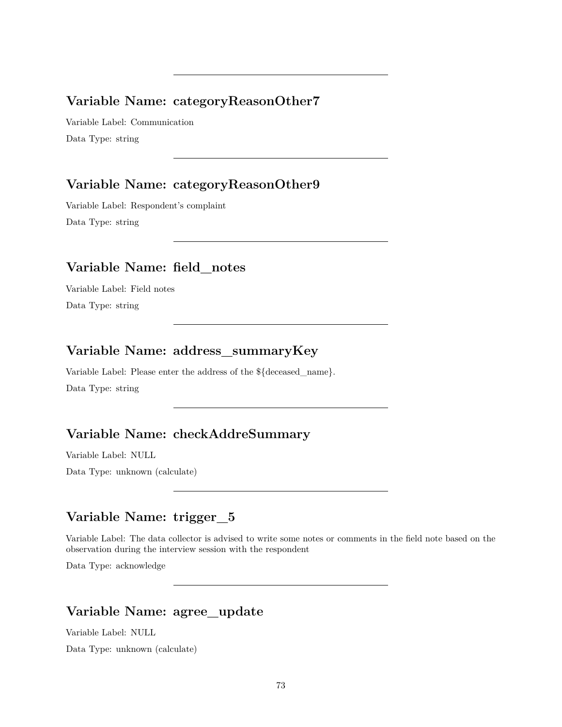---

## Variable Name: categoryReasonOther7

Variable Label: Communication

Data Type: string

---

## Variable Name: categoryReasonOther9

Variable Label: Respondent's complaint

Data Type: string

---

## Variable Name: field_notes

Variable Label: Field notes

Data Type: string

---

## Variable Name: address_summaryKey

Variable Label: Please enter the address of the ${deceased_name}.

Data Type: string

---

## Variable Name: checkAddreSummary

Variable Label: NULL

Data Type: unknown (calculate)

---

## Variable Name: trigger_5

Variable Label: The data collector is advised to write some notes or comments in the field note based on the observation during the interview session with the respondent

Data Type: acknowledge

---

## Variable Name: agree_update

Variable Label: NULL

Data Type: unknown (calculate)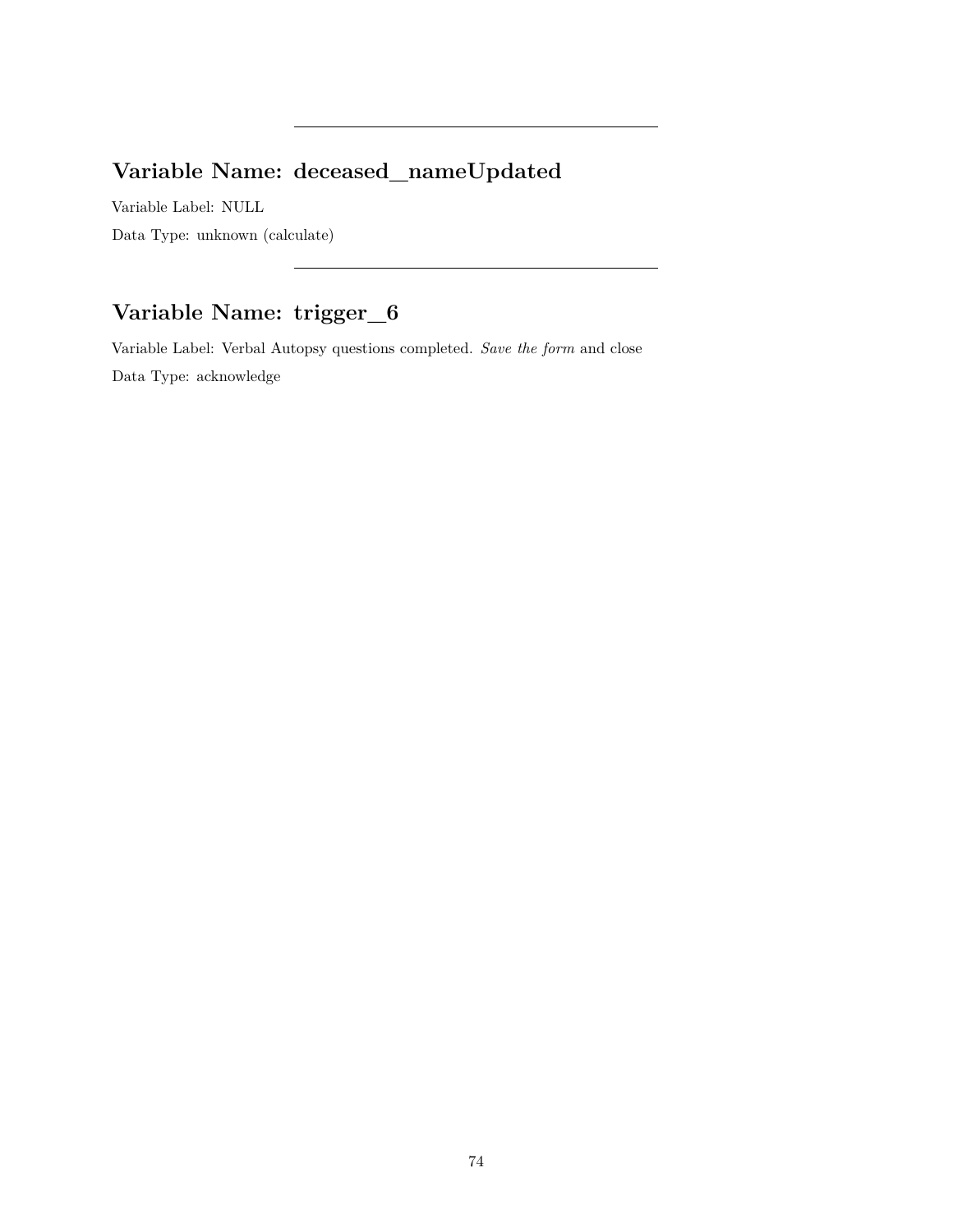---

## Variable Name: deceased_nameUpdated

Variable Label: NULL

Data Type: unknown (calculate)

---

## Variable Name: trigger_6

Variable Label: Verbal Autopsy questions completed. *Save the form* and close

Data Type: acknowledge